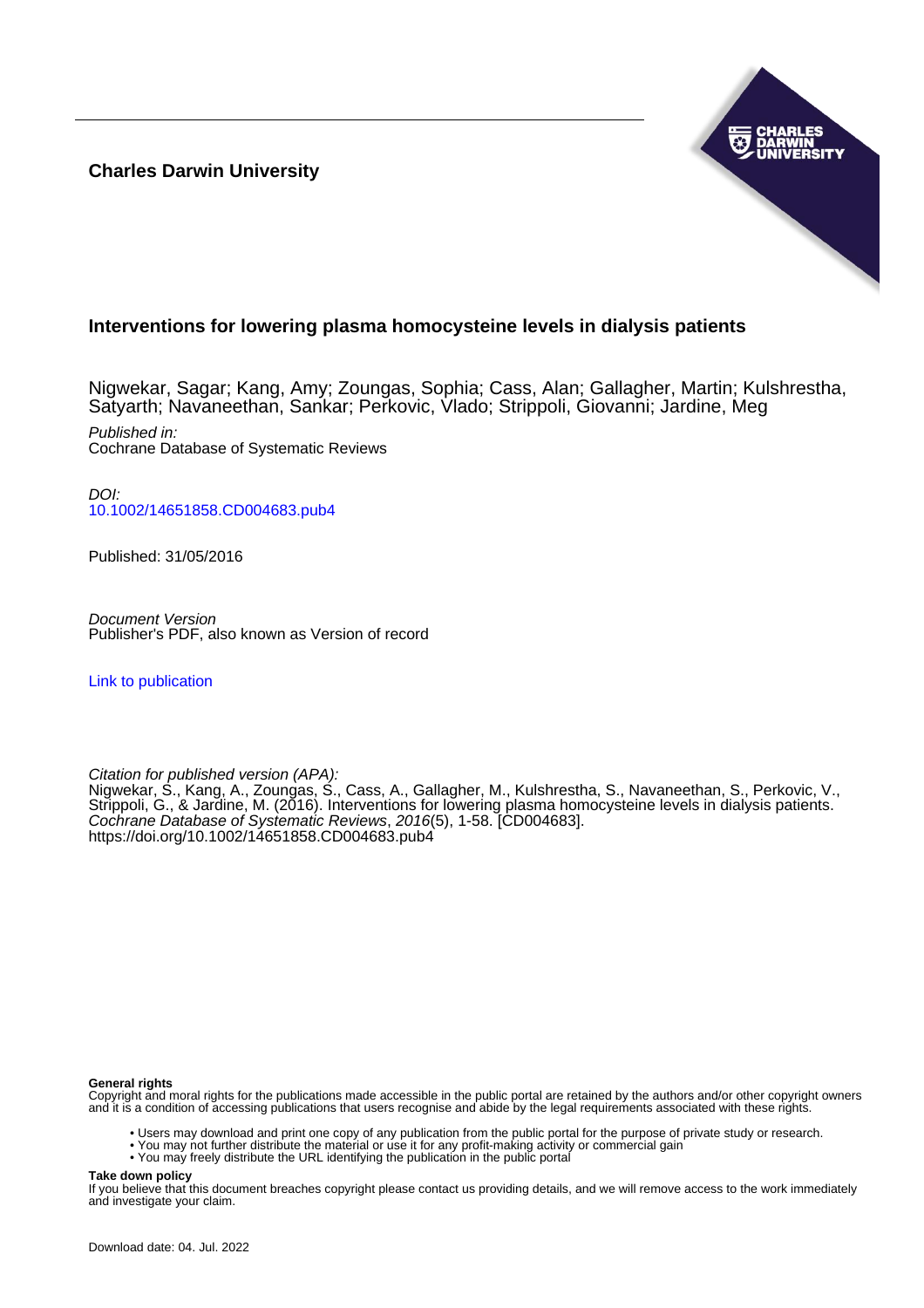**Charles Darwin University**

# Interventions for lowering plasma homocysteine levels in dialysis patients

Nigwekar, Sagar; Kang, Amy; Zoungas, Sophia; Cass, Alan; Gallagher, Martin; Kulshrestha, Satyarth; Navaneethan, Sankar; Perkovic, Vlado; Strippoli, Giovanni; Jardine, Meg

*Published in:*
Cochrane Database of Systematic Reviews

*DOI:*
10.1002/14651858.CD004683.pub4

Published: 31/05/2016

*Document Version*
Publisher's PDF, also known as Version of record

Link to publication

*Citation for published version (APA):*
Nigwekar, S., Kang, A., Zoungas, S., Cass, A., Gallagher, M., Kulshrestha, S., Navaneethan, S., Perkovic, V., Strippoli, G., & Jardine, M. (2016). Interventions for lowering plasma homocysteine levels in dialysis patients. *Cochrane Database of Systematic Reviews*, *2016*(5), 1-58. [CD004683]. https://doi.org/10.1002/14651858.CD004683.pub4

**General rights**
Copyright and moral rights for the publications made accessible in the public portal are retained by the authors and/or other copyright owners and it is a condition of accessing publications that users recognise and abide by the legal requirements associated with these rights.

- Users may download and print one copy of any publication from the public portal for the purpose of private study or research.
- You may not further distribute the material or use it for any profit-making activity or commercial gain
- You may freely distribute the URL identifying the publication in the public portal

**Take down policy**
If you believe that this document breaches copyright please contact us providing details, and we will remove access to the work immediately and investigate your claim.

Download date: 04. Jul. 2022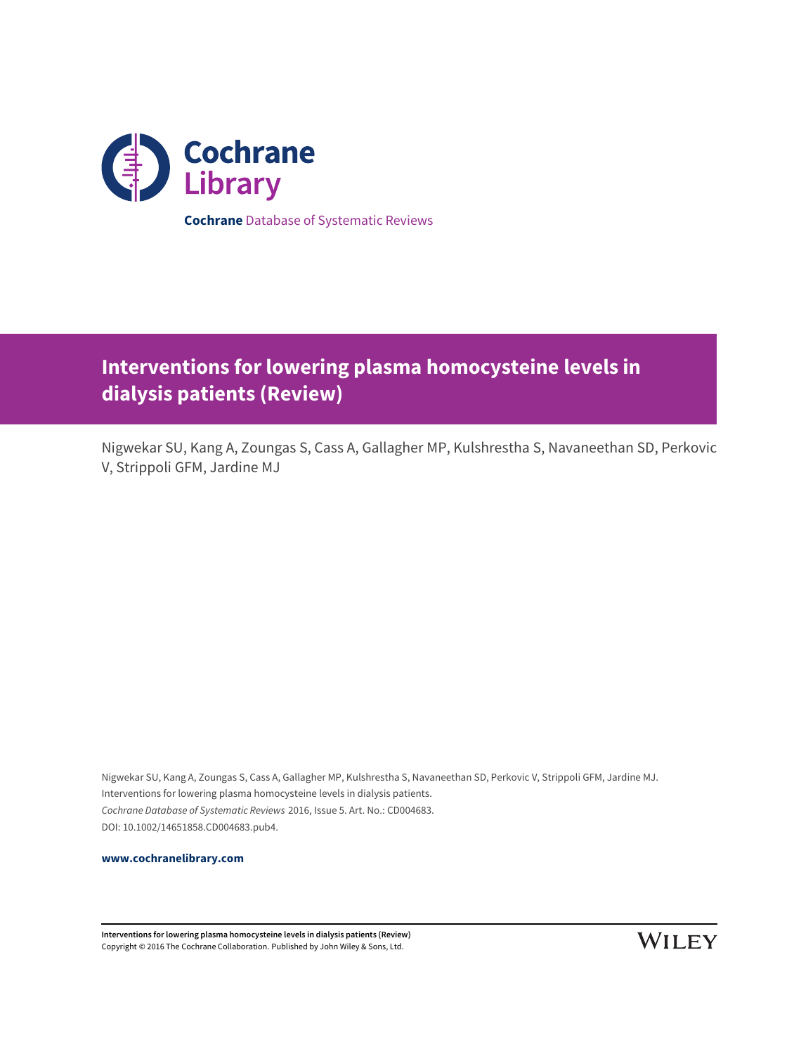**Cochrane** Database of Systematic Reviews

# Interventions for lowering plasma homocysteine levels in dialysis patients (Review)

Nigwekar SU, Kang A, Zoungas S, Cass A, Gallagher MP, Kulshrestha S, Navaneethan SD, Perkovic V, Strippoli GFM, Jardine MJ

Nigwekar SU, Kang A, Zoungas S, Cass A, Gallagher MP, Kulshrestha S, Navaneethan SD, Perkovic V, Strippoli GFM, Jardine MJ.
Interventions for lowering plasma homocysteine levels in dialysis patients.
*Cochrane Database of Systematic Reviews* 2016, Issue 5. Art. No.: CD004683.
DOI: 10.1002/14651858.CD004683.pub4.

**www.cochranelibrary.com**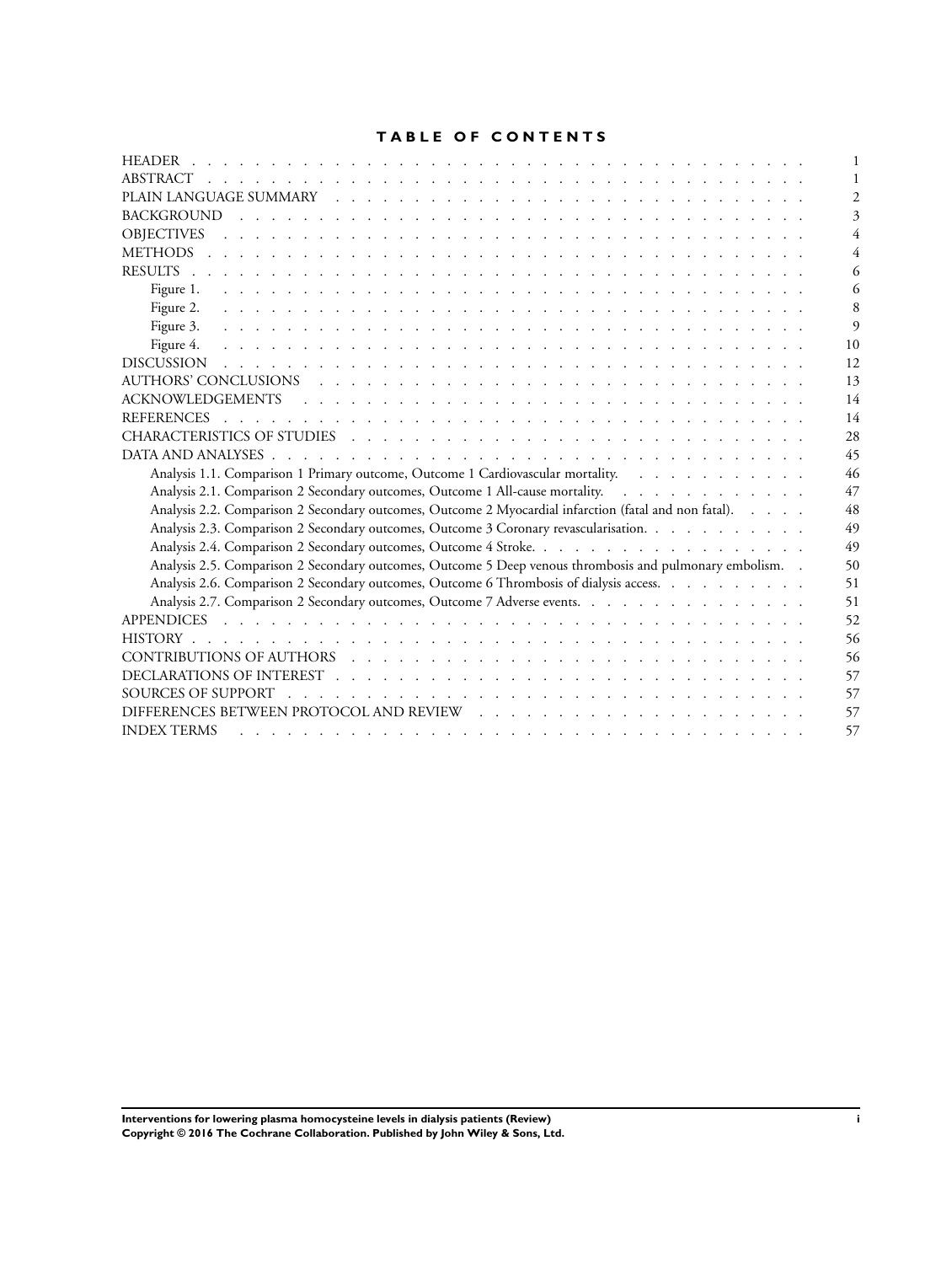# TABLE OF CONTENTS

| | |
|---|---|
| HEADER | 1 |
| ABSTRACT | 1 |
| PLAIN LANGUAGE SUMMARY | 2 |
| BACKGROUND | 3 |
| OBJECTIVES | 4 |
| METHODS | 4 |
| RESULTS | 6 |
| Figure 1. | 6 |
| Figure 2. | 8 |
| Figure 3. | 9 |
| Figure 4. | 10 |
| DISCUSSION | 12 |
| AUTHORS' CONCLUSIONS | 13 |
| ACKNOWLEDGEMENTS | 14 |
| REFERENCES | 14 |
| CHARACTERISTICS OF STUDIES | 28 |
| DATA AND ANALYSES | 45 |
| Analysis 1.1. Comparison 1 Primary outcome, Outcome 1 Cardiovascular mortality. | 46 |
| Analysis 2.1. Comparison 2 Secondary outcomes, Outcome 1 All-cause mortality. | 47 |
| Analysis 2.2. Comparison 2 Secondary outcomes, Outcome 2 Myocardial infarction (fatal and non fatal). | 48 |
| Analysis 2.3. Comparison 2 Secondary outcomes, Outcome 3 Coronary revascularisation. | 49 |
| Analysis 2.4. Comparison 2 Secondary outcomes, Outcome 4 Stroke. | 49 |
| Analysis 2.5. Comparison 2 Secondary outcomes, Outcome 5 Deep venous thrombosis and pulmonary embolism. | 50 |
| Analysis 2.6. Comparison 2 Secondary outcomes, Outcome 6 Thrombosis of dialysis access. | 51 |
| Analysis 2.7. Comparison 2 Secondary outcomes, Outcome 7 Adverse events. | 51 |
| APPENDICES | 52 |
| HISTORY | 56 |
| CONTRIBUTIONS OF AUTHORS | 56 |
| DECLARATIONS OF INTEREST | 57 |
| SOURCES OF SUPPORT | 57 |
| DIFFERENCES BETWEEN PROTOCOL AND REVIEW | 57 |
| INDEX TERMS | 57 |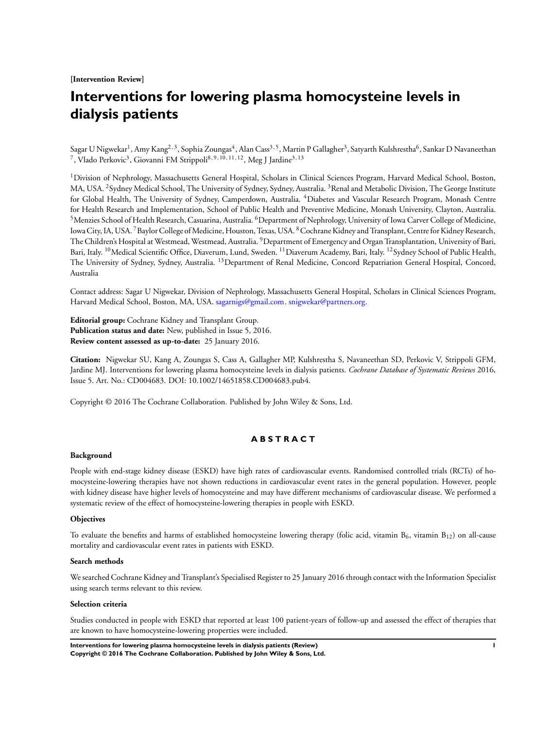**[Intervention Review]**

# Interventions for lowering plasma homocysteine levels in dialysis patients

Sagar U Nigwekar[1], Amy Kang[2,3], Sophia Zoungas[4], Alan Cass[3,5], Martin P Gallagher[3], Satyarth Kulshrestha[6], Sankar D Navaneethan[7], Vlado Perkovic[3], Giovanni FM Strippoli[8,9,10,11,12], Meg J Jardine[3,13]

[1]Division of Nephrology, Massachusetts General Hospital, Scholars in Clinical Sciences Program, Harvard Medical School, Boston, MA, USA. [2]Sydney Medical School, The University of Sydney, Sydney, Australia. [3]Renal and Metabolic Division, The George Institute for Global Health, The University of Sydney, Camperdown, Australia. [4]Diabetes and Vascular Research Program, Monash Centre for Health Research and Implementation, School of Public Health and Preventive Medicine, Monash University, Clayton, Australia. [5]Menzies School of Health Research, Casuarina, Australia. [6]Department of Nephrology, University of Iowa Carver College of Medicine, Iowa City, IA, USA. [7]Baylor College of Medicine, Houston, Texas, USA. [8]Cochrane Kidney and Transplant, Centre for Kidney Research, The Children's Hospital at Westmead, Westmead, Australia. [9]Department of Emergency and Organ Transplantation, University of Bari, Bari, Italy. [10]Medical Scientific Office, Diaverum, Lund, Sweden. [11]Diaverum Academy, Bari, Italy. [12]Sydney School of Public Health, The University of Sydney, Sydney, Australia. [13]Department of Renal Medicine, Concord Repatriation General Hospital, Concord, Australia

Contact address: Sagar U Nigwekar, Division of Nephrology, Massachusetts General Hospital, Scholars in Clinical Sciences Program, Harvard Medical School, Boston, MA, USA. sagarnigs@gmail.com. snigwekar@partners.org.

**Editorial group:** Cochrane Kidney and Transplant Group.
**Publication status and date:** New, published in Issue 5, 2016.
**Review content assessed as up-to-date:** 25 January 2016.

**Citation:** Nigwekar SU, Kang A, Zoungas S, Cass A, Gallagher MP, Kulshrestha S, Navaneethan SD, Perkovic V, Strippoli GFM, Jardine MJ. Interventions for lowering plasma homocysteine levels in dialysis patients. *Cochrane Database of Systematic Reviews* 2016, Issue 5. Art. No.: CD004683. DOI: 10.1002/14651858.CD004683.pub4.

Copyright © 2016 The Cochrane Collaboration. Published by John Wiley & Sons, Ltd.

## ABSTRACT

### Background

People with end-stage kidney disease (ESKD) have high rates of cardiovascular events. Randomised controlled trials (RCTs) of homocysteine-lowering therapies have not shown reductions in cardiovascular event rates in the general population. However, people with kidney disease have higher levels of homocysteine and may have different mechanisms of cardiovascular disease. We performed a systematic review of the effect of homocysteine-lowering therapies in people with ESKD.

### Objectives

To evaluate the benefits and harms of established homocysteine lowering therapy (folic acid, vitamin $B_6$, vitamin $B_{12}$) on all-cause mortality and cardiovascular event rates in patients with ESKD.

### Search methods

We searched Cochrane Kidney and Transplant's Specialised Register to 25 January 2016 through contact with the Information Specialist using search terms relevant to this review.

### Selection criteria

Studies conducted in people with ESKD that reported at least 100 patient-years of follow-up and assessed the effect of therapies that are known to have homocysteine-lowering properties were included.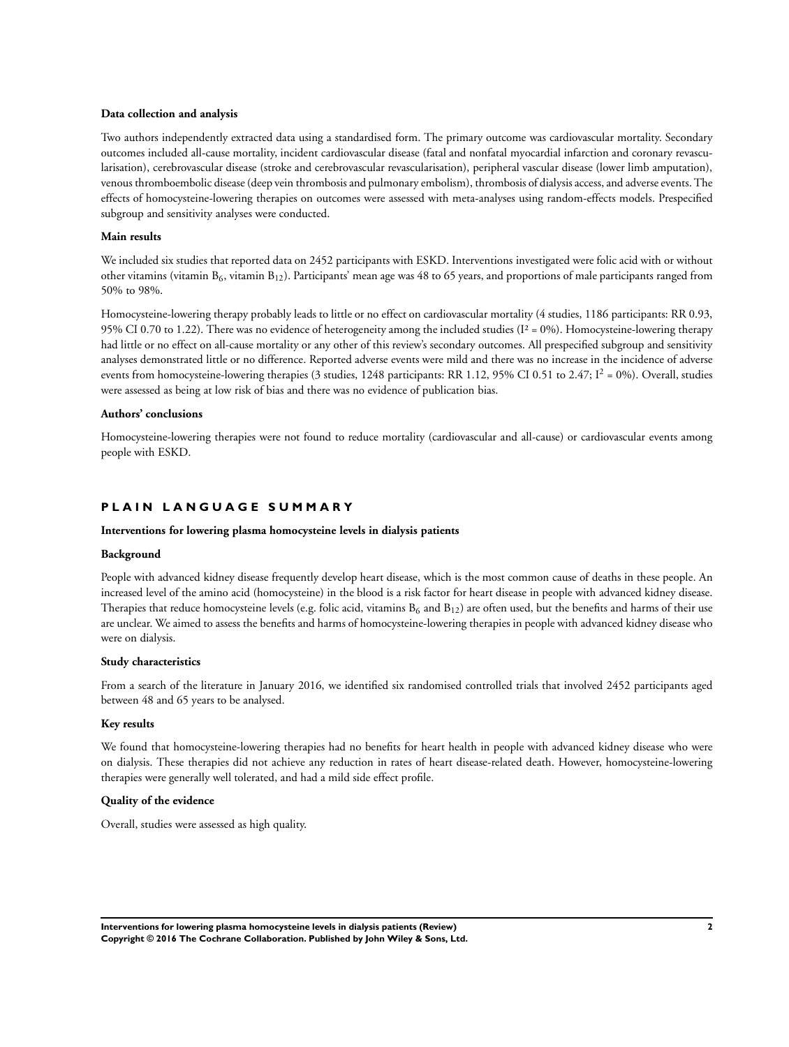#### Data collection and analysis

Two authors independently extracted data using a standardised form. The primary outcome was cardiovascular mortality. Secondary outcomes included all-cause mortality, incident cardiovascular disease (fatal and nonfatal myocardial infarction and coronary revascularisation), cerebrovascular disease (stroke and cerebrovascular revascularisation), peripheral vascular disease (lower limb amputation), venous thromboembolic disease (deep vein thrombosis and pulmonary embolism), thrombosis of dialysis access, and adverse events. The effects of homocysteine-lowering therapies on outcomes were assessed with meta-analyses using random-effects models. Prespecified subgroup and sensitivity analyses were conducted.

#### Main results

We included six studies that reported data on 2452 participants with ESKD. Interventions investigated were folic acid with or without other vitamins (vitamin $B_6$, vitamin $B_{12}$). Participants' mean age was 48 to 65 years, and proportions of male participants ranged from 50% to 98%.

Homocysteine-lowering therapy probably leads to little or no effect on cardiovascular mortality (4 studies, 1186 participants: RR 0.93, 95% CI 0.70 to 1.22). There was no evidence of heterogeneity among the included studies ($I^2$ = 0%). Homocysteine-lowering therapy had little or no effect on all-cause mortality or any other of this review's secondary outcomes. All prespecified subgroup and sensitivity analyses demonstrated little or no difference. Reported adverse events were mild and there was no increase in the incidence of adverse events from homocysteine-lowering therapies (3 studies, 1248 participants: RR 1.12, 95% CI 0.51 to 2.47; $I^2$ = 0%). Overall, studies were assessed as being at low risk of bias and there was no evidence of publication bias.

#### Authors' conclusions

Homocysteine-lowering therapies were not found to reduce mortality (cardiovascular and all-cause) or cardiovascular events among people with ESKD.

## PLAIN LANGUAGE SUMMARY

#### Interventions for lowering plasma homocysteine levels in dialysis patients

#### Background

People with advanced kidney disease frequently develop heart disease, which is the most common cause of deaths in these people. An increased level of the amino acid (homocysteine) in the blood is a risk factor for heart disease in people with advanced kidney disease. Therapies that reduce homocysteine levels (e.g. folic acid, vitamins $B_6$ and $B_{12}$) are often used, but the benefits and harms of their use are unclear. We aimed to assess the benefits and harms of homocysteine-lowering therapies in people with advanced kidney disease who were on dialysis.

#### Study characteristics

From a search of the literature in January 2016, we identified six randomised controlled trials that involved 2452 participants aged between 48 and 65 years to be analysed.

#### Key results

We found that homocysteine-lowering therapies had no benefits for heart health in people with advanced kidney disease who were on dialysis. These therapies did not achieve any reduction in rates of heart disease-related death. However, homocysteine-lowering therapies were generally well tolerated, and had a mild side effect profile.

#### Quality of the evidence

Overall, studies were assessed as high quality.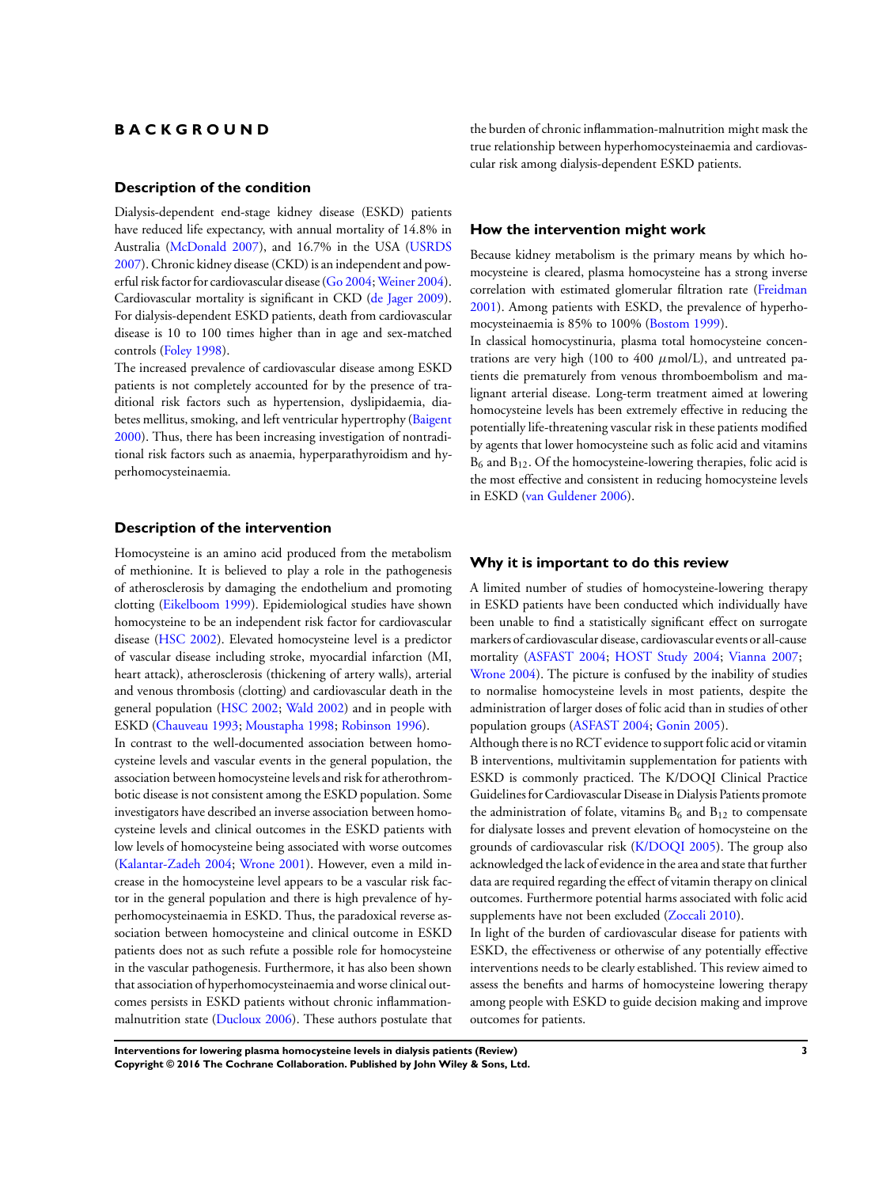# BACKGROUND

## Description of the condition

Dialysis-dependent end-stage kidney disease (ESKD) patients have reduced life expectancy, with annual mortality of 14.8% in Australia (McDonald 2007), and 16.7% in the USA (USRDS 2007). Chronic kidney disease (CKD) is an independent and powerful risk factor for cardiovascular disease (Go 2004; Weiner 2004). Cardiovascular mortality is significant in CKD (de Jager 2009). For dialysis-dependent ESKD patients, death from cardiovascular disease is 10 to 100 times higher than in age and sex-matched controls (Foley 1998).

The increased prevalence of cardiovascular disease among ESKD patients is not completely accounted for by the presence of traditional risk factors such as hypertension, dyslipidaemia, diabetes mellitus, smoking, and left ventricular hypertrophy (Baigent 2000). Thus, there has been increasing investigation of nontraditional risk factors such as anaemia, hyperparathyroidism and hyperhomocysteinaemia.

## Description of the intervention

Homocysteine is an amino acid produced from the metabolism of methionine. It is believed to play a role in the pathogenesis of atherosclerosis by damaging the endothelium and promoting clotting (Eikelboom 1999). Epidemiological studies have shown homocysteine to be an independent risk factor for cardiovascular disease (HSC 2002). Elevated homocysteine level is a predictor of vascular disease including stroke, myocardial infarction (MI, heart attack), atherosclerosis (thickening of artery walls), arterial and venous thrombosis (clotting) and cardiovascular death in the general population (HSC 2002; Wald 2002) and in people with ESKD (Chauveau 1993; Moustapha 1998; Robinson 1996).

In contrast to the well-documented association between homocysteine levels and vascular events in the general population, the association between homocysteine levels and risk for atherothrombotic disease is not consistent among the ESKD population. Some investigators have described an inverse association between homocysteine levels and clinical outcomes in the ESKD patients with low levels of homocysteine being associated with worse outcomes (Kalantar-Zadeh 2004; Wrone 2001). However, even a mild increase in the homocysteine level appears to be a vascular risk factor in the general population and there is high prevalence of hyperhomocysteinaemia in ESKD. Thus, the paradoxical reverse association between homocysteine and clinical outcome in ESKD patients does not as such refute a possible role for homocysteine in the vascular pathogenesis. Furthermore, it has also been shown that association of hyperhomocysteinaemia and worse clinical outcomes persists in ESKD patients without chronic inflammation-malnutrition state (Ducloux 2006). These authors postulate that the burden of chronic inflammation-malnutrition might mask the true relationship between hyperhomocysteinaemia and cardiovascular risk among dialysis-dependent ESKD patients.

## How the intervention might work

Because kidney metabolism is the primary means by which homocysteine is cleared, plasma homocysteine has a strong inverse correlation with estimated glomerular filtration rate (Freidman 2001). Among patients with ESKD, the prevalence of hyperhomocysteinaemia is 85% to 100% (Bostom 1999).

In classical homocystinuria, plasma total homocysteine concentrations are very high (100 to 400 $\mu$mol/L), and untreated patients die prematurely from venous thromboembolism and malignant arterial disease. Long-term treatment aimed at lowering homocysteine levels has been extremely effective in reducing the potentially life-threatening vascular risk in these patients modified by agents that lower homocysteine such as folic acid and vitamins $B_6$ and $B_{12}$. Of the homocysteine-lowering therapies, folic acid is the most effective and consistent in reducing homocysteine levels in ESKD (van Guldener 2006).

## Why it is important to do this review

A limited number of studies of homocysteine-lowering therapy in ESKD patients have been conducted which individually have been unable to find a statistically significant effect on surrogate markers of cardiovascular disease, cardiovascular events or all-cause mortality (ASFAST 2004; HOST Study 2004; Vianna 2007; Wrone 2004). The picture is confused by the inability of studies to normalise homocysteine levels in most patients, despite the administration of larger doses of folic acid than in studies of other population groups (ASFAST 2004; Gonin 2005).

Although there is no RCT evidence to support folic acid or vitamin B interventions, multivitamin supplementation for patients with ESKD is commonly practiced. The K/DOQI Clinical Practice Guidelines for Cardiovascular Disease in Dialysis Patients promote the administration of folate, vitamins $B_6$ and $B_{12}$ to compensate for dialysate losses and prevent elevation of homocysteine on the grounds of cardiovascular risk (K/DOQI 2005). The group also acknowledged the lack of evidence in the area and state that further data are required regarding the effect of vitamin therapy on clinical outcomes. Furthermore potential harms associated with folic acid supplements have not been excluded (Zoccali 2010).

In light of the burden of cardiovascular disease for patients with ESKD, the effectiveness or otherwise of any potentially effective interventions needs to be clearly established. This review aimed to assess the benefits and harms of homocysteine lowering therapy among people with ESKD to guide decision making and improve outcomes for patients.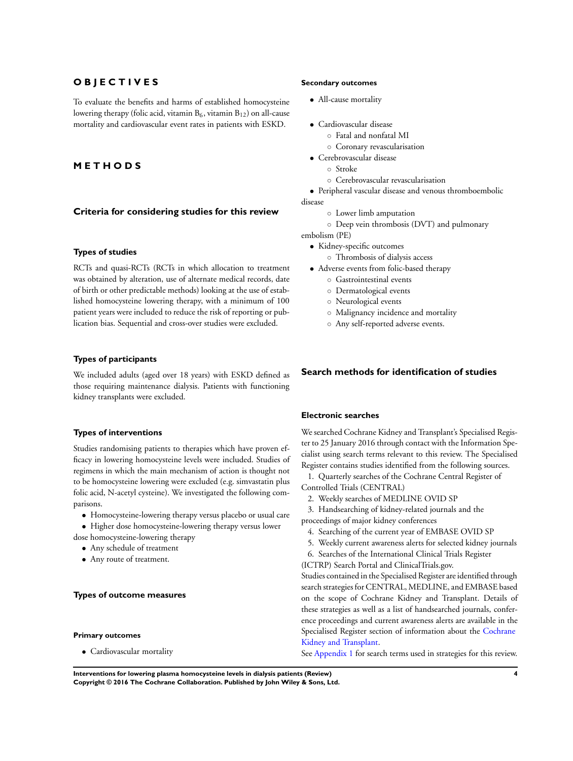# OBJECTIVES

To evaluate the benefits and harms of established homocysteine lowering therapy (folic acid, vitamin $B_6$, vitamin $B_{12}$) on all-cause mortality and cardiovascular event rates in patients with ESKD.

# METHODS

## Criteria for considering studies for this review

### Types of studies

RCTs and quasi-RCTs (RCTs in which allocation to treatment was obtained by alteration, use of alternate medical records, date of birth or other predictable methods) looking at the use of established homocysteine lowering therapy, with a minimum of 100 patient years were included to reduce the risk of reporting or publication bias. Sequential and cross-over studies were excluded.

### Types of participants

We included adults (aged over 18 years) with ESKD defined as those requiring maintenance dialysis. Patients with functioning kidney transplants were excluded.

### Types of interventions

Studies randomising patients to therapies which have proven efficacy in lowering homocysteine levels were included. Studies of regimens in which the main mechanism of action is thought not to be homocysteine lowering were excluded (e.g. simvastatin plus folic acid, N-acetyl cysteine). We investigated the following comparisons.

- Homocysteine-lowering therapy versus placebo or usual care
- Higher dose homocysteine-lowering therapy versus lower dose homocysteine-lowering therapy
- Any schedule of treatment
- Any route of treatment.

### Types of outcome measures

#### Primary outcomes

- Cardiovascular mortality

#### Secondary outcomes

- All-cause mortality
- Cardiovascular disease
  - Fatal and nonfatal MI
  - Coronary revascularisation
- Cerebrovascular disease
  - Stroke
  - Cerebrovascular revascularisation
- Peripheral vascular disease and venous thromboembolic disease
  - Lower limb amputation
  - Deep vein thrombosis (DVT) and pulmonary embolism (PE)
- Kidney-specific outcomes
  - Thrombosis of dialysis access
- Adverse events from folic-based therapy
  - Gastrointestinal events
  - Dermatological events
  - Neurological events
  - Malignancy incidence and mortality
  - Any self-reported adverse events.

## Search methods for identification of studies

### Electronic searches

We searched Cochrane Kidney and Transplant's Specialised Register to 25 January 2016 through contact with the Information Specialist using search terms relevant to this review. The Specialised Register contains studies identified from the following sources.

1. Quarterly searches of the Cochrane Central Register of Controlled Trials (CENTRAL)
2. Weekly searches of MEDLINE OVID SP
3. Handsearching of kidney-related journals and the proceedings of major kidney conferences
4. Searching of the current year of EMBASE OVID SP
5. Weekly current awareness alerts for selected kidney journals
6. Searches of the International Clinical Trials Register (ICTRP) Search Portal and ClinicalTrials.gov.

Studies contained in the Specialised Register are identified through search strategies for CENTRAL, MEDLINE, and EMBASE based on the scope of Cochrane Kidney and Transplant. Details of these strategies as well as a list of handsearched journals, conference proceedings and current awareness alerts are available in the Specialised Register section of information about the Cochrane Kidney and Transplant.

See Appendix 1 for search terms used in strategies for this review.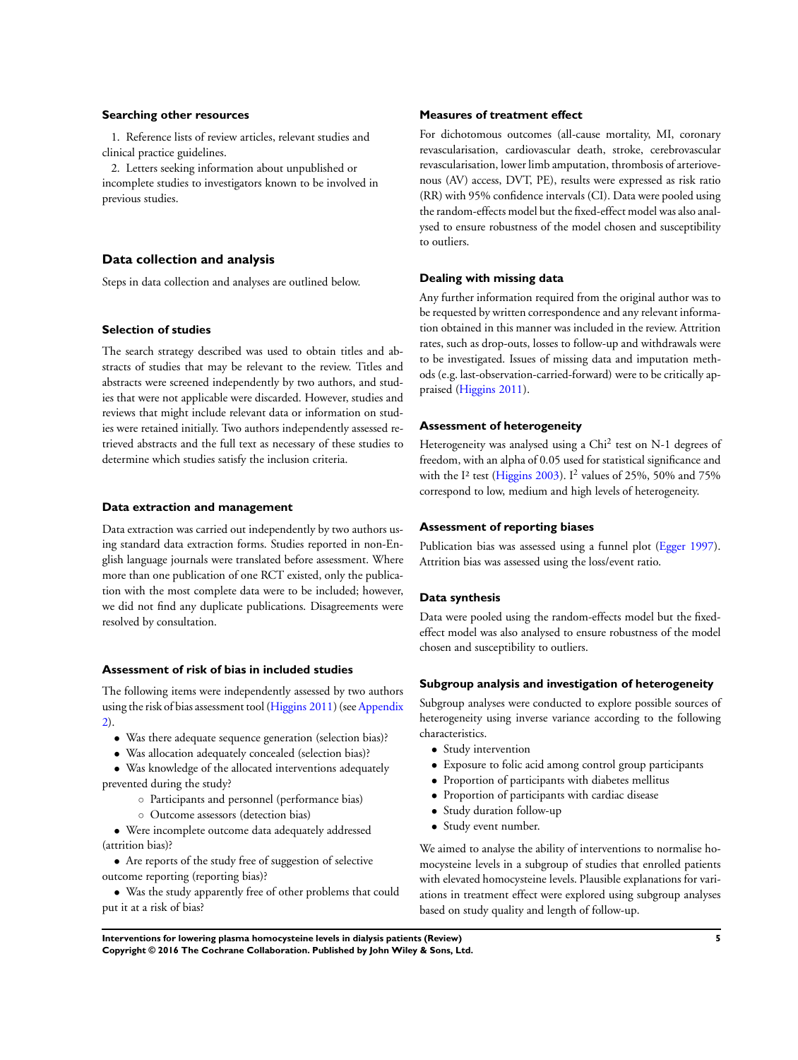### Searching other resources

1. Reference lists of review articles, relevant studies and clinical practice guidelines.
2. Letters seeking information about unpublished or incomplete studies to investigators known to be involved in previous studies.

## Data collection and analysis

Steps in data collection and analyses are outlined below.

### Selection of studies

The search strategy described was used to obtain titles and abstracts of studies that may be relevant to the review. Titles and abstracts were screened independently by two authors, and studies that were not applicable were discarded. However, studies and reviews that might include relevant data or information on studies were retained initially. Two authors independently assessed retrieved abstracts and the full text as necessary of these studies to determine which studies satisfy the inclusion criteria.

### Data extraction and management

Data extraction was carried out independently by two authors using standard data extraction forms. Studies reported in non-English language journals were translated before assessment. Where more than one publication of one RCT existed, only the publication with the most complete data were to be included; however, we did not find any duplicate publications. Disagreements were resolved by consultation.

### Assessment of risk of bias in included studies

The following items were independently assessed by two authors using the risk of bias assessment tool (Higgins 2011) (see Appendix 2).

- Was there adequate sequence generation (selection bias)?
- Was allocation adequately concealed (selection bias)?
- Was knowledge of the allocated interventions adequately prevented during the study?
  - Participants and personnel (performance bias)
  - Outcome assessors (detection bias)
- Were incomplete outcome data adequately addressed (attrition bias)?
- Are reports of the study free of suggestion of selective outcome reporting (reporting bias)?
- Was the study apparently free of other problems that could put it at a risk of bias?

### Measures of treatment effect

For dichotomous outcomes (all-cause mortality, MI, coronary revascularisation, cardiovascular death, stroke, cerebrovascular revascularisation, lower limb amputation, thrombosis of arteriovenous (AV) access, DVT, PE), results were expressed as risk ratio (RR) with 95% confidence intervals (CI). Data were pooled using the random-effects model but the fixed-effect model was also analysed to ensure robustness of the model chosen and susceptibility to outliers.

### Dealing with missing data

Any further information required from the original author was to be requested by written correspondence and any relevant information obtained in this manner was included in the review. Attrition rates, such as drop-outs, losses to follow-up and withdrawals were to be investigated. Issues of missing data and imputation methods (e.g. last-observation-carried-forward) were to be critically appraised (Higgins 2011).

### Assessment of heterogeneity

Heterogeneity was analysed using a $\text{Chi}^2$ test on N-1 degrees of freedom, with an alpha of 0.05 used for statistical significance and with the $I^2$ test (Higgins 2003). $I^2$ values of 25%, 50% and 75% correspond to low, medium and high levels of heterogeneity.

### Assessment of reporting biases

Publication bias was assessed using a funnel plot (Egger 1997). Attrition bias was assessed using the loss/event ratio.

### Data synthesis

Data were pooled using the random-effects model but the fixed-effect model was also analysed to ensure robustness of the model chosen and susceptibility to outliers.

### Subgroup analysis and investigation of heterogeneity

Subgroup analyses were conducted to explore possible sources of heterogeneity using inverse variance according to the following characteristics.

- Study intervention
- Exposure to folic acid among control group participants
- Proportion of participants with diabetes mellitus
- Proportion of participants with cardiac disease
- Study duration follow-up
- Study event number.

We aimed to analyse the ability of interventions to normalise homocysteine levels in a subgroup of studies that enrolled patients with elevated homocysteine levels. Plausible explanations for variations in treatment effect were explored using subgroup analyses based on study quality and length of follow-up.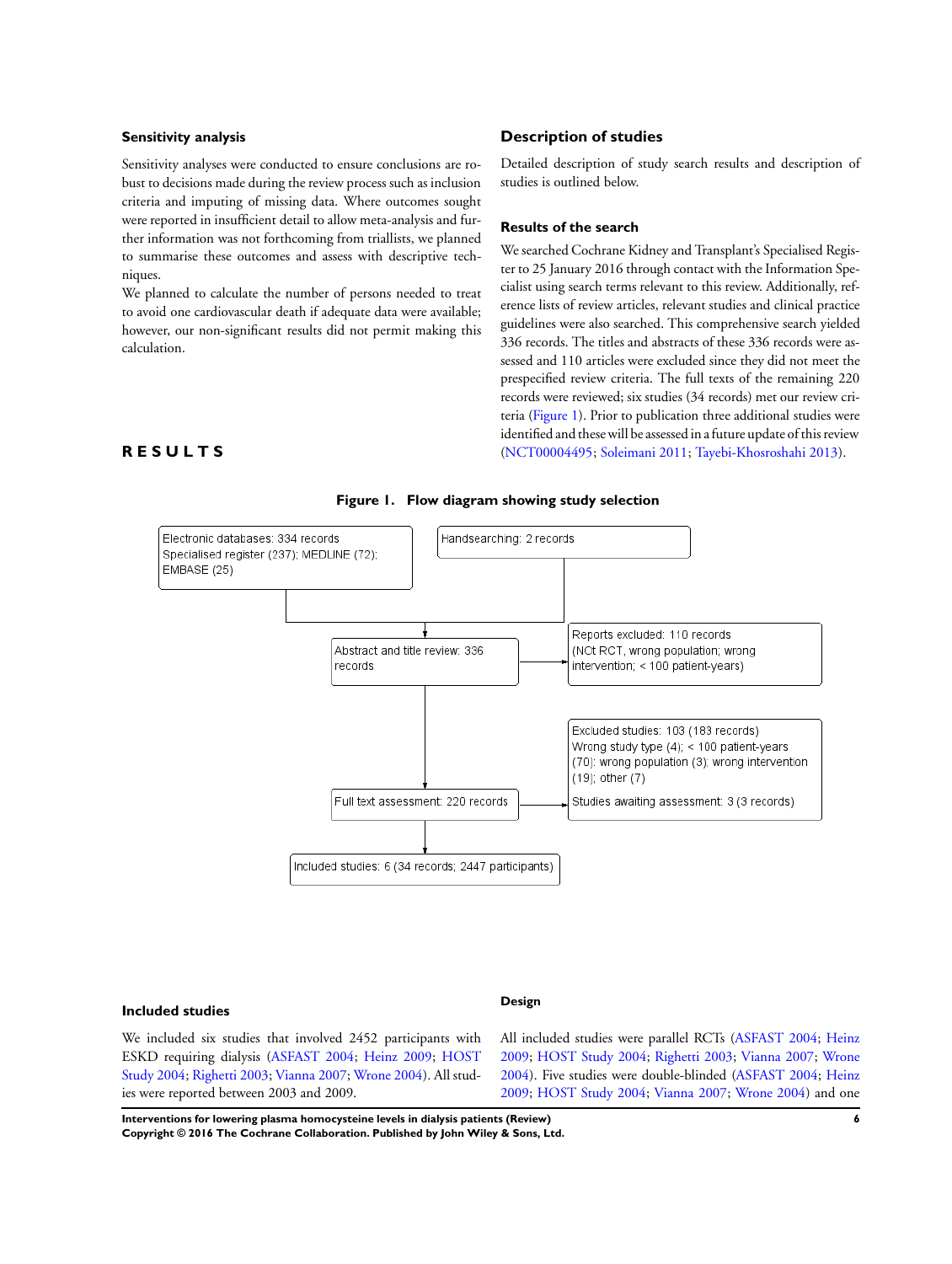### Sensitivity analysis

Sensitivity analyses were conducted to ensure conclusions are robust to decisions made during the review process such as inclusion criteria and imputing of missing data. Where outcomes sought were reported in insufficient detail to allow meta-analysis and further information was not forthcoming from triallists, we planned to summarise these outcomes and assess with descriptive techniques.

We planned to calculate the number of persons needed to treat to avoid one cardiovascular death if adequate data were available; however, our non-significant results did not permit making this calculation.

# RESULTS

## Description of studies

Detailed description of study search results and description of studies is outlined below.

### Results of the search

We searched Cochrane Kidney and Transplant's Specialised Register to 25 January 2016 through contact with the Information Specialist using search terms relevant to this review. Additionally, reference lists of review articles, relevant studies and clinical practice guidelines were also searched. This comprehensive search yielded 336 records. The titles and abstracts of these 336 records were assessed and 110 articles were excluded since they did not meet the prespecified review criteria. The full texts of the remaining 220 records were reviewed; six studies (34 records) met our review criteria (Figure 1). Prior to publication three additional studies were identified and these will be assessed in a future update of this review (NCT00004495; Soleimani 2011; Tayebi-Khosroshahi 2013).

**Figure 1. Flow diagram showing study selection**

- Electronic databases: 334 records — Specialised register (237); MEDLINE (72); EMBASE (25)
- Handsearching: 2 records
- Abstract and title review: 336 records
  - Reports excluded: 110 records (NOt RCT, wrong population; wrong intervention; < 100 patient-years)
- Full text assessment: 220 records
  - Excluded studies: 103 (183 records) Wrong study type (4); < 100 patient-years (70); wrong population (3); wrong intervention (19); other (7)
  - Studies awaiting assessment: 3 (3 records)
- Included studies: 6 (34 records; 2447 participants)

### Included studies

We included six studies that involved 2452 participants with ESKD requiring dialysis (ASFAST 2004; Heinz 2009; HOST Study 2004; Righetti 2003; Vianna 2007; Wrone 2004). All studies were reported between 2003 and 2009.

#### Design

All included studies were parallel RCTs (ASFAST 2004; Heinz 2009; HOST Study 2004; Righetti 2003; Vianna 2007; Wrone 2004). Five studies were double-blinded (ASFAST 2004; Heinz 2009; HOST Study 2004; Vianna 2007; Wrone 2004) and one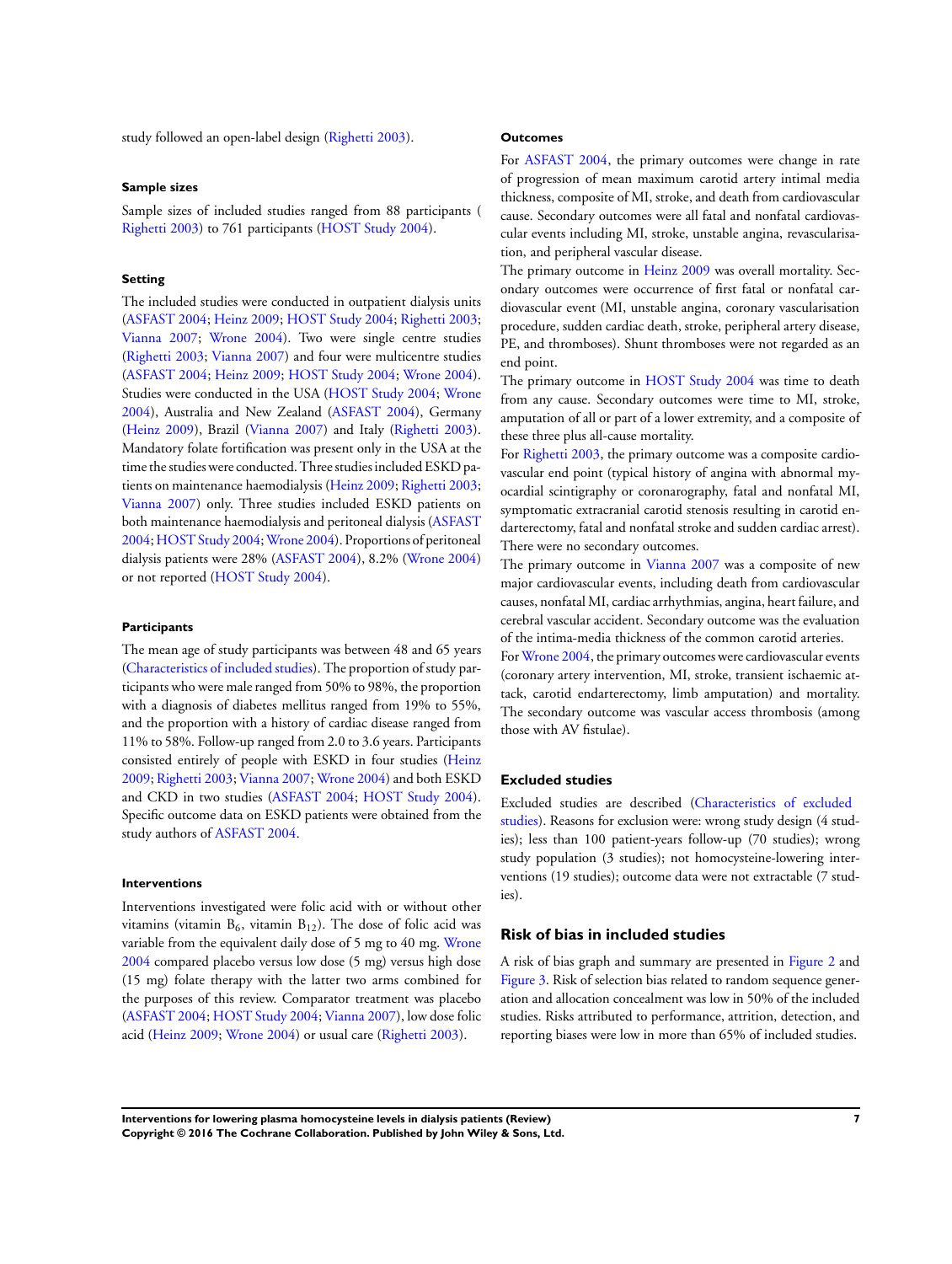study followed an open-label design (Righetti 2003).

#### Sample sizes

Sample sizes of included studies ranged from 88 participants ( Righetti 2003) to 761 participants (HOST Study 2004).

#### Setting

The included studies were conducted in outpatient dialysis units (ASFAST 2004; Heinz 2009; HOST Study 2004; Righetti 2003; Vianna 2007; Wrone 2004). Two were single centre studies (Righetti 2003; Vianna 2007) and four were multicentre studies (ASFAST 2004; Heinz 2009; HOST Study 2004; Wrone 2004). Studies were conducted in the USA (HOST Study 2004; Wrone 2004), Australia and New Zealand (ASFAST 2004), Germany (Heinz 2009), Brazil (Vianna 2007) and Italy (Righetti 2003). Mandatory folate fortification was present only in the USA at the time the studies were conducted. Three studies included ESKD patients on maintenance haemodialysis (Heinz 2009; Righetti 2003; Vianna 2007) only. Three studies included ESKD patients on both maintenance haemodialysis and peritoneal dialysis (ASFAST 2004; HOST Study 2004; Wrone 2004). Proportions of peritoneal dialysis patients were 28% (ASFAST 2004), 8.2% (Wrone 2004) or not reported (HOST Study 2004).

#### Participants

The mean age of study participants was between 48 and 65 years (Characteristics of included studies). The proportion of study participants who were male ranged from 50% to 98%, the proportion with a diagnosis of diabetes mellitus ranged from 19% to 55%, and the proportion with a history of cardiac disease ranged from 11% to 58%. Follow-up ranged from 2.0 to 3.6 years. Participants consisted entirely of people with ESKD in four studies (Heinz 2009; Righetti 2003; Vianna 2007; Wrone 2004) and both ESKD and CKD in two studies (ASFAST 2004; HOST Study 2004). Specific outcome data on ESKD patients were obtained from the study authors of ASFAST 2004.

#### Interventions

Interventions investigated were folic acid with or without other vitamins (vitamin $B_6$, vitamin $B_{12}$). The dose of folic acid was variable from the equivalent daily dose of 5 mg to 40 mg. Wrone 2004 compared placebo versus low dose (5 mg) versus high dose (15 mg) folate therapy with the latter two arms combined for the purposes of this review. Comparator treatment was placebo (ASFAST 2004; HOST Study 2004; Vianna 2007), low dose folic acid (Heinz 2009; Wrone 2004) or usual care (Righetti 2003).

#### Outcomes

For ASFAST 2004, the primary outcomes were change in rate of progression of mean maximum carotid artery intimal media thickness, composite of MI, stroke, and death from cardiovascular cause. Secondary outcomes were all fatal and nonfatal cardiovascular events including MI, stroke, unstable angina, revascularisation, and peripheral vascular disease.

The primary outcome in Heinz 2009 was overall mortality. Secondary outcomes were occurrence of first fatal or nonfatal cardiovascular event (MI, unstable angina, coronary vascularisation procedure, sudden cardiac death, stroke, peripheral artery disease, PE, and thromboses). Shunt thromboses were not regarded as an end point.

The primary outcome in HOST Study 2004 was time to death from any cause. Secondary outcomes were time to MI, stroke, amputation of all or part of a lower extremity, and a composite of these three plus all-cause mortality.

For Righetti 2003, the primary outcome was a composite cardiovascular end point (typical history of angina with abnormal myocardial scintigraphy or coronarography, fatal and nonfatal MI, symptomatic extracranial carotid stenosis resulting in carotid endarterectomy, fatal and nonfatal stroke and sudden cardiac arrest). There were no secondary outcomes.

The primary outcome in Vianna 2007 was a composite of new major cardiovascular events, including death from cardiovascular causes, nonfatal MI, cardiac arrhythmias, angina, heart failure, and cerebral vascular accident. Secondary outcome was the evaluation of the intima-media thickness of the common carotid arteries.

For Wrone 2004, the primary outcomes were cardiovascular events (coronary artery intervention, MI, stroke, transient ischaemic attack, carotid endarterectomy, limb amputation) and mortality. The secondary outcome was vascular access thrombosis (among those with AV fistulae).

#### Excluded studies

Excluded studies are described (Characteristics of excluded studies). Reasons for exclusion were: wrong study design (4 studies); less than 100 patient-years follow-up (70 studies); wrong study population (3 studies); not homocysteine-lowering interventions (19 studies); outcome data were not extractable (7 studies).

### Risk of bias in included studies

A risk of bias graph and summary are presented in Figure 2 and Figure 3. Risk of selection bias related to random sequence generation and allocation concealment was low in 50% of the included studies. Risks attributed to performance, attrition, detection, and reporting biases were low in more than 65% of included studies.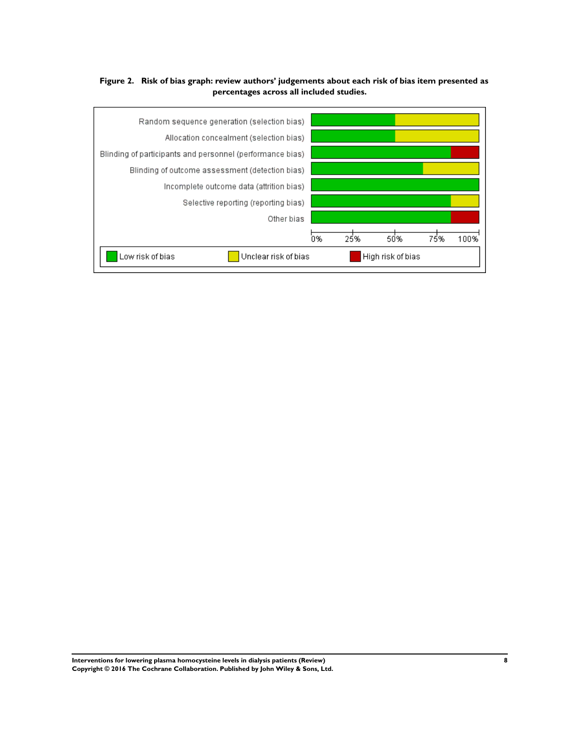**Figure 2. Risk of bias graph: review authors' judgements about each risk of bias item presented as percentages across all included studies.**

Random sequence generation (selection bias)

Allocation concealment (selection bias)

Blinding of participants and personnel (performance bias)

Blinding of outcome assessment (detection bias)

Incomplete outcome data (attrition bias)

Selective reporting (reporting bias)

Other bias

0% 25% 50% 75% 100%

Low risk of bias | Unclear risk of bias | High risk of bias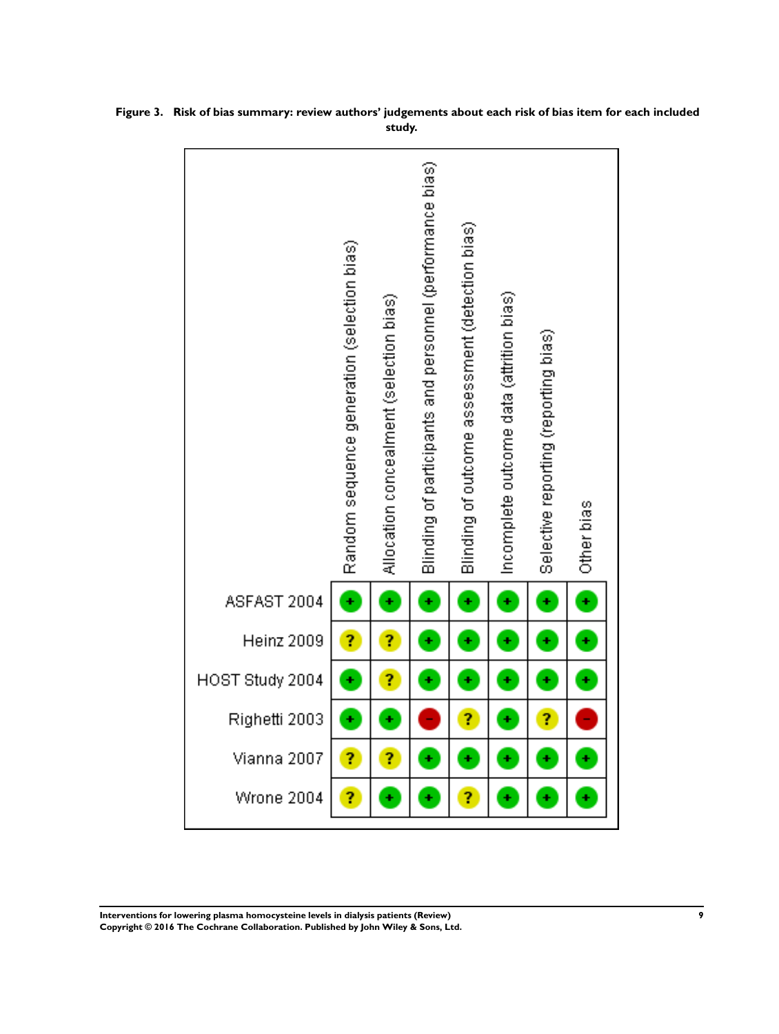**Figure 3. Risk of bias summary: review authors' judgements about each risk of bias item for each included study.**

| | Random sequence generation (selection bias) | Allocation concealment (selection bias) | Blinding of participants and personnel (performance bias) | Blinding of outcome assessment (detection bias) | Incomplete outcome data (attrition bias) | Selective reporting (reporting bias) | Other bias |
|---|---|---|---|---|---|---|---|
| ASFAST 2004 | + | + | + | + | + | + | + |
| Heinz 2009 | ? | ? | + | + | + | + | + |
| HOST Study 2004 | + | ? | + | + | + | + | + |
| Righetti 2003 | + | + | - | ? | + | ? | - |
| Vianna 2007 | ? | ? | + | + | + | + | + |
| Wrone 2004 | ? | + | + | ? | + | + | + |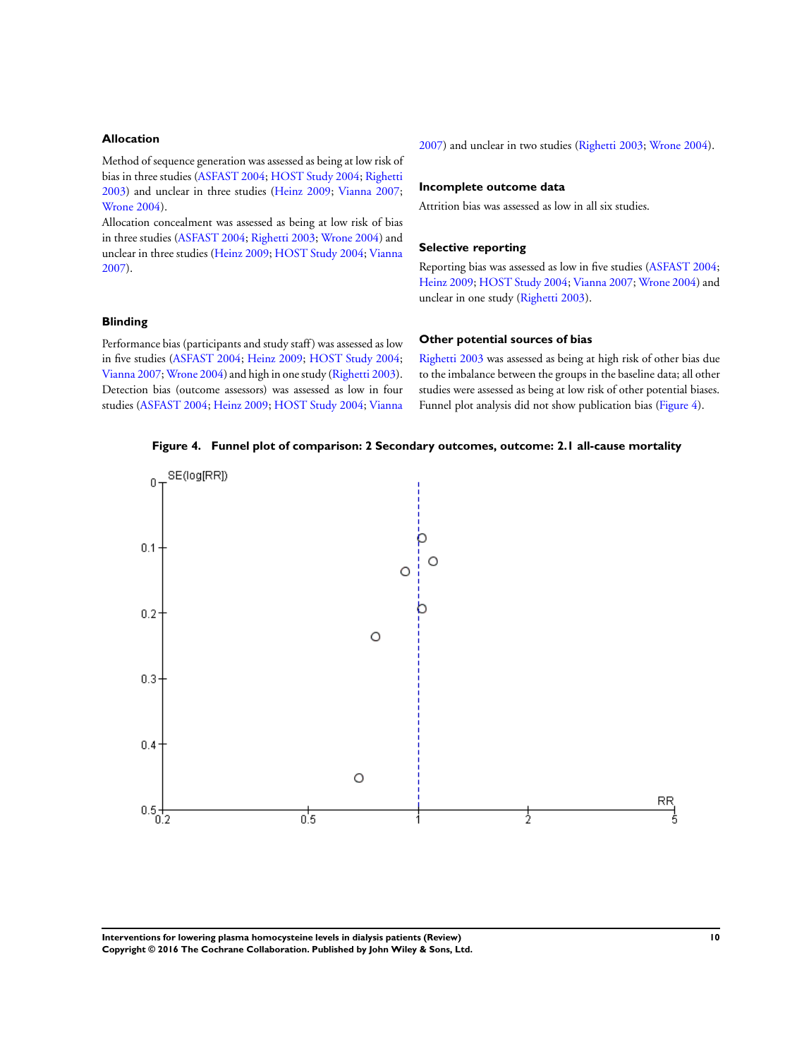### Allocation

Method of sequence generation was assessed as being at low risk of bias in three studies (ASFAST 2004; HOST Study 2004; Righetti 2003) and unclear in three studies (Heinz 2009; Vianna 2007; Wrone 2004).

Allocation concealment was assessed as being at low risk of bias in three studies (ASFAST 2004; Righetti 2003; Wrone 2004) and unclear in three studies (Heinz 2009; HOST Study 2004; Vianna 2007).

### Blinding

Performance bias (participants and study staff) was assessed as low in five studies (ASFAST 2004; Heinz 2009; HOST Study 2004; Vianna 2007; Wrone 2004) and high in one study (Righetti 2003). Detection bias (outcome assessors) was assessed as low in four studies (ASFAST 2004; Heinz 2009; HOST Study 2004; Vianna 2007) and unclear in two studies (Righetti 2003; Wrone 2004).

### Incomplete outcome data

Attrition bias was assessed as low in all six studies.

### Selective reporting

Reporting bias was assessed as low in five studies (ASFAST 2004; Heinz 2009; HOST Study 2004; Vianna 2007; Wrone 2004) and unclear in one study (Righetti 2003).

### Other potential sources of bias

Righetti 2003 was assessed as being at high risk of other bias due to the imbalance between the groups in the baseline data; all other studies were assessed as being at low risk of other potential biases. Funnel plot analysis did not show publication bias (Figure 4).

**Figure 4. Funnel plot of comparison: 2 Secondary outcomes, outcome: 2.1 all-cause mortality**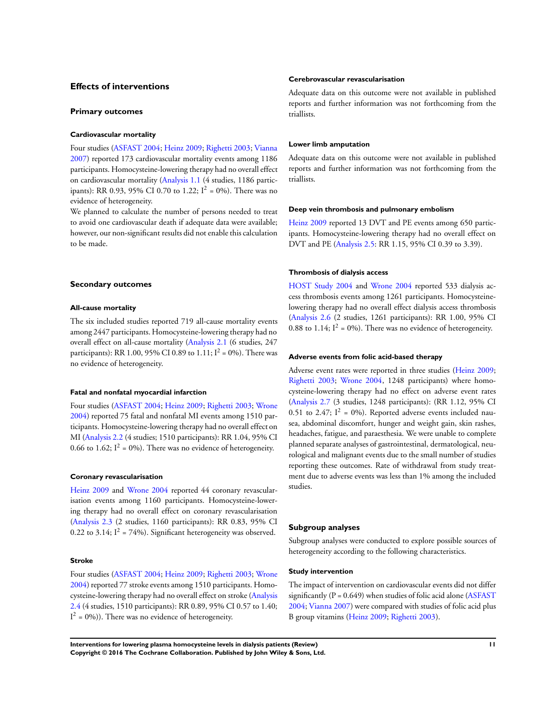## Effects of interventions

### Primary outcomes

#### Cardiovascular mortality

Four studies (ASFAST 2004; Heinz 2009; Righetti 2003; Vianna 2007) reported 173 cardiovascular mortality events among 1186 participants. Homocysteine-lowering therapy had no overall effect on cardiovascular mortality (Analysis 1.1 (4 studies, 1186 participants): RR 0.93, 95% CI 0.70 to 1.22; $I^2$ = 0%). There was no evidence of heterogeneity.

We planned to calculate the number of persons needed to treat to avoid one cardiovascular death if adequate data were available; however, our non-significant results did not enable this calculation to be made.

### Secondary outcomes

#### All-cause mortality

The six included studies reported 719 all-cause mortality events among 2447 participants. Homocysteine-lowering therapy had no overall effect on all-cause mortality (Analysis 2.1 (6 studies, 247 participants): RR 1.00, 95% CI 0.89 to 1.11; $I^2$ = 0%). There was no evidence of heterogeneity.

#### Fatal and nonfatal myocardial infarction

Four studies (ASFAST 2004; Heinz 2009; Righetti 2003; Wrone 2004) reported 75 fatal and nonfatal MI events among 1510 participants. Homocysteine-lowering therapy had no overall effect on MI (Analysis 2.2 (4 studies; 1510 participants): RR 1.04, 95% CI 0.66 to 1.62; $I^2$ = 0%). There was no evidence of heterogeneity.

#### Coronary revascularisation

Heinz 2009 and Wrone 2004 reported 44 coronary revascularisation events among 1160 participants. Homocysteine-lowering therapy had no overall effect on coronary revascularisation (Analysis 2.3 (2 studies, 1160 participants): RR 0.83, 95% CI 0.22 to 3.14; $I^2$ = 74%). Significant heterogeneity was observed.

#### Stroke

Four studies (ASFAST 2004; Heinz 2009; Righetti 2003; Wrone 2004) reported 77 stroke events among 1510 participants. Homocysteine-lowering therapy had no overall effect on stroke (Analysis 2.4 (4 studies, 1510 participants): RR 0.89, 95% CI 0.57 to 1.40; $I^2$ = 0%)). There was no evidence of heterogeneity.

#### Cerebrovascular revascularisation

Adequate data on this outcome were not available in published reports and further information was not forthcoming from the triallists.

#### Lower limb amputation

Adequate data on this outcome were not available in published reports and further information was not forthcoming from the triallists.

#### Deep vein thrombosis and pulmonary embolism

Heinz 2009 reported 13 DVT and PE events among 650 participants. Homocysteine-lowering therapy had no overall effect on DVT and PE (Analysis 2.5: RR 1.15, 95% CI 0.39 to 3.39).

#### Thrombosis of dialysis access

HOST Study 2004 and Wrone 2004 reported 533 dialysis access thrombosis events among 1261 participants. Homocysteine-lowering therapy had no overall effect dialysis access thrombosis (Analysis 2.6 (2 studies, 1261 participants): RR 1.00, 95% CI 0.88 to 1.14; $I^2$ = 0%). There was no evidence of heterogeneity.

#### Adverse events from folic acid-based therapy

Adverse event rates were reported in three studies (Heinz 2009; Righetti 2003; Wrone 2004, 1248 participants) where homocysteine-lowering therapy had no effect on adverse event rates (Analysis 2.7 (3 studies, 1248 participants): (RR 1.12, 95% CI 0.51 to 2.47; $I^2$ = 0%). Reported adverse events included nausea, abdominal discomfort, hunger and weight gain, skin rashes, headaches, fatigue, and paraesthesia. We were unable to complete planned separate analyses of gastrointestinal, dermatological, neurological and malignant events due to the small number of studies reporting these outcomes. Rate of withdrawal from study treatment due to adverse events was less than 1% among the included studies.

### Subgroup analyses

Subgroup analyses were conducted to explore possible sources of heterogeneity according to the following characteristics.

#### Study intervention

The impact of intervention on cardiovascular events did not differ significantly (P = 0.649) when studies of folic acid alone (ASFAST 2004; Vianna 2007) were compared with studies of folic acid plus B group vitamins (Heinz 2009; Righetti 2003).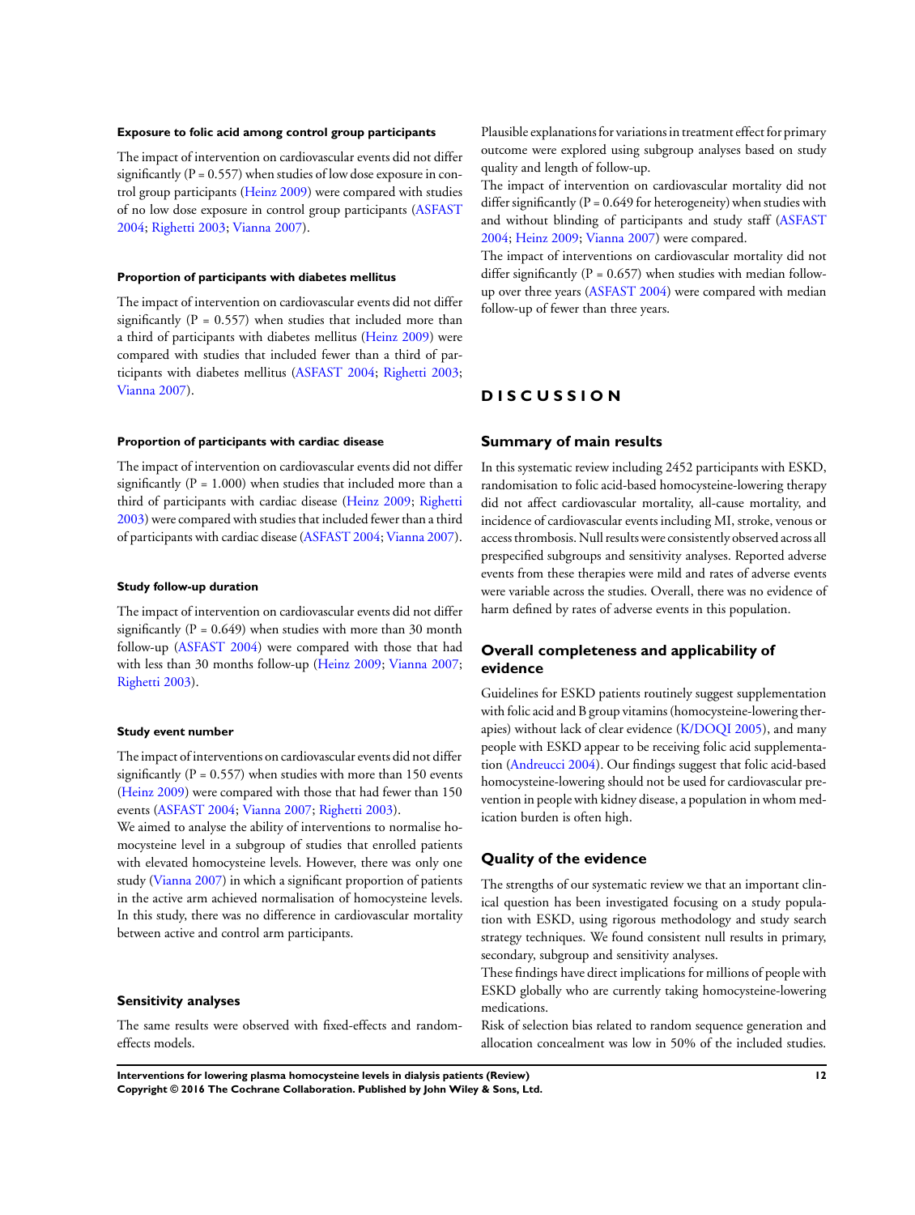#### Exposure to folic acid among control group participants

The impact of intervention on cardiovascular events did not differ significantly (P = 0.557) when studies of low dose exposure in control group participants (Heinz 2009) were compared with studies of no low dose exposure in control group participants (ASFAST 2004; Righetti 2003; Vianna 2007).

#### Proportion of participants with diabetes mellitus

The impact of intervention on cardiovascular events did not differ significantly (P = 0.557) when studies that included more than a third of participants with diabetes mellitus (Heinz 2009) were compared with studies that included fewer than a third of participants with diabetes mellitus (ASFAST 2004; Righetti 2003; Vianna 2007).

#### Proportion of participants with cardiac disease

The impact of intervention on cardiovascular events did not differ significantly (P = 1.000) when studies that included more than a third of participants with cardiac disease (Heinz 2009; Righetti 2003) were compared with studies that included fewer than a third of participants with cardiac disease (ASFAST 2004; Vianna 2007).

#### Study follow-up duration

The impact of intervention on cardiovascular events did not differ significantly (P = 0.649) when studies with more than 30 month follow-up (ASFAST 2004) were compared with those that had with less than 30 months follow-up (Heinz 2009; Vianna 2007; Righetti 2003).

#### Study event number

The impact of interventions on cardiovascular events did not differ significantly (P = 0.557) when studies with more than 150 events (Heinz 2009) were compared with those that had fewer than 150 events (ASFAST 2004; Vianna 2007; Righetti 2003).

We aimed to analyse the ability of interventions to normalise homocysteine level in a subgroup of studies that enrolled patients with elevated homocysteine levels. However, there was only one study (Vianna 2007) in which a significant proportion of patients in the active arm achieved normalisation of homocysteine levels. In this study, there was no difference in cardiovascular mortality between active and control arm participants.

### Sensitivity analyses

The same results were observed with fixed-effects and random-effects models.

Plausible explanations for variations in treatment effect for primary outcome were explored using subgroup analyses based on study quality and length of follow-up.

The impact of intervention on cardiovascular mortality did not differ significantly (P = 0.649 for heterogeneity) when studies with and without blinding of participants and study staff (ASFAST 2004; Heinz 2009; Vianna 2007) were compared.

The impact of interventions on cardiovascular mortality did not differ significantly (P = 0.657) when studies with median follow-up over three years (ASFAST 2004) were compared with median follow-up of fewer than three years.

# DISCUSSION

### Summary of main results

In this systematic review including 2452 participants with ESKD, randomisation to folic acid-based homocysteine-lowering therapy did not affect cardiovascular mortality, all-cause mortality, and incidence of cardiovascular events including MI, stroke, venous or access thrombosis. Null results were consistently observed across all prespecified subgroups and sensitivity analyses. Reported adverse events from these therapies were mild and rates of adverse events were variable across the studies. Overall, there was no evidence of harm defined by rates of adverse events in this population.

### Overall completeness and applicability of evidence

Guidelines for ESKD patients routinely suggest supplementation with folic acid and B group vitamins (homocysteine-lowering therapies) without lack of clear evidence (K/DOQI 2005), and many people with ESKD appear to be receiving folic acid supplementation (Andreucci 2004). Our findings suggest that folic acid-based homocysteine-lowering should not be used for cardiovascular prevention in people with kidney disease, a population in whom medication burden is often high.

### Quality of the evidence

The strengths of our systematic review we that an important clinical question has been investigated focusing on a study population with ESKD, using rigorous methodology and study search strategy techniques. We found consistent null results in primary, secondary, subgroup and sensitivity analyses.

These findings have direct implications for millions of people with ESKD globally who are currently taking homocysteine-lowering medications.

Risk of selection bias related to random sequence generation and allocation concealment was low in 50% of the included studies.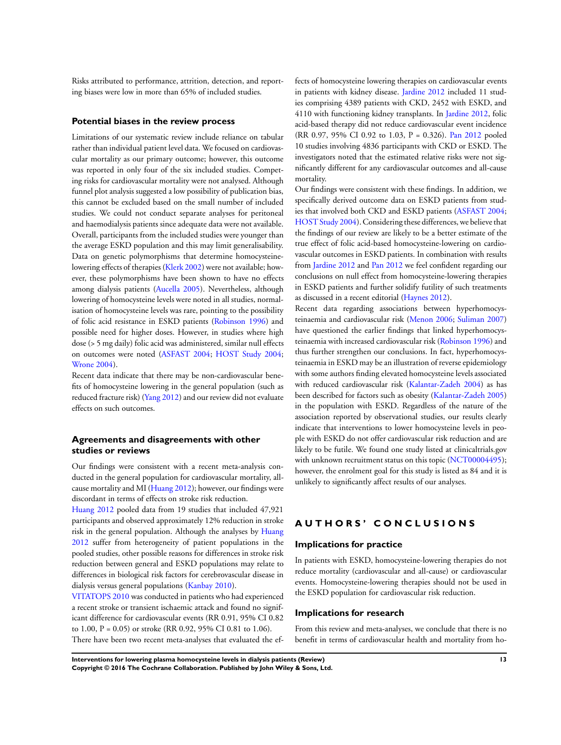Risks attributed to performance, attrition, detection, and reporting biases were low in more than 65% of included studies.

## Potential biases in the review process

Limitations of our systematic review include reliance on tabular rather than individual patient level data. We focused on cardiovascular mortality as our primary outcome; however, this outcome was reported in only four of the six included studies. Competing risks for cardiovascular mortality were not analysed. Although funnel plot analysis suggested a low possibility of publication bias, this cannot be excluded based on the small number of included studies. We could not conduct separate analyses for peritoneal and haemodialysis patients since adequate data were not available. Overall, participants from the included studies were younger than the average ESKD population and this may limit generalisability. Data on genetic polymorphisms that determine homocysteine-lowering effects of therapies (Klerk 2002) were not available; however, these polymorphisms have been shown to have no effects among dialysis patients (Aucella 2005). Nevertheless, although lowering of homocysteine levels were noted in all studies, normalisation of homocysteine levels was rare, pointing to the possibility of folic acid resistance in ESKD patients (Robinson 1996) and possible need for higher doses. However, in studies where high dose (> 5 mg daily) folic acid was administered, similar null effects on outcomes were noted (ASFAST 2004; HOST Study 2004; Wrone 2004).

Recent data indicate that there may be non-cardiovascular benefits of homocysteine lowering in the general population (such as reduced fracture risk) (Yang 2012) and our review did not evaluate effects on such outcomes.

## Agreements and disagreements with other studies or reviews

Our findings were consistent with a recent meta-analysis conducted in the general population for cardiovascular mortality, all-cause mortality and MI (Huang 2012); however, our findings were discordant in terms of effects on stroke risk reduction.

Huang 2012 pooled data from 19 studies that included 47,921 participants and observed approximately 12% reduction in stroke risk in the general population. Although the analyses by Huang 2012 suffer from heterogeneity of patient populations in the pooled studies, other possible reasons for differences in stroke risk reduction between general and ESKD populations may relate to differences in biological risk factors for cerebrovascular disease in dialysis versus general populations (Kanbay 2010).

VITATOPS 2010 was conducted in patients who had experienced a recent stroke or transient ischaemic attack and found no significant difference for cardiovascular events (RR 0.91, 95% CI 0.82 to 1.00, P = 0.05) or stroke (RR 0.92, 95% CI 0.81 to 1.06).

There have been two recent meta-analyses that evaluated the effects of homocysteine lowering therapies on cardiovascular events in patients with kidney disease. Jardine 2012 included 11 studies comprising 4389 patients with CKD, 2452 with ESKD, and 4110 with functioning kidney transplants. In Jardine 2012, folic acid-based therapy did not reduce cardiovascular event incidence (RR 0.97, 95% CI 0.92 to 1.03, P = 0.326). Pan 2012 pooled 10 studies involving 4836 participants with CKD or ESKD. The investigators noted that the estimated relative risks were not significantly different for any cardiovascular outcomes and all-cause mortality.

Our findings were consistent with these findings. In addition, we specifically derived outcome data on ESKD patients from studies that involved both CKD and ESKD patients (ASFAST 2004; HOST Study 2004). Considering these differences, we believe that the findings of our review are likely to be a better estimate of the true effect of folic acid-based homocysteine-lowering on cardiovascular outcomes in ESKD patients. In combination with results from Jardine 2012 and Pan 2012 we feel confident regarding our conclusions on null effect from homocysteine-lowering therapies in ESKD patients and further solidify futility of such treatments as discussed in a recent editorial (Haynes 2012).

Recent data regarding associations between hyperhomocysteinaemia and cardiovascular risk (Menon 2006; Suliman 2007) have questioned the earlier findings that linked hyperhomocysteinaemia with increased cardiovascular risk (Robinson 1996) and thus further strengthen our conclusions. In fact, hyperhomocysteinaemia in ESKD may be an illustration of reverse epidemiology with some authors finding elevated homocysteine levels associated with reduced cardiovascular risk (Kalantar-Zadeh 2004) as has been described for factors such as obesity (Kalantar-Zadeh 2005) in the population with ESKD. Regardless of the nature of the association reported by observational studies, our results clearly indicate that interventions to lower homocysteine levels in people with ESKD do not offer cardiovascular risk reduction and are likely to be futile. We found one study listed at clinicaltrials.gov with unknown recruitment status on this topic (NCT00004495); however, the enrolment goal for this study is listed as 84 and it is unlikely to significantly affect results of our analyses.

# AUTHORS' CONCLUSIONS

## Implications for practice

In patients with ESKD, homocysteine-lowering therapies do not reduce mortality (cardiovascular and all-cause) or cardiovascular events. Homocysteine-lowering therapies should not be used in the ESKD population for cardiovascular risk reduction.

## Implications for research

From this review and meta-analyses, we conclude that there is no benefit in terms of cardiovascular health and mortality from ho-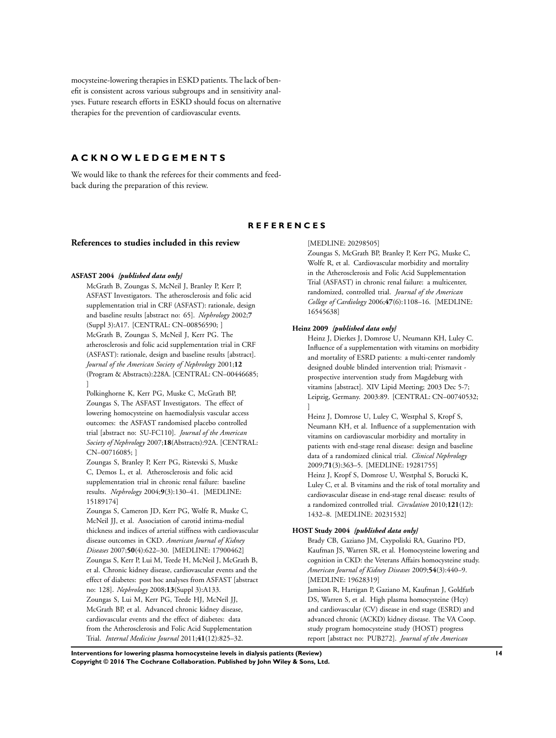mocysteine-lowering therapies in ESKD patients. The lack of benefit is consistent across various subgroups and in sensitivity analyses. Future research efforts in ESKD should focus on alternative therapies for the prevention of cardiovascular events.

# ACKNOWLEDGEMENTS

We would like to thank the referees for their comments and feedback during the preparation of this review.

# REFERENCES

## References to studies included in this review

**ASFAST 2004** *{published data only}*

McGrath B, Zoungas S, McNeil J, Branley P, Kerr P, ASFAST Investigators. The atherosclerosis and folic acid supplementation trial in CRF (ASFAST): rationale, design and baseline results [abstract no: 65]. *Nephrology* 2002;**7** (Suppl 3):A17. [CENTRAL: CN–00856590; ]

McGrath B, Zoungas S, McNeil J, Kerr PG. The atherosclerosis and folic acid supplementation trial in CRF (ASFAST): rationale, design and baseline results [abstract]. *Journal of the American Society of Nephrology* 2001;**12** (Program & Abstracts):228A. [CENTRAL: CN–00446685; ]

Polkinghorne K, Kerr PG, Muske C, McGrath BP, Zoungas S, The ASFAST Investigators. The effect of lowering homocysteine on haemodialysis vascular access outcomes: the ASFAST randomised placebo controlled trial [abstract no: SU-FC110]. *Journal of the American Society of Nephrology* 2007;**18**(Abstracts):92A. [CENTRAL: CN–00716085; ]

Zoungas S, Branley P, Kerr PG, Ristevski S, Muske C, Demos L, et al. Atherosclerosis and folic acid supplementation trial in chronic renal failure: baseline results. *Nephrology* 2004;**9**(3):130–41. [MEDLINE: 15189174]

Zoungas S, Cameron JD, Kerr PG, Wolfe R, Muske C, McNeil JJ, et al. Association of carotid intima-medial thickness and indices of arterial stiffness with cardiovascular disease outcomes in CKD. *American Journal of Kidney Diseases* 2007;**50**(4):622–30. [MEDLINE: 17900462]

Zoungas S, Kerr P, Lui M, Teede H, McNeil J, McGrath B, et al. Chronic kidney disease, cardiovascular events and the effect of diabetes: post hoc analyses from ASFAST [abstract no: 128]. *Nephrology* 2008;**13**(Suppl 3):A133.

Zoungas S, Lui M, Kerr PG, Teede HJ, McNeil JJ, McGrath BP, et al. Advanced chronic kidney disease, cardiovascular events and the effect of diabetes: data from the Atherosclerosis and Folic Acid Supplementation Trial. *Internal Medicine Journal* 2011;**41**(12):825–32. [MEDLINE: 20298505]

Zoungas S, McGrath BP, Branley P, Kerr PG, Muske C, Wolfe R, et al. Cardiovascular morbidity and mortality in the Atherosclerosis and Folic Acid Supplementation Trial (ASFAST) in chronic renal failure: a multicenter, randomized, controlled trial. *Journal of the American College of Cardiology* 2006;**47**(6):1108–16. [MEDLINE: 16545638]

**Heinz 2009** *{published data only}*

Heinz J, Dierkes J, Domrose U, Neumann KH, Luley C. Influence of a supplementation with vitamins on morbidity and mortality of ESRD patients: a multi-center randomly designed double blinded intervention trial; Prismavit - prospective intervention study from Magdeburg with vitamins [abstract]. XIV Lipid Meeting; 2003 Dec 5-7; Leipzig, Germany. 2003:89. [CENTRAL: CN–00740532; ]

Heinz J, Domrose U, Luley C, Westphal S, Kropf S, Neumann KH, et al. Influence of a supplementation with vitamins on cardiovascular morbidity and mortality in patients with end-stage renal disease: design and baseline data of a randomized clinical trial. *Clinical Nephrology* 2009;**71**(3):363–5. [MEDLINE: 19281755]

Heinz J, Kropf S, Domrose U, Westphal S, Borucki K, Luley C, et al. B vitamins and the risk of total mortality and cardiovascular disease in end-stage renal disease: results of a randomized controlled trial. *Circulation* 2010;**121**(12): 1432–8. [MEDLINE: 20231532]

**HOST Study 2004** *{published data only}*

Brady CB, Gaziano JM, Cxypoliski RA, Guarino PD, Kaufman JS, Warren SR, et al. Homocysteine lowering and cognition in CKD: the Veterans Affairs homocysteine study. *American Journal of Kidney Diseases* 2009;**54**(3):440–9. [MEDLINE: 19628319]

Jamison R, Hartigan P, Gaziano M, Kaufman J, Goldfarb DS, Warren S, et al. High plasma homocysteine (Hcy) and cardiovascular (CV) disease in end stage (ESRD) and advanced chronic (ACKD) kidney disease. The VA Coop. study program homocysteine study (HOST) progress report [abstract no: PUB272]. *Journal of the American*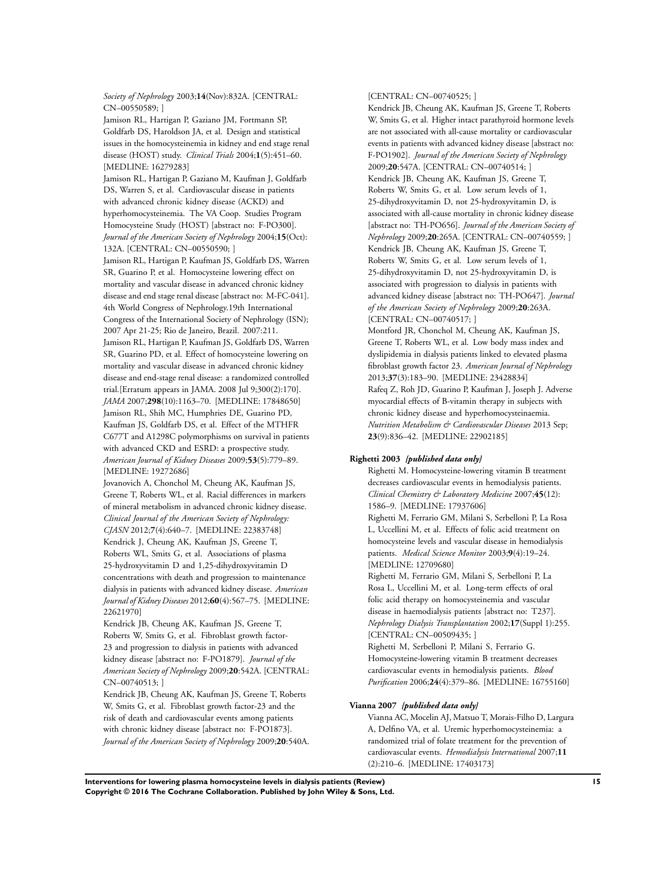*Society of Nephrology* 2003;**14**(Nov):832A. [CENTRAL: CN–00550589; ]

Jamison RL, Hartigan P, Gaziano JM, Fortmann SP, Goldfarb DS, Haroldson JA, et al. Design and statistical issues in the homocysteinemia in kidney and end stage renal disease (HOST) study. *Clinical Trials* 2004;**1**(5):451–60. [MEDLINE: 16279283]

Jamison RL, Hartigan P, Gaziano M, Kaufman J, Goldfarb DS, Warren S, et al. Cardiovascular disease in patients with advanced chronic kidney disease (ACKD) and hyperhomocysteinemia. The VA Coop. Studies Program Homocysteine Study (HOST) [abstract no: F-PO300]. *Journal of the American Society of Nephrology* 2004;**15**(Oct):132A. [CENTRAL: CN–00550590; ]

Jamison RL, Hartigan P, Kaufman JS, Goldfarb DS, Warren SR, Guarino P, et al. Homocysteine lowering effect on mortality and vascular disease in advanced chronic kidney disease and end stage renal disease [abstract no: M-FC-041]. 4th World Congress of Nephrology.19th International Congress of the International Society of Nephrology (ISN); 2007 Apr 21-25; Rio de Janeiro, Brazil. 2007:211.

Jamison RL, Hartigan P, Kaufman JS, Goldfarb DS, Warren SR, Guarino PD, et al. Effect of homocysteine lowering on mortality and vascular disease in advanced chronic kidney disease and end-stage renal disease: a randomized controlled trial.[Erratum appears in JAMA. 2008 Jul 9;300(2):170]. *JAMA* 2007;**298**(10):1163–70. [MEDLINE: 17848650]

Jamison RL, Shih MC, Humphries DE, Guarino PD, Kaufman JS, Goldfarb DS, et al. Effect of the MTHFR C677T and A1298C polymorphisms on survival in patients with advanced CKD and ESRD: a prospective study. *American Journal of Kidney Diseases* 2009;**53**(5):779–89. [MEDLINE: 19272686]

Jovanovich A, Chonchol M, Cheung AK, Kaufman JS, Greene T, Roberts WL, et al. Racial differences in markers of mineral metabolism in advanced chronic kidney disease. *Clinical Journal of the American Society of Nephrology: CJASN* 2012;**7**(4):640–7. [MEDLINE: 22383748]

Kendrick J, Cheung AK, Kaufman JS, Greene T, Roberts WL, Smits G, et al. Associations of plasma 25-hydroxyvitamin D and 1,25-dihydroxyvitamin D concentrations with death and progression to maintenance dialysis in patients with advanced kidney disease. *American Journal of Kidney Diseases* 2012;**60**(4):567–75. [MEDLINE: 22621970]

Kendrick JB, Cheung AK, Kaufman JS, Greene T, Roberts W, Smits G, et al. Fibroblast growth factor-23 and progression to dialysis in patients with advanced kidney disease [abstract no: F-PO1879]. *Journal of the American Society of Nephrology* 2009;**20**:542A. [CENTRAL: CN–00740513; ]

Kendrick JB, Cheung AK, Kaufman JS, Greene T, Roberts W, Smits G, et al. Fibroblast growth factor-23 and the risk of death and cardiovascular events among patients with chronic kidney disease [abstract no: F-PO1873]. *Journal of the American Society of Nephrology* 2009;**20**:540A. [CENTRAL: CN–00740525; ]

Kendrick JB, Cheung AK, Kaufman JS, Greene T, Roberts W, Smits G, et al. Higher intact parathyroid hormone levels are not associated with all-cause mortality or cardiovascular events in patients with advanced kidney disease [abstract no: F-PO1902]. *Journal of the American Society of Nephrology* 2009;**20**:547A. [CENTRAL: CN–00740514; ]

Kendrick JB, Cheung AK, Kaufman JS, Greene T, Roberts W, Smits G, et al. Low serum levels of 1, 25-dihydroxyvitamin D, not 25-hydroxyvitamin D, is associated with all-cause mortality in chronic kidney disease [abstract no: TH-PO656]. *Journal of the American Society of Nephrology* 2009;**20**:265A. [CENTRAL: CN–00740559; ]

Kendrick JB, Cheung AK, Kaufman JS, Greene T, Roberts W, Smits G, et al. Low serum levels of 1, 25-dihydroxyvitamin D, not 25-hydroxyvitamin D, is associated with progression to dialysis in patients with advanced kidney disease [abstract no: TH-PO647]. *Journal of the American Society of Nephrology* 2009;**20**:263A. [CENTRAL: CN–00740517; ]

Montford JR, Chonchol M, Cheung AK, Kaufman JS, Greene T, Roberts WL, et al. Low body mass index and dyslipidemia in dialysis patients linked to elevated plasma fibroblast growth factor 23. *American Journal of Nephrology* 2013;**37**(3):183–90. [MEDLINE: 23428834]

Rafeq Z, Roh JD, Guarino P, Kaufman J, Joseph J. Adverse myocardial effects of B-vitamin therapy in subjects with chronic kidney disease and hyperhomocysteinaemia. *Nutrition Metabolism & Cardiovascular Diseases* 2013 Sep; **23**(9):836–42. [MEDLINE: 22902185]

**Righetti 2003** ***{published data only}***

Righetti M. Homocysteine-lowering vitamin B treatment decreases cardiovascular events in hemodialysis patients. *Clinical Chemistry & Laboratory Medicine* 2007;**45**(12):1586–9. [MEDLINE: 17937606]

Righetti M, Ferrario GM, Milani S, Serbelloni P, La Rosa L, Uccellini M, et al. Effects of folic acid treatment on homocysteine levels and vascular disease in hemodialysis patients. *Medical Science Monitor* 2003;**9**(4):19–24. [MEDLINE: 12709680]

Righetti M, Ferrario GM, Milani S, Serbelloni P, La Rosa L, Uccellini M, et al. Long-term effects of oral folic acid therapy on homocysteinemia and vascular disease in haemodialysis patients [abstract no: T237]. *Nephrology Dialysis Transplantation* 2002;**17**(Suppl 1):255. [CENTRAL: CN–00509435; ]

Righetti M, Serbelloni P, Milani S, Ferrario G. Homocysteine-lowering vitamin B treatment decreases cardiovascular events in hemodialysis patients. *Blood Purification* 2006;**24**(4):379–86. [MEDLINE: 16755160]

**Vianna 2007** ***{published data only}***

Vianna AC, Mocelin AJ, Matsuo T, Morais-Filho D, Largura A, Delfino VA, et al. Uremic hyperhomocysteinemia: a randomized trial of folate treatment for the prevention of cardiovascular events. *Hemodialysis International* 2007;**11**(2):210–6. [MEDLINE: 17403173]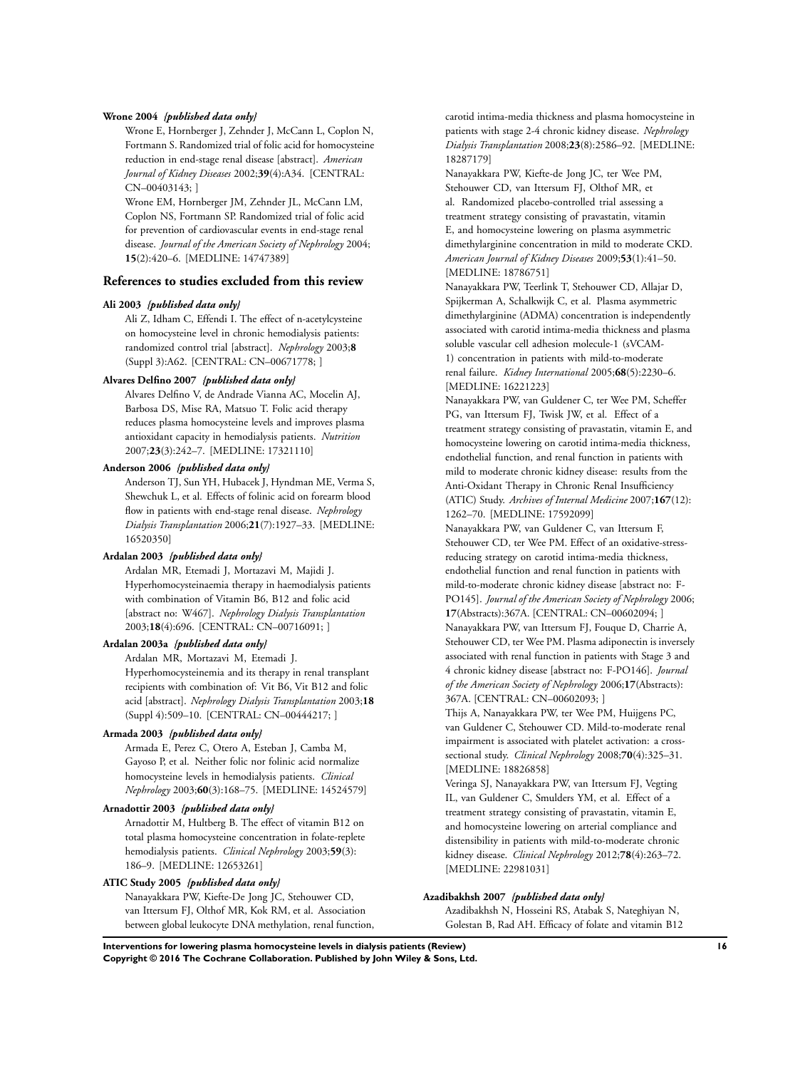**Wrone 2004** *{published data only}*

Wrone E, Hornberger J, Zehnder J, McCann L, Coplon N, Fortmann S. Randomized trial of folic acid for homocysteine reduction in end-stage renal disease [abstract]. *American Journal of Kidney Diseases* 2002;**39**(4):A34. [CENTRAL: CN–00403143; ]

Wrone EM, Hornberger JM, Zehnder JL, McCann LM, Coplon NS, Fortmann SP. Randomized trial of folic acid for prevention of cardiovascular events in end-stage renal disease. *Journal of the American Society of Nephrology* 2004; **15**(2):420–6. [MEDLINE: 14747389]

## References to studies excluded from this review

**Ali 2003** *{published data only}*

Ali Z, Idham C, Effendi I. The effect of n-acetylcysteine on homocysteine level in chronic hemodialysis patients: randomized control trial [abstract]. *Nephrology* 2003;**8** (Suppl 3):A62. [CENTRAL: CN–00671778; ]

**Alvares Delfino 2007** *{published data only}*

Alvares Delfino V, de Andrade Vianna AC, Mocelin AJ, Barbosa DS, Mise RA, Matsuo T. Folic acid therapy reduces plasma homocysteine levels and improves plasma antioxidant capacity in hemodialysis patients. *Nutrition* 2007;**23**(3):242–7. [MEDLINE: 17321110]

**Anderson 2006** *{published data only}*

Anderson TJ, Sun YH, Hubacek J, Hyndman ME, Verma S, Shewchuk L, et al. Effects of folinic acid on forearm blood flow in patients with end-stage renal disease. *Nephrology Dialysis Transplantation* 2006;**21**(7):1927–33. [MEDLINE: 16520350]

**Ardalan 2003** *{published data only}*

Ardalan MR, Etemadi J, Mortazavi M, Majidi J. Hyperhomocysteinaemia therapy in haemodialysis patients with combination of Vitamin B6, B12 and folic acid [abstract no: W467]. *Nephrology Dialysis Transplantation* 2003;**18**(4):696. [CENTRAL: CN–00716091; ]

**Ardalan 2003a** *{published data only}*

Ardalan MR, Mortazavi M, Etemadi J. Hyperhomocysteinemia and its therapy in renal transplant recipients with combination of: Vit B6, Vit B12 and folic acid [abstract]. *Nephrology Dialysis Transplantation* 2003;**18** (Suppl 4):509–10. [CENTRAL: CN–00444217; ]

**Armada 2003** *{published data only}*

Armada E, Perez C, Otero A, Esteban J, Camba M, Gayoso P, et al. Neither folic nor folinic acid normalize homocysteine levels in hemodialysis patients. *Clinical Nephrology* 2003;**60**(3):168–75. [MEDLINE: 14524579]

**Arnadottir 2003** *{published data only}*

Arnadottir M, Hultberg B. The effect of vitamin B12 on total plasma homocysteine concentration in folate-replete hemodialysis patients. *Clinical Nephrology* 2003;**59**(3): 186–9. [MEDLINE: 12653261]

**ATIC Study 2005** *{published data only}*

Nanayakkara PW, Kiefte-De Jong JC, Stehouwer CD, van Ittersum FJ, Olthof MR, Kok RM, et al. Association between global leukocyte DNA methylation, renal function, carotid intima-media thickness and plasma homocysteine in patients with stage 2-4 chronic kidney disease. *Nephrology Dialysis Transplantation* 2008;**23**(8):2586–92. [MEDLINE: 18287179]

Nanayakkara PW, Kiefte-de Jong JC, ter Wee PM, Stehouwer CD, van Ittersum FJ, Olthof MR, et al. Randomized placebo-controlled trial assessing a treatment strategy consisting of pravastatin, vitamin E, and homocysteine lowering on plasma asymmetric dimethylarginine concentration in mild to moderate CKD. *American Journal of Kidney Diseases* 2009;**53**(1):41–50. [MEDLINE: 18786751]

Nanayakkara PW, Teerlink T, Stehouwer CD, Allajar D, Spijkerman A, Schalkwijk C, et al. Plasma asymmetric dimethylarginine (ADMA) concentration is independently associated with carotid intima-media thickness and plasma soluble vascular cell adhesion molecule-1 (sVCAM-1) concentration in patients with mild-to-moderate renal failure. *Kidney International* 2005;**68**(5):2230–6. [MEDLINE: 16221223]

Nanayakkara PW, van Guldener C, ter Wee PM, Scheffer PG, van Ittersum FJ, Twisk JW, et al. Effect of a treatment strategy consisting of pravastatin, vitamin E, and homocysteine lowering on carotid intima-media thickness, endothelial function, and renal function in patients with mild to moderate chronic kidney disease: results from the Anti-Oxidant Therapy in Chronic Renal Insufficiency (ATIC) Study. *Archives of Internal Medicine* 2007;**167**(12): 1262–70. [MEDLINE: 17592099]

Nanayakkara PW, van Guldener C, van Ittersum F, Stehouwer CD, ter Wee PM. Effect of an oxidative-stress-reducing strategy on carotid intima-media thickness, endothelial function and renal function in patients with mild-to-moderate chronic kidney disease [abstract no: F-PO145]. *Journal of the American Society of Nephrology* 2006; **17**(Abstracts):367A. [CENTRAL: CN–00602094; ]

Nanayakkara PW, van Ittersum FJ, Fouque D, Charrie A, Stehouwer CD, ter Wee PM. Plasma adiponectin is inversely associated with renal function in patients with Stage 3 and 4 chronic kidney disease [abstract no: F-PO146]. *Journal of the American Society of Nephrology* 2006;**17**(Abstracts): 367A. [CENTRAL: CN–00602093; ]

Thijs A, Nanayakkara PW, ter Wee PM, Huijgens PC, van Guldener C, Stehouwer CD. Mild-to-moderate renal impairment is associated with platelet activation: a cross-sectional study. *Clinical Nephrology* 2008;**70**(4):325–31. [MEDLINE: 18826858]

Veringa SJ, Nanayakkara PW, van Ittersum FJ, Vegting IL, van Guldener C, Smulders YM, et al. Effect of a treatment strategy consisting of pravastatin, vitamin E, and homocysteine lowering on arterial compliance and distensibility in patients with mild-to-moderate chronic kidney disease. *Clinical Nephrology* 2012;**78**(4):263–72. [MEDLINE: 22981031]

**Azadibakhsh 2007** *{published data only}*

Azadibakhsh N, Hosseini RS, Atabak S, Nateghiyan N, Golestan B, Rad AH. Efficacy of folate and vitamin B12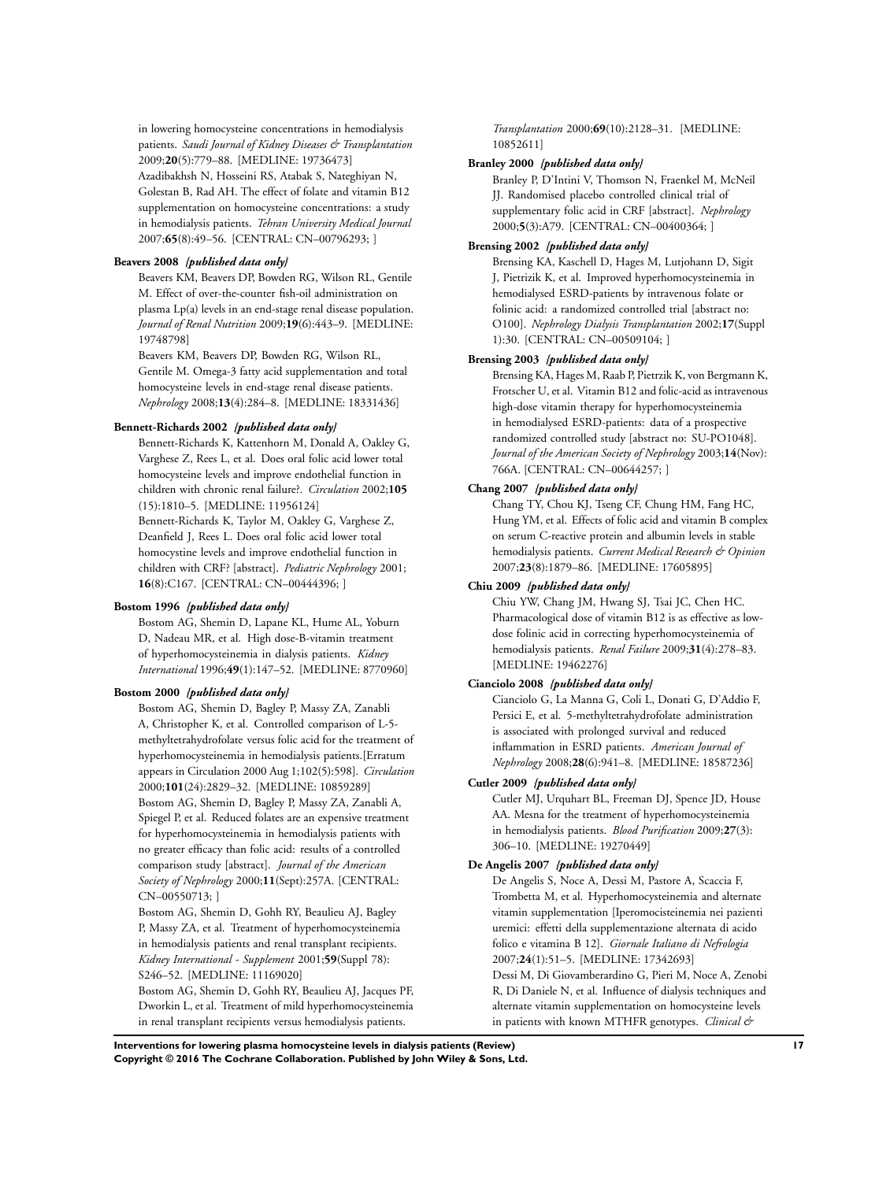in lowering homocysteine concentrations in hemodialysis patients. *Saudi Journal of Kidney Diseases & Transplantation* 2009;**20**(5):779–88. [MEDLINE: 19736473]
Azadibakhsh N, Hosseini RS, Atabak S, Nateghiyan N, Golestan B, Rad AH. The effect of folate and vitamin B12 supplementation on homocysteine concentrations: a study in hemodialysis patients. *Tehran University Medical Journal* 2007;**65**(8):49–56. [CENTRAL: CN–00796293; ]

**Beavers 2008** *{published data only}*

Beavers KM, Beavers DP, Bowden RG, Wilson RL, Gentile M. Effect of over-the-counter fish-oil administration on plasma Lp(a) levels in an end-stage renal disease population. *Journal of Renal Nutrition* 2009;**19**(6):443–9. [MEDLINE: 19748798]
Beavers KM, Beavers DP, Bowden RG, Wilson RL, Gentile M. Omega-3 fatty acid supplementation and total homocysteine levels in end-stage renal disease patients. *Nephrology* 2008;**13**(4):284–8. [MEDLINE: 18331436]

**Bennett-Richards 2002** *{published data only}*

Bennett-Richards K, Kattenhorn M, Donald A, Oakley G, Varghese Z, Rees L, et al. Does oral folic acid lower total homocysteine levels and improve endothelial function in children with chronic renal failure?. *Circulation* 2002;**105**(15):1810–5. [MEDLINE: 11956124]
Bennett-Richards K, Taylor M, Oakley G, Varghese Z, Deanfield J, Rees L. Does oral folic acid lower total homocystine levels and improve endothelial function in children with CRF? [abstract]. *Pediatric Nephrology* 2001;**16**(8):C167. [CENTRAL: CN–00444396; ]

**Bostom 1996** *{published data only}*

Bostom AG, Shemin D, Lapane KL, Hume AL, Yoburn D, Nadeau MR, et al. High dose-B-vitamin treatment of hyperhomocysteinemia in dialysis patients. *Kidney International* 1996;**49**(1):147–52. [MEDLINE: 8770960]

**Bostom 2000** *{published data only}*

Bostom AG, Shemin D, Bagley P, Massy ZA, Zanabli A, Christopher K, et al. Controlled comparison of L-5-methyltetrahydrofolate versus folic acid for the treatment of hyperhomocysteinemia in hemodialysis patients.[Erratum appears in Circulation 2000 Aug 1;102(5):598]. *Circulation* 2000;**101**(24):2829–32. [MEDLINE: 10859289]
Bostom AG, Shemin D, Bagley P, Massy ZA, Zanabli A, Spiegel P, et al. Reduced folates are an expensive treatment for hyperhomocysteinemia in hemodialysis patients with no greater efficacy than folic acid: results of a controlled comparison study [abstract]. *Journal of the American Society of Nephrology* 2000;**11**(Sept):257A. [CENTRAL: CN–00550713; ]
Bostom AG, Shemin D, Gohh RY, Beaulieu AJ, Bagley P, Massy ZA, et al. Treatment of hyperhomocysteinemia in hemodialysis patients and renal transplant recipients. *Kidney International - Supplement* 2001;**59**(Suppl 78):S246–52. [MEDLINE: 11169020]
Bostom AG, Shemin D, Gohh RY, Beaulieu AJ, Jacques PF, Dworkin L, et al. Treatment of mild hyperhomocysteinemia in renal transplant recipients versus hemodialysis patients. *Transplantation* 2000;**69**(10):2128–31. [MEDLINE: 10852611]

**Branley 2000** *{published data only}*

Branley P, D'Intini V, Thomson N, Fraenkel M, McNeil JJ. Randomised placebo controlled clinical trial of supplementary folic acid in CRF [abstract]. *Nephrology* 2000;**5**(3):A79. [CENTRAL: CN–00400364; ]

**Brensing 2002** *{published data only}*

Brensing KA, Kaschell D, Hages M, Lutjohann D, Sigit J, Pietrizik K, et al. Improved hyperhomocysteinemia in hemodialysed ESRD-patients by intravenous folate or folinic acid: a randomized controlled trial [abstract no: O100]. *Nephrology Dialysis Transplantation* 2002;**17**(Suppl 1):30. [CENTRAL: CN–00509104; ]

**Brensing 2003** *{published data only}*

Brensing KA, Hages M, Raab P, Pietrzik K, von Bergmann K, Frotscher U, et al. Vitamin B12 and folic-acid as intravenous high-dose vitamin therapy for hyperhomocysteinemia in hemodialysed ESRD-patients: data of a prospective randomized controlled study [abstract no: SU-PO1048]. *Journal of the American Society of Nephrology* 2003;**14**(Nov):766A. [CENTRAL: CN–00644257; ]

**Chang 2007** *{published data only}*

Chang TY, Chou KJ, Tseng CF, Chung HM, Fang HC, Hung YM, et al. Effects of folic acid and vitamin B complex on serum C-reactive protein and albumin levels in stable hemodialysis patients. *Current Medical Research & Opinion* 2007;**23**(8):1879–86. [MEDLINE: 17605895]

**Chiu 2009** *{published data only}*

Chiu YW, Chang JM, Hwang SJ, Tsai JC, Chen HC. Pharmacological dose of vitamin B12 is as effective as low-dose folinic acid in correcting hyperhomocysteinemia of hemodialysis patients. *Renal Failure* 2009;**31**(4):278–83. [MEDLINE: 19462276]

**Cianciolo 2008** *{published data only}*

Cianciolo G, La Manna G, Coli L, Donati G, D'Addio F, Persici E, et al. 5-methyltetrahydrofolate administration is associated with prolonged survival and reduced inflammation in ESRD patients. *American Journal of Nephrology* 2008;**28**(6):941–8. [MEDLINE: 18587236]

**Cutler 2009** *{published data only}*

Cutler MJ, Urquhart BL, Freeman DJ, Spence JD, House AA. Mesna for the treatment of hyperhomocysteinemia in hemodialysis patients. *Blood Purification* 2009;**27**(3):306–10. [MEDLINE: 19270449]

**De Angelis 2007** *{published data only}*

De Angelis S, Noce A, Dessi M, Pastore A, Scaccia F, Trombetta M, et al. Hyperhomocysteinemia and alternate vitamin supplementation [Iperomocisteinemia nei pazienti uremici: effetti della supplementazione alternata di acido folico e vitamina B 12]. *Giornale Italiano di Nefrologia* 2007;**24**(1):51–5. [MEDLINE: 17342693]
Dessi M, Di Giovamberardino G, Pieri M, Noce A, Zenobi R, Di Daniele N, et al. Influence of dialysis techniques and alternate vitamin supplementation on homocysteine levels in patients with known MTHFR genotypes. *Clinical &*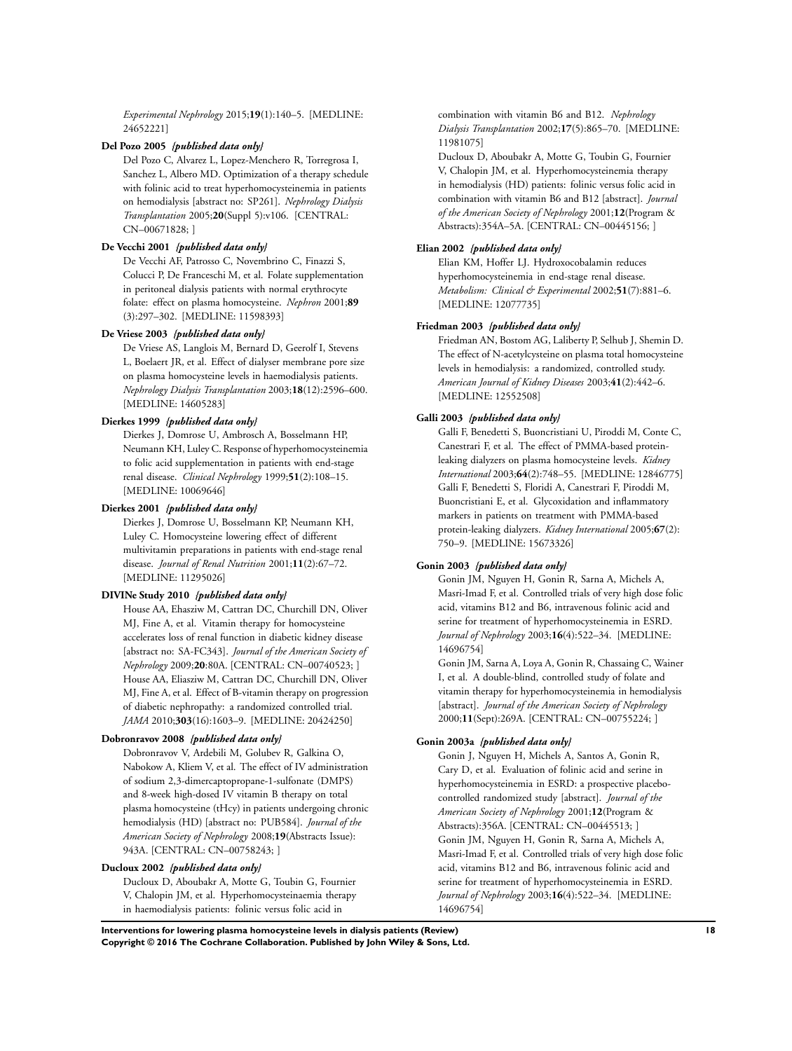*Experimental Nephrology* 2015;**19**(1):140–5. [MEDLINE: 24652221]

**Del Pozo 2005** ***{published data only}***

Del Pozo C, Alvarez L, Lopez-Menchero R, Torregrosa I, Sanchez L, Albero MD. Optimization of a therapy schedule with folinic acid to treat hyperhomocysteinemia in patients on hemodialysis [abstract no: SP261]. *Nephrology Dialysis Transplantation* 2005;**20**(Suppl 5):v106. [CENTRAL: CN–00671828; ]

**De Vecchi 2001** ***{published data only}***

De Vecchi AF, Patrosso C, Novembrino C, Finazzi S, Colucci P, De Franceschi M, et al. Folate supplementation in peritoneal dialysis patients with normal erythrocyte folate: effect on plasma homocysteine. *Nephron* 2001;**89**(3):297–302. [MEDLINE: 11598393]

**De Vriese 2003** ***{published data only}***

De Vriese AS, Langlois M, Bernard D, Geerolf I, Stevens L, Boelaert JR, et al. Effect of dialyser membrane pore size on plasma homocysteine levels in haemodialysis patients. *Nephrology Dialysis Transplantation* 2003;**18**(12):2596–600. [MEDLINE: 14605283]

**Dierkes 1999** ***{published data only}***

Dierkes J, Domrose U, Ambrosch A, Bosselmann HP, Neumann KH, Luley C. Response of hyperhomocysteinemia to folic acid supplementation in patients with end-stage renal disease. *Clinical Nephrology* 1999;**51**(2):108–15. [MEDLINE: 10069646]

**Dierkes 2001** ***{published data only}***

Dierkes J, Domrose U, Bosselmann KP, Neumann KH, Luley C. Homocysteine lowering effect of different multivitamin preparations in patients with end-stage renal disease. *Journal of Renal Nutrition* 2001;**11**(2):67–72. [MEDLINE: 11295026]

**DIVINe Study 2010** ***{published data only}***

House AA, Ehasziw M, Cattran DC, Churchill DN, Oliver MJ, Fine A, et al. Vitamin therapy for homocysteine accelerates loss of renal function in diabetic kidney disease [abstract no: SA-FC343]. *Journal of the American Society of Nephrology* 2009;**20**:80A. [CENTRAL: CN–00740523; ]

House AA, Eliasziw M, Cattran DC, Churchill DN, Oliver MJ, Fine A, et al. Effect of B-vitamin therapy on progression of diabetic nephropathy: a randomized controlled trial. *JAMA* 2010;**303**(16):1603–9. [MEDLINE: 20424250]

**Dobronravov 2008** ***{published data only}***

Dobronravov V, Ardebili M, Golubev R, Galkina O, Nabokow A, Kliem V, et al. The effect of IV administration of sodium 2,3-dimercaptopropane-1-sulfonate (DMPS) and 8-week high-dosed IV vitamin B therapy on total plasma homocysteine (tHcy) in patients undergoing chronic hemodialysis (HD) [abstract no: PUB584]. *Journal of the American Society of Nephrology* 2008;**19**(Abstracts Issue):943A. [CENTRAL: CN–00758243; ]

**Ducloux 2002** ***{published data only}***

Ducloux D, Aboubakr A, Motte G, Toubin G, Fournier V, Chalopin JM, et al. Hyperhomocysteinaemia therapy in haemodialysis patients: folinic versus folic acid in combination with vitamin B6 and B12. *Nephrology Dialysis Transplantation* 2002;**17**(5):865–70. [MEDLINE: 11981075]

Ducloux D, Aboubakr A, Motte G, Toubin G, Fournier V, Chalopin JM, et al. Hyperhomocysteinemia therapy in hemodialysis (HD) patients: folinic versus folic acid in combination with vitamin B6 and B12 [abstract]. *Journal of the American Society of Nephrology* 2001;**12**(Program & Abstracts):354A–5A. [CENTRAL: CN–00445156; ]

**Elian 2002** ***{published data only}***

Elian KM, Hoffer LJ. Hydroxocobalamin reduces hyperhomocysteinemia in end-stage renal disease. *Metabolism: Clinical & Experimental* 2002;**51**(7):881–6. [MEDLINE: 12077735]

**Friedman 2003** ***{published data only}***

Friedman AN, Bostom AG, Laliberty P, Selhub J, Shemin D. The effect of N-acetylcysteine on plasma total homocysteine levels in hemodialysis: a randomized, controlled study. *American Journal of Kidney Diseases* 2003;**41**(2):442–6. [MEDLINE: 12552508]

**Galli 2003** ***{published data only}***

Galli F, Benedetti S, Buoncristiani U, Piroddi M, Conte C, Canestrari F, et al. The effect of PMMA-based protein-leaking dialyzers on plasma homocysteine levels. *Kidney International* 2003;**64**(2):748–55. [MEDLINE: 12846775]

Galli F, Benedetti S, Floridi A, Canestrari F, Piroddi M, Buoncristiani E, et al. Glycoxidation and inflammatory markers in patients on treatment with PMMA-based protein-leaking dialyzers. *Kidney International* 2005;**67**(2):750–9. [MEDLINE: 15673326]

**Gonin 2003** ***{published data only}***

Gonin JM, Nguyen H, Gonin R, Sarna A, Michels A, Masri-Imad F, et al. Controlled trials of very high dose folic acid, vitamins B12 and B6, intravenous folinic acid and serine for treatment of hyperhomocysteinemia in ESRD. *Journal of Nephrology* 2003;**16**(4):522–34. [MEDLINE: 14696754]

Gonin JM, Sarna A, Loya A, Gonin R, Chassaing C, Wainer I, et al. A double-blind, controlled study of folate and vitamin therapy for hyperhomocysteinemia in hemodialysis [abstract]. *Journal of the American Society of Nephrology* 2000;**11**(Sept):269A. [CENTRAL: CN–00755224; ]

**Gonin 2003a** ***{published data only}***

Gonin J, Nguyen H, Michels A, Santos A, Gonin R, Cary D, et al. Evaluation of folinic acid and serine in hyperhomocysteinemia in ESRD: a prospective placebo-controlled randomized study [abstract]. *Journal of the American Society of Nephrology* 2001;**12**(Program & Abstracts):356A. [CENTRAL: CN–00445513; ]

Gonin JM, Nguyen H, Gonin R, Sarna A, Michels A, Masri-Imad F, et al. Controlled trials of very high dose folic acid, vitamins B12 and B6, intravenous folinic acid and serine for treatment of hyperhomocysteinemia in ESRD. *Journal of Nephrology* 2003;**16**(4):522–34. [MEDLINE: 14696754]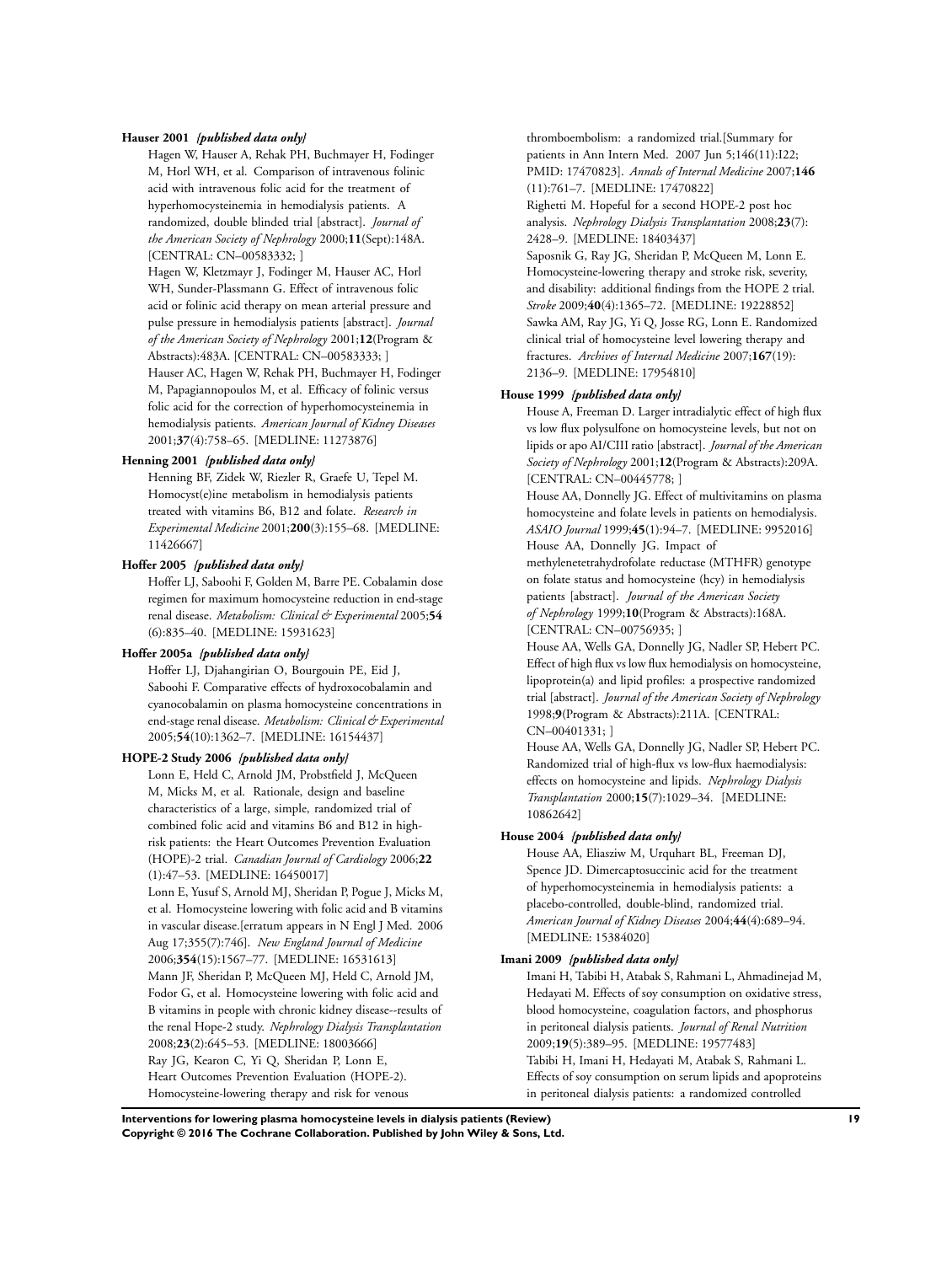**Hauser 2001** *{published data only}*

Hagen W, Hauser A, Rehak PH, Buchmayer H, Fodinger M, Horl WH, et al. Comparison of intravenous folinic acid with intravenous folic acid for the treatment of hyperhomocysteinemia in hemodialysis patients. A randomized, double blinded trial [abstract]. *Journal of the American Society of Nephrology* 2000;**11**(Sept):148A. [CENTRAL: CN–00583332; ]

Hagen W, Kletzmayr J, Fodinger M, Hauser AC, Horl WH, Sunder-Plassmann G. Effect of intravenous folic acid or folinic acid therapy on mean arterial pressure and pulse pressure in hemodialysis patients [abstract]. *Journal of the American Society of Nephrology* 2001;**12**(Program & Abstracts):483A. [CENTRAL: CN–00583333; ]

Hauser AC, Hagen W, Rehak PH, Buchmayer H, Fodinger M, Papagiannopoulos M, et al. Efficacy of folinic versus folic acid for the correction of hyperhomocysteinemia in hemodialysis patients. *American Journal of Kidney Diseases* 2001;**37**(4):758–65. [MEDLINE: 11273876]

**Henning 2001** *{published data only}*

Henning BF, Zidek W, Riezler R, Graefe U, Tepel M. Homocyst(e)ine metabolism in hemodialysis patients treated with vitamins B6, B12 and folate. *Research in Experimental Medicine* 2001;**200**(3):155–68. [MEDLINE: 11426667]

**Hoffer 2005** *{published data only}*

Hoffer LJ, Saboohi F, Golden M, Barre PE. Cobalamin dose regimen for maximum homocysteine reduction in end-stage renal disease. *Metabolism: Clinical & Experimental* 2005;**54**(6):835–40. [MEDLINE: 15931623]

**Hoffer 2005a** *{published data only}*

Hoffer LJ, Djahangirian O, Bourgouin PE, Eid J, Saboohi F. Comparative effects of hydroxocobalamin and cyanocobalamin on plasma homocysteine concentrations in end-stage renal disease. *Metabolism: Clinical & Experimental* 2005;**54**(10):1362–7. [MEDLINE: 16154437]

**HOPE-2 Study 2006** *{published data only}*

Lonn E, Held C, Arnold JM, Probstfield J, McQueen M, Micks M, et al. Rationale, design and baseline characteristics of a large, simple, randomized trial of combined folic acid and vitamins B6 and B12 in high-risk patients: the Heart Outcomes Prevention Evaluation (HOPE)-2 trial. *Canadian Journal of Cardiology* 2006;**22**(1):47–53. [MEDLINE: 16450017]

Lonn E, Yusuf S, Arnold MJ, Sheridan P, Pogue J, Micks M, et al. Homocysteine lowering with folic acid and B vitamins in vascular disease.[erratum appears in N Engl J Med. 2006 Aug 17;355(7):746]. *New England Journal of Medicine* 2006;**354**(15):1567–77. [MEDLINE: 16531613]

Mann JF, Sheridan P, McQueen MJ, Held C, Arnold JM, Fodor G, et al. Homocysteine lowering with folic acid and B vitamins in people with chronic kidney disease--results of the renal Hope-2 study. *Nephrology Dialysis Transplantation* 2008;**23**(2):645–53. [MEDLINE: 18003666]

Ray JG, Kearon C, Yi Q, Sheridan P, Lonn E, Heart Outcomes Prevention Evaluation (HOPE-2). Homocysteine-lowering therapy and risk for venous thromboembolism: a randomized trial.[Summary for patients in Ann Intern Med. 2007 Jun 5;146(11):I22; PMID: 17470823]. *Annals of Internal Medicine* 2007;**146**(11):761–7. [MEDLINE: 17470822]

Righetti M. Hopeful for a second HOPE-2 post hoc analysis. *Nephrology Dialysis Transplantation* 2008;**23**(7):2428–9. [MEDLINE: 18403437]

Saposnik G, Ray JG, Sheridan P, McQueen M, Lonn E. Homocysteine-lowering therapy and stroke risk, severity, and disability: additional findings from the HOPE 2 trial. *Stroke* 2009;**40**(4):1365–72. [MEDLINE: 19228852]

Sawka AM, Ray JG, Yi Q, Josse RG, Lonn E. Randomized clinical trial of homocysteine level lowering therapy and fractures. *Archives of Internal Medicine* 2007;**167**(19):2136–9. [MEDLINE: 17954810]

**House 1999** *{published data only}*

House A, Freeman D. Larger intradialytic effect of high flux vs low flux polysulfone on homocysteine levels, but not on lipids or apo AI/CIII ratio [abstract]. *Journal of the American Society of Nephrology* 2001;**12**(Program & Abstracts):209A. [CENTRAL: CN–00445778; ]

House AA, Donnelly JG. Effect of multivitamins on plasma homocysteine and folate levels in patients on hemodialysis. *ASAIO Journal* 1999;**45**(1):94–7. [MEDLINE: 9952016]

House AA, Donnelly JG. Impact of methylenetetrahydrofolate reductase (MTHFR) genotype on folate status and homocysteine (hcy) in hemodialysis patients [abstract]. *Journal of the American Society of Nephrology* 1999;**10**(Program & Abstracts):168A. [CENTRAL: CN–00756935; ]

House AA, Wells GA, Donnelly JG, Nadler SP, Hebert PC. Effect of high flux vs low flux hemodialysis on homocysteine, lipoprotein(a) and lipid profiles: a prospective randomized trial [abstract]. *Journal of the American Society of Nephrology* 1998;**9**(Program & Abstracts):211A. [CENTRAL: CN–00401331; ]

House AA, Wells GA, Donnelly JG, Nadler SP, Hebert PC. Randomized trial of high-flux vs low-flux haemodialysis: effects on homocysteine and lipids. *Nephrology Dialysis Transplantation* 2000;**15**(7):1029–34. [MEDLINE: 10862642]

**House 2004** *{published data only}*

House AA, Eliasziw M, Urquhart BL, Freeman DJ, Spence JD. Dimercaptosuccinic acid for the treatment of hyperhomocysteinemia in hemodialysis patients: a placebo-controlled, double-blind, randomized trial. *American Journal of Kidney Diseases* 2004;**44**(4):689–94. [MEDLINE: 15384020]

**Imani 2009** *{published data only}*

Imani H, Tabibi H, Atabak S, Rahmani L, Ahmadinejad M, Hedayati M. Effects of soy consumption on oxidative stress, blood homocysteine, coagulation factors, and phosphorus in peritoneal dialysis patients. *Journal of Renal Nutrition* 2009;**19**(5):389–95. [MEDLINE: 19577483]

Tabibi H, Imani H, Hedayati M, Atabak S, Rahmani L. Effects of soy consumption on serum lipids and apoproteins in peritoneal dialysis patients: a randomized controlled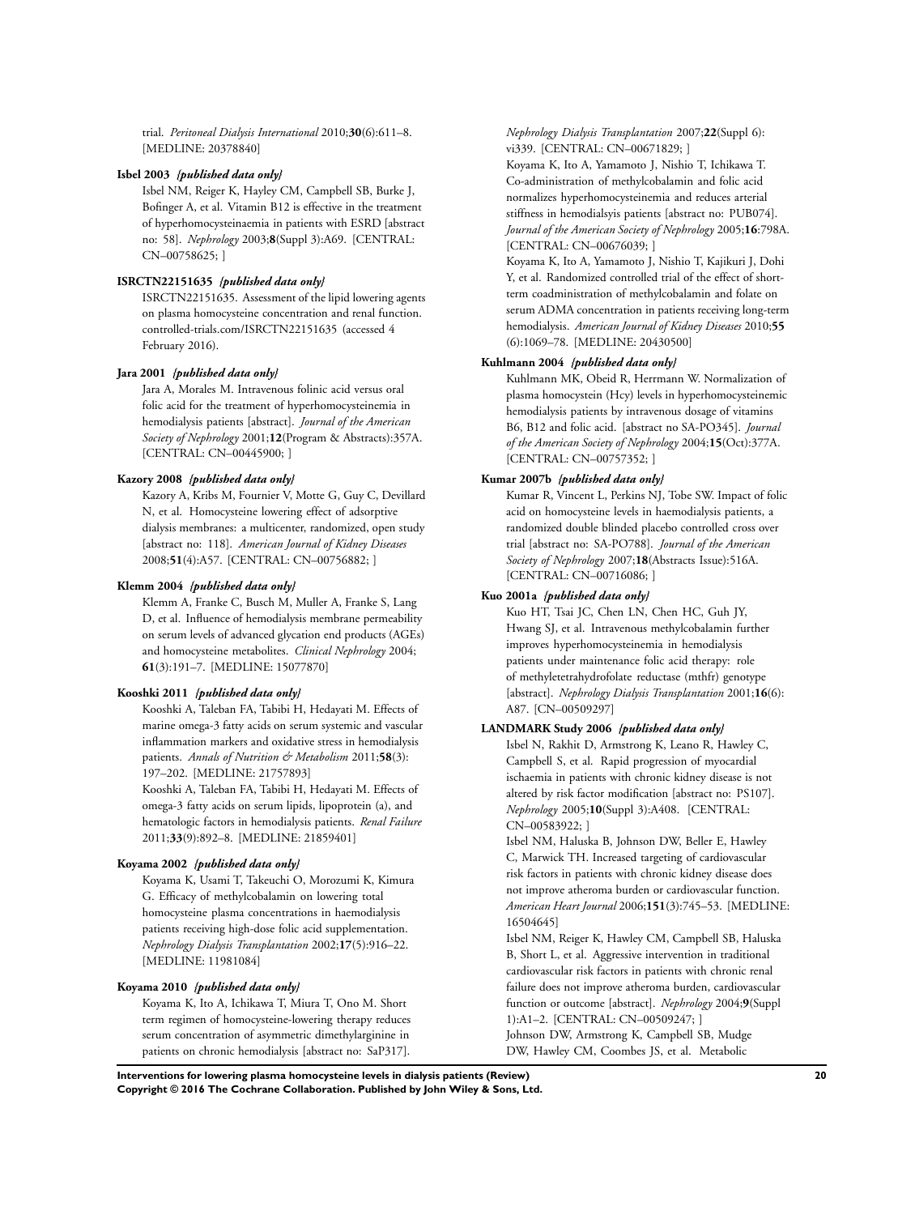trial. *Peritoneal Dialysis International* 2010;**30**(6):611–8. [MEDLINE: 20378840]

**Isbel 2003** ***{published data only}***

Isbel NM, Reiger K, Hayley CM, Campbell SB, Burke J, Bofinger A, et al. Vitamin B12 is effective in the treatment of hyperhomocysteinaemia in patients with ESRD [abstract no: 58]. *Nephrology* 2003;**8**(Suppl 3):A69. [CENTRAL: CN–00758625; ]

**ISRCTN22151635** ***{published data only}***

ISRCTN22151635. Assessment of the lipid lowering agents on plasma homocysteine concentration and renal function. controlled-trials.com/ISRCTN22151635 (accessed 4 February 2016).

**Jara 2001** ***{published data only}***

Jara A, Morales M. Intravenous folinic acid versus oral folic acid for the treatment of hyperhomocysteinemia in hemodialysis patients [abstract]. *Journal of the American Society of Nephrology* 2001;**12**(Program & Abstracts):357A. [CENTRAL: CN–00445900; ]

**Kazory 2008** ***{published data only}***

Kazory A, Kribs M, Fournier V, Motte G, Guy C, Devillard N, et al. Homocysteine lowering effect of adsorptive dialysis membranes: a multicenter, randomized, open study [abstract no: 118]. *American Journal of Kidney Diseases* 2008;**51**(4):A57. [CENTRAL: CN–00756882; ]

**Klemm 2004** ***{published data only}***

Klemm A, Franke C, Busch M, Muller A, Franke S, Lang D, et al. Influence of hemodialysis membrane permeability on serum levels of advanced glycation end products (AGEs) and homocysteine metabolites. *Clinical Nephrology* 2004;**61**(3):191–7. [MEDLINE: 15077870]

**Kooshki 2011** ***{published data only}***

Kooshki A, Taleban FA, Tabibi H, Hedayati M. Effects of marine omega-3 fatty acids on serum systemic and vascular inflammation markers and oxidative stress in hemodialysis patients. *Annals of Nutrition & Metabolism* 2011;**58**(3):197–202. [MEDLINE: 21757893]

Kooshki A, Taleban FA, Tabibi H, Hedayati M. Effects of omega-3 fatty acids on serum lipids, lipoprotein (a), and hematologic factors in hemodialysis patients. *Renal Failure* 2011;**33**(9):892–8. [MEDLINE: 21859401]

**Koyama 2002** ***{published data only}***

Koyama K, Usami T, Takeuchi O, Morozumi K, Kimura G. Efficacy of methylcobalamin on lowering total homocysteine plasma concentrations in haemodialysis patients receiving high-dose folic acid supplementation. *Nephrology Dialysis Transplantation* 2002;**17**(5):916–22. [MEDLINE: 11981084]

**Koyama 2010** ***{published data only}***

Koyama K, Ito A, Ichikawa T, Miura T, Ono M. Short term regimen of homocysteine-lowering therapy reduces serum concentration of asymmetric dimethylarginine in patients on chronic hemodialysis [abstract no: SaP317]. *Nephrology Dialysis Transplantation* 2007;**22**(Suppl 6):vi339. [CENTRAL: CN–00671829; ]

Koyama K, Ito A, Yamamoto J, Nishio T, Ichikawa T. Co-administration of methylcobalamin and folic acid normalizes hyperhomocysteinemia and reduces arterial stiffness in hemodialsyis patients [abstract no: PUB074]. *Journal of the American Society of Nephrology* 2005;**16**:798A. [CENTRAL: CN–00676039; ]

Koyama K, Ito A, Yamamoto J, Nishio T, Kajikuri J, Dohi Y, et al. Randomized controlled trial of the effect of short-term coadministration of methylcobalamin and folate on serum ADMA concentration in patients receiving long-term hemodialysis. *American Journal of Kidney Diseases* 2010;**55**(6):1069–78. [MEDLINE: 20430500]

**Kuhlmann 2004** ***{published data only}***

Kuhlmann MK, Obeid R, Herrmann W. Normalization of plasma homocystein (Hcy) levels in hyperhomocysteinemic hemodialysis patients by intravenous dosage of vitamins B6, B12 and folic acid. [abstract no SA-PO345]. *Journal of the American Society of Nephrology* 2004;**15**(Oct):377A. [CENTRAL: CN–00757352; ]

**Kumar 2007b** ***{published data only}***

Kumar R, Vincent L, Perkins NJ, Tobe SW. Impact of folic acid on homocysteine levels in haemodialysis patients, a randomized double blinded placebo controlled cross over trial [abstract no: SA-PO788]. *Journal of the American Society of Nephrology* 2007;**18**(Abstracts Issue):516A. [CENTRAL: CN–00716086; ]

**Kuo 2001a** ***{published data only}***

Kuo HT, Tsai JC, Chen LN, Chen HC, Guh JY, Hwang SJ, et al. Intravenous methylcobalamin further improves hyperhomocysteinemia in hemodialysis patients under maintenance folic acid therapy: role of methyletetrahydrofolate reductase (mthfr) genotype [abstract]. *Nephrology Dialysis Transplantation* 2001;**16**(6):A87. [CN–00509297]

**LANDMARK Study 2006** ***{published data only}***

Isbel N, Rakhit D, Armstrong K, Leano R, Hawley C, Campbell S, et al. Rapid progression of myocardial ischaemia in patients with chronic kidney disease is not altered by risk factor modification [abstract no: PS107]. *Nephrology* 2005;**10**(Suppl 3):A408. [CENTRAL: CN–00583922; ]

Isbel NM, Haluska B, Johnson DW, Beller E, Hawley C, Marwick TH. Increased targeting of cardiovascular risk factors in patients with chronic kidney disease does not improve atheroma burden or cardiovascular function. *American Heart Journal* 2006;**151**(3):745–53. [MEDLINE: 16504645]

Isbel NM, Reiger K, Hawley CM, Campbell SB, Haluska B, Short L, et al. Aggressive intervention in traditional cardiovascular risk factors in patients with chronic renal failure does not improve atheroma burden, cardiovascular function or outcome [abstract]. *Nephrology* 2004;**9**(Suppl 1):A1–2. [CENTRAL: CN–00509247; ]

Johnson DW, Armstrong K, Campbell SB, Mudge DW, Hawley CM, Coombes JS, et al. Metabolic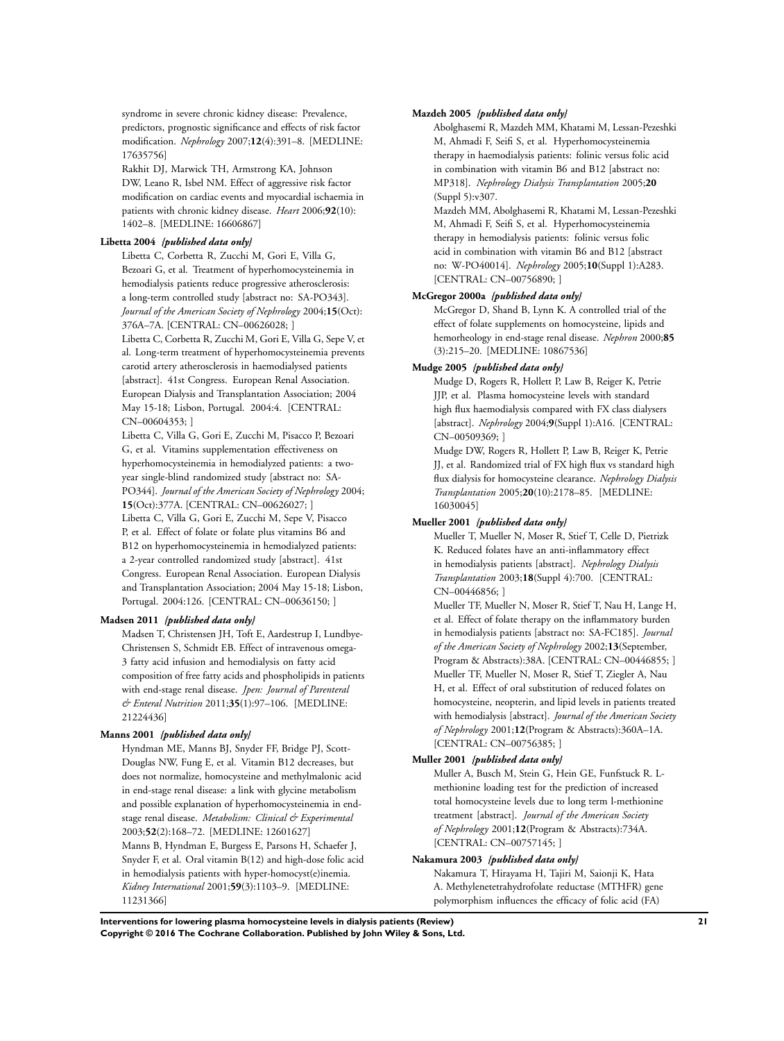syndrome in severe chronic kidney disease: Prevalence, predictors, prognostic significance and effects of risk factor modification. *Nephrology* 2007;**12**(4):391–8. [MEDLINE: 17635756]

Rakhit DJ, Marwick TH, Armstrong KA, Johnson DW, Leano R, Isbel NM. Effect of aggressive risk factor modification on cardiac events and myocardial ischaemia in patients with chronic kidney disease. *Heart* 2006;**92**(10): 1402–8. [MEDLINE: 16606867]

**Libetta 2004** ***{published data only}***

Libetta C, Corbetta R, Zucchi M, Gori E, Villa G, Bezoari G, et al. Treatment of hyperhomocysteinemia in hemodialysis patients reduce progressive atherosclerosis: a long-term controlled study [abstract no: SA-PO343]. *Journal of the American Society of Nephrology* 2004;**15**(Oct): 376A–7A. [CENTRAL: CN–00626028; ]

Libetta C, Corbetta R, Zucchi M, Gori E, Villa G, Sepe V, et al. Long-term treatment of hyperhomocysteinemia prevents carotid artery atherosclerosis in haemodialysed patients [abstract]. 41st Congress. European Renal Association. European Dialysis and Transplantation Association; 2004 May 15-18; Lisbon, Portugal. 2004:4. [CENTRAL: CN–00604353; ]

Libetta C, Villa G, Gori E, Zucchi M, Pisacco P, Bezoari G, et al. Vitamins supplementation effectiveness on hyperhomocysteinemia in hemodialyzed patients: a two-year single-blind randomized study [abstract no: SA-PO344]. *Journal of the American Society of Nephrology* 2004; **15**(Oct):377A. [CENTRAL: CN–00626027; ]

Libetta C, Villa G, Gori E, Zucchi M, Sepe V, Pisacco P, et al. Effect of folate or folate plus vitamins B6 and B12 on hyperhomocysteinemia in hemodialyzed patients: a 2-year controlled randomized study [abstract]. 41st Congress. European Renal Association. European Dialysis and Transplantation Association; 2004 May 15-18; Lisbon, Portugal. 2004:126. [CENTRAL: CN–00636150; ]

**Madsen 2011** ***{published data only}***

Madsen T, Christensen JH, Toft E, Aardestrup I, Lundbye-Christensen S, Schmidt EB. Effect of intravenous omega-3 fatty acid infusion and hemodialysis on fatty acid composition of free fatty acids and phospholipids in patients with end-stage renal disease. *Jpen: Journal of Parenteral & Enteral Nutrition* 2011;**35**(1):97–106. [MEDLINE: 21224436]

**Manns 2001** ***{published data only}***

Hyndman ME, Manns BJ, Snyder FF, Bridge PJ, Scott-Douglas NW, Fung E, et al. Vitamin B12 decreases, but does not normalize, homocysteine and methylmalonic acid in end-stage renal disease: a link with glycine metabolism and possible explanation of hyperhomocysteinemia in end-stage renal disease. *Metabolism: Clinical & Experimental* 2003;**52**(2):168–72. [MEDLINE: 12601627]

Manns B, Hyndman E, Burgess E, Parsons H, Schaefer J, Snyder F, et al. Oral vitamin B(12) and high-dose folic acid in hemodialysis patients with hyper-homocyst(e)inemia. *Kidney International* 2001;**59**(3):1103–9. [MEDLINE: 11231366]

**Mazdeh 2005** ***{published data only}***

Abolghasemi R, Mazdeh MM, Khatami M, Lessan-Pezeshki M, Ahmadi F, Seifi S, et al. Hyperhomocysteinemia therapy in haemodialysis patients: folinic versus folic acid in combination with vitamin B6 and B12 [abstract no: MP318]. *Nephrology Dialysis Transplantation* 2005;**20** (Suppl 5):v307.

Mazdeh MM, Abolghasemi R, Khatami M, Lessan-Pezeshki M, Ahmadi F, Seifi S, et al. Hyperhomocysteinemia therapy in hemodialysis patients: folinic versus folic acid in combination with vitamin B6 and B12 [abstract no: W-PO40014]. *Nephrology* 2005;**10**(Suppl 1):A283. [CENTRAL: CN–00756890; ]

**McGregor 2000a** ***{published data only}***

McGregor D, Shand B, Lynn K. A controlled trial of the effect of folate supplements on homocysteine, lipids and hemorheology in end-stage renal disease. *Nephron* 2000;**85** (3):215–20. [MEDLINE: 10867536]

**Mudge 2005** ***{published data only}***

Mudge D, Rogers R, Hollett P, Law B, Reiger K, Petrie JJP, et al. Plasma homocysteine levels with standard high flux haemodialysis compared with FX class dialysers [abstract]. *Nephrology* 2004;**9**(Suppl 1):A16. [CENTRAL: CN–00509369; ]

Mudge DW, Rogers R, Hollett P, Law B, Reiger K, Petrie JJ, et al. Randomized trial of FX high flux vs standard high flux dialysis for homocysteine clearance. *Nephrology Dialysis Transplantation* 2005;**20**(10):2178–85. [MEDLINE: 16030045]

**Mueller 2001** ***{published data only}***

Mueller T, Mueller N, Moser R, Stief T, Celle D, Pietrizk K. Reduced folates have an anti-inflammatory effect in hemodialysis patients [abstract]. *Nephrology Dialysis Transplantation* 2003;**18**(Suppl 4):700. [CENTRAL: CN–00446856; ]

Mueller TF, Mueller N, Moser R, Stief T, Nau H, Lange H, et al. Effect of folate therapy on the inflammatory burden in hemodialysis patients [abstract no: SA-FC185]. *Journal of the American Society of Nephrology* 2002;**13**(September, Program & Abstracts):38A. [CENTRAL: CN–00446855; ]

Mueller TF, Mueller N, Moser R, Stief T, Ziegler A, Nau H, et al. Effect of oral substitution of reduced folates on homocysteine, neopterin, and lipid levels in patients treated with hemodialysis [abstract]. *Journal of the American Society of Nephrology* 2001;**12**(Program & Abstracts):360A–1A. [CENTRAL: CN–00756385; ]

**Muller 2001** ***{published data only}***

Muller A, Busch M, Stein G, Hein GE, Funfstuck R. L-methionine loading test for the prediction of increased total homocysteine levels due to long term l-methionine treatment [abstract]. *Journal of the American Society of Nephrology* 2001;**12**(Program & Abstracts):734A. [CENTRAL: CN–00757145; ]

**Nakamura 2003** ***{published data only}***

Nakamura T, Hirayama H, Tajiri M, Saionji K, Hata A. Methylenetetrahydrofolate reductase (MTHFR) gene polymorphism influences the efficacy of folic acid (FA)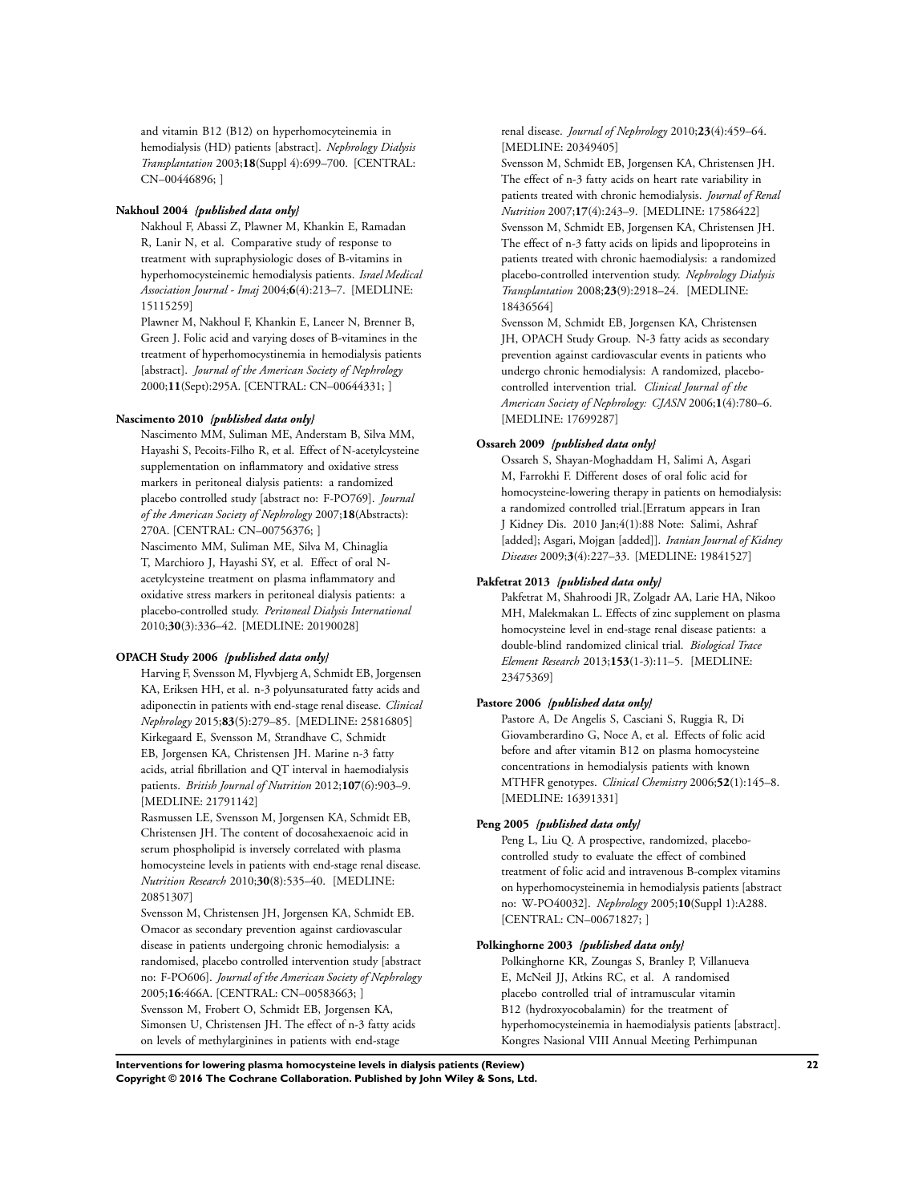and vitamin B12 (B12) on hyperhomocysteinemia in hemodialysis (HD) patients [abstract]. *Nephrology Dialysis Transplantation* 2003;**18**(Suppl 4):699–700. [CENTRAL: CN–00446896; ]

**Nakhoul 2004** ***{published data only}***

Nakhoul F, Abassi Z, Plawner M, Khankin E, Ramadan R, Lanir N, et al. Comparative study of response to treatment with supraphysiologic doses of B-vitamins in hyperhomocysteinemic hemodialysis patients. *Israel Medical Association Journal - Imaj* 2004;**6**(4):213–7. [MEDLINE: 15115259]

Plawner M, Nakhoul F, Khankin E, Laneer N, Brenner B, Green J. Folic acid and varying doses of B-vitamines in the treatment of hyperhomocystinemia in hemodialysis patients [abstract]. *Journal of the American Society of Nephrology* 2000;**11**(Sept):295A. [CENTRAL: CN–00644331; ]

**Nascimento 2010** ***{published data only}***

Nascimento MM, Suliman ME, Anderstam B, Silva MM, Hayashi S, Pecoits-Filho R, et al. Effect of N-acetylcysteine supplementation on inflammatory and oxidative stress markers in peritoneal dialysis patients: a randomized placebo controlled study [abstract no: F-PO769]. *Journal of the American Society of Nephrology* 2007;**18**(Abstracts):270A. [CENTRAL: CN–00756376; ]

Nascimento MM, Suliman ME, Silva M, Chinaglia T, Marchioro J, Hayashi SY, et al. Effect of oral N-acetylcysteine treatment on plasma inflammatory and oxidative stress markers in peritoneal dialysis patients: a placebo-controlled study. *Peritoneal Dialysis International* 2010;**30**(3):336–42. [MEDLINE: 20190028]

**OPACH Study 2006** ***{published data only}***

Harving F, Svensson M, Flyvbjerg A, Schmidt EB, Jorgensen KA, Eriksen HH, et al. n-3 polyunsaturated fatty acids and adiponectin in patients with end-stage renal disease. *Clinical Nephrology* 2015;**83**(5):279–85. [MEDLINE: 25816805]

Kirkegaard E, Svensson M, Strandhave C, Schmidt EB, Jorgensen KA, Christensen JH. Marine n-3 fatty acids, atrial fibrillation and QT interval in haemodialysis patients. *British Journal of Nutrition* 2012;**107**(6):903–9. [MEDLINE: 21791142]

Rasmussen LE, Svensson M, Jorgensen KA, Schmidt EB, Christensen JH. The content of docosahexaenoic acid in serum phospholipid is inversely correlated with plasma homocysteine levels in patients with end-stage renal disease. *Nutrition Research* 2010;**30**(8):535–40. [MEDLINE: 20851307]

Svensson M, Christensen JH, Jorgensen KA, Schmidt EB. Omacor as secondary prevention against cardiovascular disease in patients undergoing chronic hemodialysis: a randomised, placebo controlled intervention study [abstract no: F-PO606]. *Journal of the American Society of Nephrology* 2005;**16**:466A. [CENTRAL: CN–00583663; ]

Svensson M, Frobert O, Schmidt EB, Jorgensen KA, Simonsen U, Christensen JH. The effect of n-3 fatty acids on levels of methylarginines in patients with end-stage renal disease. *Journal of Nephrology* 2010;**23**(4):459–64. [MEDLINE: 20349405]

Svensson M, Schmidt EB, Jorgensen KA, Christensen JH. The effect of n-3 fatty acids on heart rate variability in patients treated with chronic hemodialysis. *Journal of Renal Nutrition* 2007;**17**(4):243–9. [MEDLINE: 17586422]

Svensson M, Schmidt EB, Jorgensen KA, Christensen JH. The effect of n-3 fatty acids on lipids and lipoproteins in patients treated with chronic haemodialysis: a randomized placebo-controlled intervention study. *Nephrology Dialysis Transplantation* 2008;**23**(9):2918–24. [MEDLINE: 18436564]

Svensson M, Schmidt EB, Jorgensen KA, Christensen JH, OPACH Study Group. N-3 fatty acids as secondary prevention against cardiovascular events in patients who undergo chronic hemodialysis: A randomized, placebo-controlled intervention trial. *Clinical Journal of the American Society of Nephrology: CJASN* 2006;**1**(4):780–6. [MEDLINE: 17699287]

**Ossareh 2009** ***{published data only}***

Ossareh S, Shayan-Moghaddam H, Salimi A, Asgari M, Farrokhi F. Different doses of oral folic acid for homocysteine-lowering therapy in patients on hemodialysis: a randomized controlled trial.[Erratum appears in Iran J Kidney Dis. 2010 Jan;4(1):88 Note: Salimi, Ashraf [added]; Asgari, Mojgan [added]]. *Iranian Journal of Kidney Diseases* 2009;**3**(4):227–33. [MEDLINE: 19841527]

**Pakfetrat 2013** ***{published data only}***

Pakfetrat M, Shahroodi JR, Zolgadr AA, Larie HA, Nikoo MH, Malekmakan L. Effects of zinc supplement on plasma homocysteine level in end-stage renal disease patients: a double-blind randomized clinical trial. *Biological Trace Element Research* 2013;**153**(1-3):11–5. [MEDLINE: 23475369]

**Pastore 2006** ***{published data only}***

Pastore A, De Angelis S, Casciani S, Ruggia R, Di Giovamberardino G, Noce A, et al. Effects of folic acid before and after vitamin B12 on plasma homocysteine concentrations in hemodialysis patients with known MTHFR genotypes. *Clinical Chemistry* 2006;**52**(1):145–8. [MEDLINE: 16391331]

**Peng 2005** ***{published data only}***

Peng L, Liu Q. A prospective, randomized, placebo-controlled study to evaluate the effect of combined treatment of folic acid and intravenous B-complex vitamins on hyperhomocysteinemia in hemodialysis patients [abstract no: W-PO40032]. *Nephrology* 2005;**10**(Suppl 1):A288. [CENTRAL: CN–00671827; ]

**Polkinghorne 2003** ***{published data only}***

Polkinghorne KR, Zoungas S, Branley P, Villanueva E, McNeil JJ, Atkins RC, et al. A randomised placebo controlled trial of intramuscular vitamin B12 (hydroxyocobalamin) for the treatment of hyperhomocysteinemia in haemodialysis patients [abstract]. Kongres Nasional VIII Annual Meeting Perhimpunan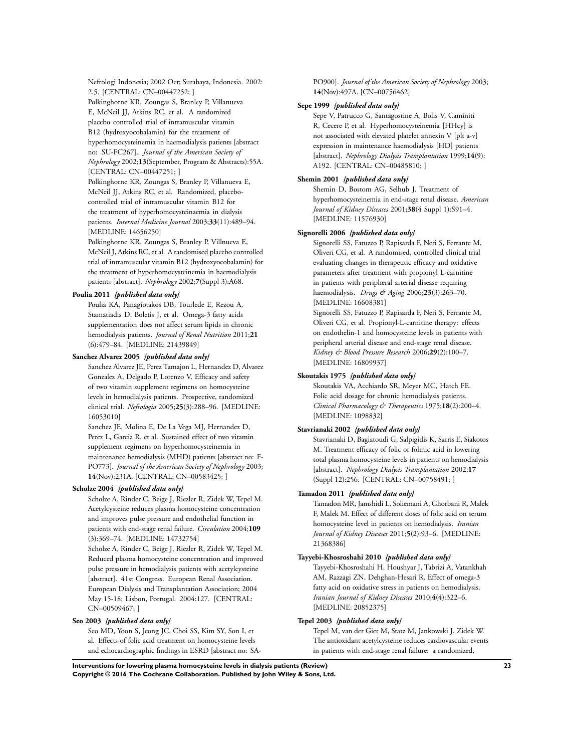Nefrologi Indonesia; 2002 Oct; Surabaya, Indonesia. 2002: 2.5. [CENTRAL: CN–00447252; ]

Polkinghorne KR, Zoungas S, Branley P, Villanueva E, McNeil JJ, Atkins RC, et al. A randomized placebo controlled trial of intramuscular vitamin B12 (hydroxyocobalamin) for the treatment of hyperhomocysteineemia in haemodialysis patients [abstract no: SU-FC267]. *Journal of the American Society of Nephrology* 2002;**13**(September, Program & Abstracts):55A. [CENTRAL: CN–00447251; ]

Polkinghorne KR, Zoungas S, Branley P, Villanueva E, McNeil JJ, Atkins RC, et al. Randomized, placebo-controlled trial of intramuscular vitamin B12 for the treatment of hyperhomocysteinaemia in dialysis patients. *Internal Medicine Journal* 2003;**33**(11):489–94. [MEDLINE: 14656250]

Polkinghorne KR, Zoungas S, Branley P, Villnueva E, McNeil J, Atkins RC, et al. A randomised placebo controlled trial of intramuscular vitamin B12 (hydroxyocobalamin) for the treatment of hyperhomocysteinemia in haemodialysis patients [abstract]. *Nephrology* 2002;**7**(Suppl 3):A68.

**Poulia 2011** *{published data only}*

Poulia KA, Panagiotakos DB, Tourlede E, Rezou A, Stamatiadis D, Boletis J, et al. Omega-3 fatty acids supplementation does not affect serum lipids in chronic hemodialysis patients. *Journal of Renal Nutrition* 2011;**21** (6):479–84. [MEDLINE: 21439849]

**Sanchez Alvarez 2005** *{published data only}*

Sanchez Alvarez JE, Perez Tamajon L, Hernandez D, Alvarez Gonzalez A, Delgado P, Lorenzo V. Efficacy and safety of two vitamin supplement regimens on homocysteine levels in hemodialysis patients. Prospective, randomized clinical trial. *Nefrologia* 2005;**25**(3):288–96. [MEDLINE: 16053010]

Sanchez JE, Molina E, De La Vega MJ, Hernandez D, Perez L, Garcia R, et al. Sustained effect of two vitamin supplement regimens on hyperhomocysteinemia in maintenance hemodialysis (MHD) patients [abstract no: F-PO773]. *Journal of the American Society of Nephrology* 2003; **14**(Nov):231A. [CENTRAL: CN–00583425; ]

**Scholze 2004** *{published data only}*

Scholze A, Rinder C, Beige J, Riezler R, Zidek W, Tepel M. Acetylcysteine reduces plasma homocysteine concentration and improves pulse pressure and endothelial function in patients with end-stage renal failure. *Circulation* 2004;**109** (3):369–74. [MEDLINE: 14732754]

Scholze A, Rinder C, Beige J, Riezler R, Zidek W, Tepel M. Reduced plasma homocysteine concentration and improved pulse pressure in hemodialysis patients with acetylcysteine [abstract]. 41st Congress. European Renal Association. European Dialysis and Transplantation Association; 2004 May 15-18; Lisbon, Portugal. 2004:127. [CENTRAL: CN–00509467; ]

**Seo 2003** *{published data only}*

Seo MD, Yoon S, Jeong JC, Choi SS, Kim SY, Son I, et al. Effects of folic acid treatment on homocysteine levels and echocardiographic findings in ESRD [abstract no: SA-PO900]. *Journal of the American Society of Nephrology* 2003; **14**(Nov):497A. [CN–00756462]

**Sepe 1999** *{published data only}*

Sepe V, Patrucco G, Santagostine A, Bolis V, Caminiti R, Cecere P, et al. Hyperhomocysteinemia [HHcy] is not associated with elevated platelet annexin V [plt a-v] expression in maintenance haemodialysis [HD] patients [abstract]. *Nephrology Dialysis Transplantation* 1999;**14**(9): A192. [CENTRAL: CN–00485810; ]

**Shemin 2001** *{published data only}*

Shemin D, Bostom AG, Selhub J. Treatment of hyperhomocysteinemia in end-stage renal disease. *American Journal of Kidney Diseases* 2001;**38**(4 Suppl 1):S91–4. [MEDLINE: 11576930]

**Signorelli 2006** *{published data only}*

Signorelli SS, Fatuzzo P, Rapisarda F, Neri S, Ferrante M, Oliveri CG, et al. A randomised, controlled clinical trial evaluating changes in therapeutic efficacy and oxidative parameters after treatment with propionyl L-carnitine in patients with peripheral arterial disease requiring haemodialysis. *Drugs & Aging* 2006;**23**(3):263–70. [MEDLINE: 16608381]

Signorelli SS, Fatuzzo P, Rapisarda F, Neri S, Ferrante M, Oliveri CG, et al. Propionyl-L-carnitine therapy: effects on endothelin-1 and homocysteine levels in patients with peripheral arterial disease and end-stage renal disease. *Kidney & Blood Pressure Research* 2006;**29**(2):100–7. [MEDLINE: 16809937]

**Skoutakis 1975** *{published data only}*

Skoutakis VA, Acchiardo SR, Meyer MC, Hatch FE. Folic acid dosage for chronic hemodialysis patients. *Clinical Pharmacology & Therapeutics* 1975;**18**(2):200–4. [MEDLINE: 1098832]

**Stavrianaki 2002** *{published data only}*

Stavrianaki D, Bagiatoudi G, Salpigidis K, Sarris E, Siakotos M. Treatment efficacy of folic or folinic acid in lowering total plasma homocysteine levels in patients on hemodialysis [abstract]. *Nephrology Dialysis Transplantation* 2002;**17** (Suppl 12):256. [CENTRAL: CN–00758491; ]

**Tamadon 2011** *{published data only}*

Tamadon MR, Jamshidi L, Soliemani A, Ghorbani R, Malek F, Malek M. Effect of different doses of folic acid on serum homocysteine level in patients on hemodialysis. *Iranian Journal of Kidney Diseases* 2011;**5**(2):93–6. [MEDLINE: 21368386]

**Tayyebi-Khosroshahi 2010** *{published data only}*

Tayyebi-Khosroshahi H, Houshyar J, Tabrizi A, Vatankhah AM, Razzagi ZN, Dehghan-Hesari R. Effect of omega-3 fatty acid on oxidative stress in patients on hemodialysis. *Iranian Journal of Kidney Diseases* 2010;**4**(4):322–6. [MEDLINE: 20852375]

**Tepel 2003** *{published data only}*

Tepel M, van der Giet M, Statz M, Jankowski J, Zidek W. The antioxidant acetylcysteine reduces cardiovascular events in patients with end-stage renal failure: a randomized,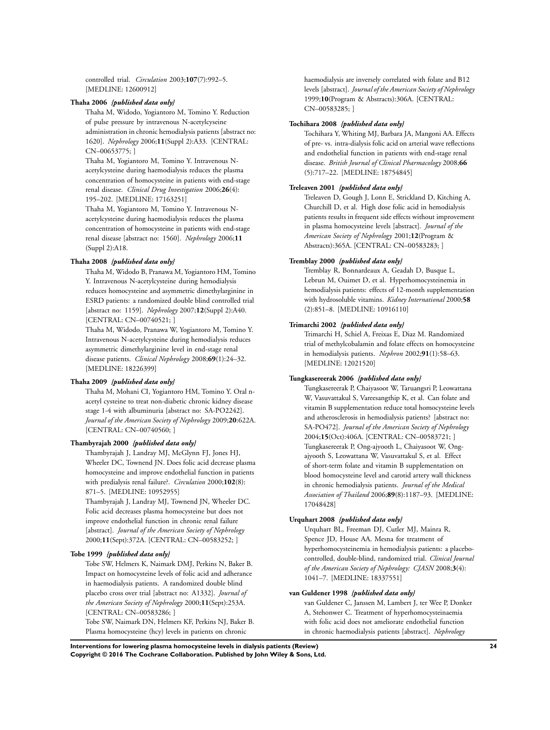controlled trial. *Circulation* 2003;**107**(7):992–5. [MEDLINE: 12600912]

**Thaha 2006** *{published data only}*

Thaha M, Widodo, Yogiantoro M, Tomino Y. Reduction of pulse pressure by intravenous N-acetylcyseine administration in chronic hemodialysis patients [abstract no: 1620]. *Nephrology* 2006;**11**(Suppl 2):A33. [CENTRAL: CN–00653775; ]

Thaha M, Yogiantoro M, Tomino Y. Intravenous N-acetylcysteine during haemodialysis reduces the plasma concentration of homocysteine in patients with end-stage renal disease. *Clinical Drug Investigation* 2006;**26**(4): 195–202. [MEDLINE: 17163251]

Thaha M, Yogiantoro M, Tomino Y. Intravenous N-acetylcysteine during haemodialysis reduces the plasma concentration of homocysteine in patients with end-stage renal disease [abstract no: 1560]. *Nephrology* 2006;**11** (Suppl 2):A18.

**Thaha 2008** *{published data only}*

Thaha M, Widodo B, Pranawa M, Yogiantoro HM, Tomino Y. Intravenous N-acetylcysteine during hemodialysis reduces homocysteine and asymmetric dimethylarginine in ESRD patients: a randomized double blind controlled trial [abstract no: 1159]. *Nephrology* 2007;**12**(Suppl 2):A40. [CENTRAL: CN–00740521; ]

Thaha M, Widodo, Pranawa W, Yogiantoro M, Tomino Y. Intravenous N-acetylcysteine during hemodialysis reduces asymmetric dimethylarginine level in end-stage renal disease patients. *Clinical Nephrology* 2008;**69**(1):24–32. [MEDLINE: 18226399]

**Thaha 2009** *{published data only}*

Thaha M, Mohani CI, Yogiantoro HM, Tomino Y. Oral n-acetyl cysteine to treat non-diabetic chronic kidney disease stage 1-4 with albuminuria [abstract no: SA-PO2242]. *Journal of the American Society of Nephrology* 2009;**20**:622A. [CENTRAL: CN–00740560; ]

**Thambyrajah 2000** *{published data only}*

Thambyrajah J, Landray MJ, McGlynn FJ, Jones HJ, Wheeler DC, Townend JN. Does folic acid decrease plasma homocysteine and improve endothelial function in patients with predialysis renal failure?. *Circulation* 2000;**102**(8): 871–5. [MEDLINE: 10952955]

Thambyrajah J, Landray MJ, Townend JN, Wheeler DC. Folic acid decreases plasma homocysteine but does not improve endothelial function in chronic renal failure [abstract]. *Journal of the American Society of Nephrology* 2000;**11**(Sept):372A. [CENTRAL: CN–00583252; ]

**Tobe 1999** *{published data only}*

Tobe SW, Helmers K, Naimark DMJ, Perkins N, Baker B. Impact on homocysteine levels of folic acid and adherance in haemodialysis patients. A randomized double blind placebo cross over trial [abstract no: A1332]. *Journal of the American Society of Nephrology* 2000;**11**(Sept):253A. [CENTRAL: CN–00583286; ]

Tobe SW, Naimark DN, Helmers KF, Perkins NJ, Baker B. Plasma homocysteine (hcy) levels in patients on chronic haemodialysis are inversely correlated with folate and B12 levels [abstract]. *Journal of the American Society of Nephrology* 1999;**10**(Program & Abstracts):306A. [CENTRAL: CN–00583285; ]

**Tochihara 2008** *{published data only}*

Tochihara Y, Whiting MJ, Barbara JA, Mangoni AA. Effects of pre- vs. intra-dialysis folic acid on arterial wave reflections and endothelial function in patients with end-stage renal disease. *British Journal of Clinical Pharmacology* 2008;**66** (5):717–22. [MEDLINE: 18754845]

**Treleaven 2001** *{published data only}*

Treleaven D, Gough J, Lonn E, Strickland D, Kitching A, Churchill D, et al. High dose folic acid in hemodialysis patients results in frequent side effects without improvement in plasma homocysteine levels [abstract]. *Journal of the American Society of Nephrology* 2001;**12**(Program & Abstracts):365A. [CENTRAL: CN–00583283; ]

**Tremblay 2000** *{published data only}*

Tremblay R, Bonnardeaux A, Geadah D, Busque L, Lebrun M, Ouimet D, et al. Hyperhomocysteinemia in hemodialysis patients: effects of 12-month supplementation with hydrosoluble vitamins. *Kidney International* 2000;**58** (2):851–8. [MEDLINE: 10916110]

**Trimarchi 2002** *{published data only}*

Trimarchi H, Schiel A, Freixas E, Diaz M. Randomized trial of methylcobalamin and folate effects on homocysteine in hemodialysis patients. *Nephron* 2002;**91**(1):58–63. [MEDLINE: 12021520]

**Tungkasereerak 2006** *{published data only}*

Tungkasereerak P, Chaiyasoot W, Taruangsri P, Leowattana W, Vasuvattakul S, Vareesangthip K, et al. Can folate and vitamin B supplementation reduce total homocysteine levels and atherosclerosis in hemodialysis patients? [abstract no: SA-PO472]. *Journal of the American Society of Nephrology* 2004;**15**(Oct):406A. [CENTRAL: CN–00583721; ]

Tungkasereerak P, Ong-ajyooth L, Chaiyasoot W, Ong-ajyooth S, Leowattana W, Vasuvattakul S, et al. Effect of short-term folate and vitamin B supplementation on blood homocysteine level and carotid artery wall thickness in chronic hemodialysis patients. *Journal of the Medical Association of Thailand* 2006;**89**(8):1187–93. [MEDLINE: 17048428]

**Urquhart 2008** *{published data only}*

Urquhart BL, Freeman DJ, Cutler MJ, Mainra R, Spence JD, House AA. Mesna for treatment of hyperhomocysteinemia in hemodialysis patients: a placebo-controlled, double-blind, randomized trial. *Clinical Journal of the American Society of Nephrology: CJASN* 2008;**3**(4): 1041–7. [MEDLINE: 18337551]

**van Guldener 1998** *{published data only}*

van Guldener C, Janssen M, Lambert J, ter Wee P, Donker A, Stehonwer C. Treatment of hyperhomocysteinaemia with folic acid does not ameliorate endothelial function in chronic haemodialysis patients [abstract]. *Nephrology*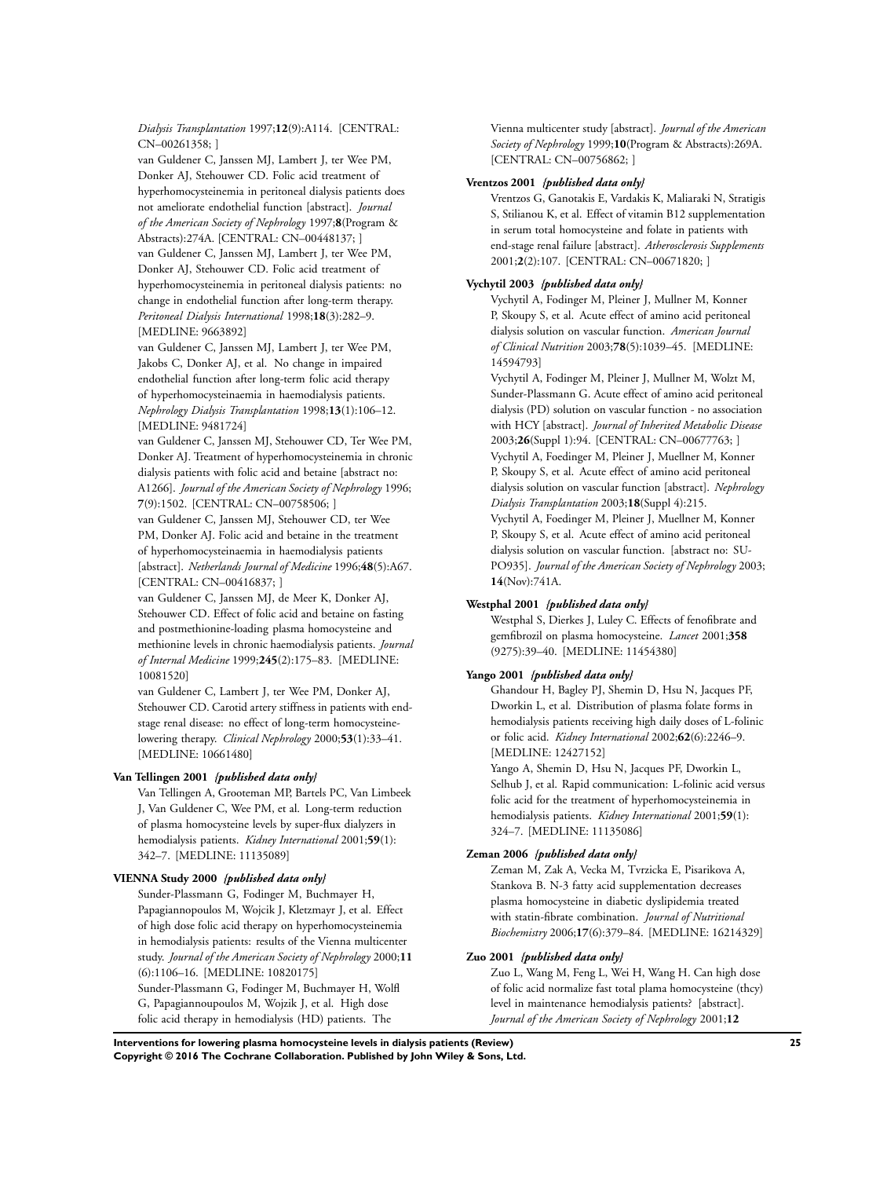*Dialysis Transplantation* 1997;**12**(9):A114. [CENTRAL: CN–00261358; ]

van Guldener C, Janssen MJ, Lambert J, ter Wee PM, Donker AJ, Stehouwer CD. Folic acid treatment of hyperhomocysteinemia in peritoneal dialysis patients does not ameliorate endothelial function [abstract]. *Journal of the American Society of Nephrology* 1997;**8**(Program & Abstracts):274A. [CENTRAL: CN–00448137; ]

van Guldener C, Janssen MJ, Lambert J, ter Wee PM, Donker AJ, Stehouwer CD. Folic acid treatment of hyperhomocysteinemia in peritoneal dialysis patients: no change in endothelial function after long-term therapy. *Peritoneal Dialysis International* 1998;**18**(3):282–9. [MEDLINE: 9663892]

van Guldener C, Janssen MJ, Lambert J, ter Wee PM, Jakobs C, Donker AJ, et al. No change in impaired endothelial function after long-term folic acid therapy of hyperhomocysteinaemia in haemodialysis patients. *Nephrology Dialysis Transplantation* 1998;**13**(1):106–12. [MEDLINE: 9481724]

van Guldener C, Janssen MJ, Stehouwer CD, Ter Wee PM, Donker AJ. Treatment of hyperhomocysteinemia in chronic dialysis patients with folic acid and betaine [abstract no: A1266]. *Journal of the American Society of Nephrology* 1996; **7**(9):1502. [CENTRAL: CN–00758506; ]

van Guldener C, Janssen MJ, Stehouwer CD, ter Wee PM, Donker AJ. Folic acid and betaine in the treatment of hyperhomocysteinaemia in haemodialysis patients [abstract]. *Netherlands Journal of Medicine* 1996;**48**(5):A67. [CENTRAL: CN–00416837; ]

van Guldener C, Janssen MJ, de Meer K, Donker AJ, Stehouwer CD. Effect of folic acid and betaine on fasting and postmethionine-loading plasma homocysteine and methionine levels in chronic haemodialysis patients. *Journal of Internal Medicine* 1999;**245**(2):175–83. [MEDLINE: 10081520]

van Guldener C, Lambert J, ter Wee PM, Donker AJ, Stehouwer CD. Carotid artery stiffness in patients with end-stage renal disease: no effect of long-term homocysteine-lowering therapy. *Clinical Nephrology* 2000;**53**(1):33–41. [MEDLINE: 10661480]

**Van Tellingen 2001** *{published data only}*

Van Tellingen A, Grooteman MP, Bartels PC, Van Limbeek J, Van Guldener C, Wee PM, et al. Long-term reduction of plasma homocysteine levels by super-flux dialyzers in hemodialysis patients. *Kidney International* 2001;**59**(1): 342–7. [MEDLINE: 11135089]

**VIENNA Study 2000** *{published data only}*

Sunder-Plassmann G, Fodinger M, Buchmayer H, Papagiannopoulos M, Wojcik J, Kletzmayr J, et al. Effect of high dose folic acid therapy on hyperhomocysteinemia in hemodialysis patients: results of the Vienna multicenter study. *Journal of the American Society of Nephrology* 2000;**11** (6):1106–16. [MEDLINE: 10820175]

Sunder-Plassmann G, Fodinger M, Buchmayer H, Wolfl G, Papagiannoupoulos M, Wojzik J, et al. High dose folic acid therapy in hemodialysis (HD) patients. The Vienna multicenter study [abstract]. *Journal of the American Society of Nephrology* 1999;**10**(Program & Abstracts):269A. [CENTRAL: CN–00756862; ]

**Vrentzos 2001** *{published data only}*

Vrentzos G, Ganotakis E, Vardakis K, Maliaraki N, Stratigis S, Stilianou K, et al. Effect of vitamin B12 supplementation in serum total homocysteine and folate in patients with end-stage renal failure [abstract]. *Atherosclerosis Supplements* 2001;**2**(2):107. [CENTRAL: CN–00671820; ]

**Vychytil 2003** *{published data only}*

Vychytil A, Fodinger M, Pleiner J, Mullner M, Konner P, Skoupy S, et al. Acute effect of amino acid peritoneal dialysis solution on vascular function. *American Journal of Clinical Nutrition* 2003;**78**(5):1039–45. [MEDLINE: 14594793]

Vychytil A, Fodinger M, Pleiner J, Mullner M, Wolzt M, Sunder-Plassmann G. Acute effect of amino acid peritoneal dialysis (PD) solution on vascular function - no association with HCY [abstract]. *Journal of Inherited Metabolic Disease* 2003;**26**(Suppl 1):94. [CENTRAL: CN–00677763; ]

Vychytil A, Foedinger M, Pleiner J, Muellner M, Konner P, Skoupy S, et al. Acute effect of amino acid peritoneal dialysis solution on vascular function [abstract]. *Nephrology Dialysis Transplantation* 2003;**18**(Suppl 4):215.

Vychytil A, Foedinger M, Pleiner J, Muellner M, Konner P, Skoupy S, et al. Acute effect of amino acid peritoneal dialysis solution on vascular function. [abstract no: SU-PO935]. *Journal of the American Society of Nephrology* 2003; **14**(Nov):741A.

**Westphal 2001** *{published data only}*

Westphal S, Dierkes J, Luley C. Effects of fenofibrate and gemfibrozil on plasma homocysteine. *Lancet* 2001;**358** (9275):39–40. [MEDLINE: 11454380]

**Yango 2001** *{published data only}*

Ghandour H, Bagley PJ, Shemin D, Hsu N, Jacques PF, Dworkin L, et al. Distribution of plasma folate forms in hemodialysis patients receiving high daily doses of L-folinic or folic acid. *Kidney International* 2002;**62**(6):2246–9. [MEDLINE: 12427152]

Yango A, Shemin D, Hsu N, Jacques PF, Dworkin L, Selhub J, et al. Rapid communication: L-folinic acid versus folic acid for the treatment of hyperhomocysteinemia in hemodialysis patients. *Kidney International* 2001;**59**(1): 324–7. [MEDLINE: 11135086]

**Zeman 2006** *{published data only}*

Zeman M, Zak A, Vecka M, Tvrzicka E, Pisarikova A, Stankova B. N-3 fatty acid supplementation decreases plasma homocysteine in diabetic dyslipidemia treated with statin-fibrate combination. *Journal of Nutritional Biochemistry* 2006;**17**(6):379–84. [MEDLINE: 16214329]

**Zuo 2001** *{published data only}*

Zuo L, Wang M, Feng L, Wei H, Wang H. Can high dose of folic acid normalize fast total plama homocysteine (thcy) level in maintenance hemodialysis patients? [abstract]. *Journal of the American Society of Nephrology* 2001;**12**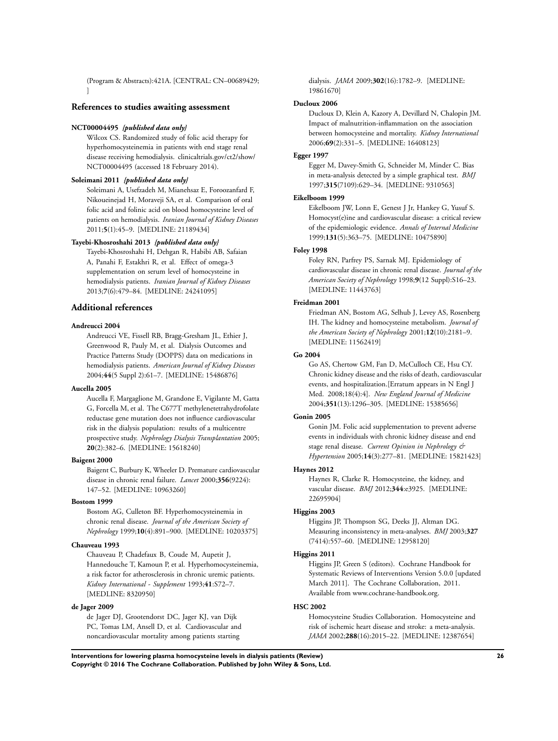(Program & Abstracts):421A. [CENTRAL: CN–00689429; ]

## References to studies awaiting assessment

**NCT00004495** *{published data only}*

Wilcox CS. Randomized study of folic acid therapy for hyperhomocysteinemia in patients with end stage renal disease receiving hemodialysis. clinicaltrials.gov/ct2/show/NCT00004495 (accessed 18 February 2014).

**Soleimani 2011** *{published data only}*

Soleimani A, Usefzadeh M, Mianehsaz E, Foroozanfard F, Nikoueinejad H, Moraveji SA, et al. Comparison of oral folic acid and folinic acid on blood homocysteine level of patients on hemodialysis. *Iranian Journal of Kidney Diseases* 2011;**5**(1):45–9. [MEDLINE: 21189434]

**Tayebi-Khosroshahi 2013** *{published data only}*

Tayebi-Khosroshahi H, Dehgan R, Habibi AB, Safaian A, Panahi F, Estakhri R, et al. Effect of omega-3 supplementation on serum level of homocysteine in hemodialysis patients. *Iranian Journal of Kidney Diseases* 2013;**7**(6):479–84. [MEDLINE: 24241095]

## Additional references

**Andreucci 2004**

Andreucci VE, Fissell RB, Bragg-Gresham JL, Ethier J, Greenwood R, Pauly M, et al. Dialysis Outcomes and Practice Patterns Study (DOPPS) data on medications in hemodialysis patients. *American Journal of Kidney Diseases* 2004;**44**(5 Suppl 2):61–7. [MEDLINE: 15486876]

**Aucella 2005**

Aucella F, Margaglione M, Grandone E, Vigilante M, Gatta G, Forcella M, et al. The C677T methylenetetrahydrofolate reductase gene mutation does not influence cardiovascular risk in the dialysis population: results of a multicentre prospective study. *Nephrology Dialysis Transplantation* 2005;**20**(2):382–6. [MEDLINE: 15618240]

**Baigent 2000**

Baigent C, Burbury K, Wheeler D. Premature cardiovascular disease in chronic renal failure. *Lancet* 2000;**356**(9224):147–52. [MEDLINE: 10963260]

**Bostom 1999**

Bostom AG, Culleton BF. Hyperhomocysteinemia in chronic renal disease. *Journal of the American Society of Nephrology* 1999;**10**(4):891–900. [MEDLINE: 10203375]

**Chauveau 1993**

Chauveau P, Chadefaux B, Coude M, Aupetit J, Hannedouche T, Kamoun P, et al. Hyperhomocysteinemia, a risk factor for atherosclerosis in chronic uremic patients. *Kidney International - Supplement* 1993;**41**:S72–7. [MEDLINE: 8320950]

**de Jager 2009**

de Jager DJ, Grootendorst DC, Jager KJ, van Dijk PC, Tomas LM, Ansell D, et al. Cardiovascular and noncardiovascular mortality among patients starting dialysis. *JAMA* 2009;**302**(16):1782–9. [MEDLINE: 19861670]

**Ducloux 2006**

Ducloux D, Klein A, Kazory A, Devillard N, Chalopin JM. Impact of malnutrition-inflammation on the association between homocysteine and mortality. *Kidney International* 2006;**69**(2):331–5. [MEDLINE: 16408123]

**Egger 1997**

Egger M, Davey-Smith G, Schneider M, Minder C. Bias in meta-analysis detected by a simple graphical test. *BMJ* 1997;**315**(7109):629–34. [MEDLINE: 9310563]

**Eikelboom 1999**

Eikelboom JW, Lonn E, Genest J Jr, Hankey G, Yusuf S. Homocyst(e)ine and cardiovascular disease: a critical review of the epidemiologic evidence. *Annals of Internal Medicine* 1999;**131**(5):363–75. [MEDLINE: 10475890]

**Foley 1998**

Foley RN, Parfrey PS, Sarnak MJ. Epidemiology of cardiovascular disease in chronic renal disease. *Journal of the American Society of Nephrology* 1998;**9**(12 Suppl):S16–23. [MEDLINE: 11443763]

**Freidman 2001**

Friedman AN, Bostom AG, Selhub J, Levey AS, Rosenberg IH. The kidney and homocysteine metabolism. *Journal of the American Society of Nephrology* 2001;**12**(10):2181–9. [MEDLINE: 11562419]

**Go 2004**

Go AS, Chertow GM, Fan D, McCulloch CE, Hsu CY. Chronic kidney disease and the risks of death, cardiovascular events, and hospitalization.[Erratum appears in N Engl J Med. 2008;18(4):4]. *New England Journal of Medicine* 2004;**351**(13):1296–305. [MEDLINE: 15385656]

**Gonin 2005**

Gonin JM. Folic acid supplementation to prevent adverse events in individuals with chronic kidney disease and end stage renal disease. *Current Opinion in Nephrology & Hypertension* 2005;**14**(3):277–81. [MEDLINE: 15821423]

**Haynes 2012**

Haynes R, Clarke R. Homocysteine, the kidney, and vascular disease. *BMJ* 2012;**344**:e3925. [MEDLINE: 22695904]

**Higgins 2003**

Higgins JP, Thompson SG, Deeks JJ, Altman DG. Measuring inconsistency in meta-analyses. *BMJ* 2003;**327**(7414):557–60. [MEDLINE: 12958120]

**Higgins 2011**

Higgins JP, Green S (editors). Cochrane Handbook for Systematic Reviews of Interventions Version 5.0.0 [updated March 2011]. The Cochrane Collaboration, 2011. Available from www.cochrane-handbook.org.

**HSC 2002**

Homocysteine Studies Collaboration. Homocysteine and risk of ischemic heart disease and stroke: a meta-analysis. *JAMA* 2002;**288**(16):2015–22. [MEDLINE: 12387654]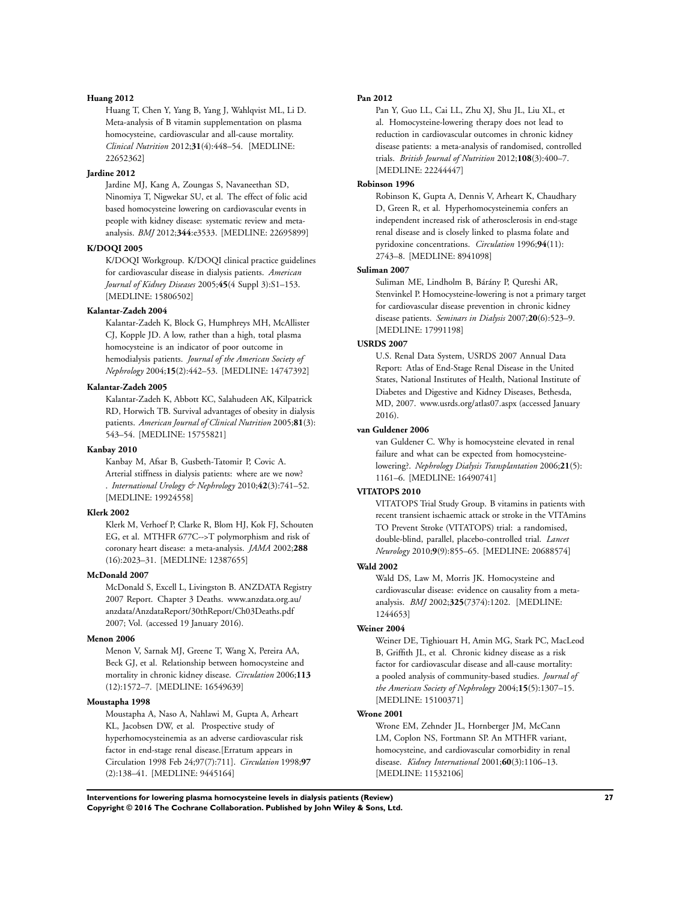**Huang 2012**

Huang T, Chen Y, Yang B, Yang J, Wahlqvist ML, Li D. Meta-analysis of B vitamin supplementation on plasma homocysteine, cardiovascular and all-cause mortality. *Clinical Nutrition* 2012;**31**(4):448–54. [MEDLINE: 22652362]

**Jardine 2012**

Jardine MJ, Kang A, Zoungas S, Navaneethan SD, Ninomiya T, Nigwekar SU, et al. The effect of folic acid based homocysteine lowering on cardiovascular events in people with kidney disease: systematic review and meta-analysis. *BMJ* 2012;**344**:e3533. [MEDLINE: 22695899]

**K/DOQI 2005**

K/DOQI Workgroup. K/DOQI clinical practice guidelines for cardiovascular disease in dialysis patients. *American Journal of Kidney Diseases* 2005;**45**(4 Suppl 3):S1–153. [MEDLINE: 15806502]

**Kalantar-Zadeh 2004**

Kalantar-Zadeh K, Block G, Humphreys MH, McAllister CJ, Kopple JD. A low, rather than a high, total plasma homocysteine is an indicator of poor outcome in hemodialysis patients. *Journal of the American Society of Nephrology* 2004;**15**(2):442–53. [MEDLINE: 14747392]

**Kalantar-Zadeh 2005**

Kalantar-Zadeh K, Abbott KC, Salahudeen AK, Kilpatrick RD, Horwich TB. Survival advantages of obesity in dialysis patients. *American Journal of Clinical Nutrition* 2005;**81**(3): 543–54. [MEDLINE: 15755821]

**Kanbay 2010**

Kanbay M, Afsar B, Gusbeth-Tatomir P, Covic A. Arterial stiffness in dialysis patients: where are we now? . *International Urology & Nephrology* 2010;**42**(3):741–52. [MEDLINE: 19924558]

**Klerk 2002**

Klerk M, Verhoef P, Clarke R, Blom HJ, Kok FJ, Schouten EG, et al. MTHFR 677C-->T polymorphism and risk of coronary heart disease: a meta-analysis. *JAMA* 2002;**288** (16):2023–31. [MEDLINE: 12387655]

**McDonald 2007**

McDonald S, Excell L, Livingston B. ANZDATA Registry 2007 Report. Chapter 3 Deaths. www.anzdata.org.au/anzdata/AnzdataReport/30thReport/Ch03Deaths.pdf 2007; Vol. (accessed 19 January 2016).

**Menon 2006**

Menon V, Sarnak MJ, Greene T, Wang X, Pereira AA, Beck GJ, et al. Relationship between homocysteine and mortality in chronic kidney disease. *Circulation* 2006;**113** (12):1572–7. [MEDLINE: 16549639]

**Moustapha 1998**

Moustapha A, Naso A, Nahlawi M, Gupta A, Arheart KL, Jacobsen DW, et al. Prospective study of hyperhomocysteinemia as an adverse cardiovascular risk factor in end-stage renal disease.[Erratum appears in Circulation 1998 Feb 24;97(7):711]. *Circulation* 1998;**97** (2):138–41. [MEDLINE: 9445164]

**Pan 2012**

Pan Y, Guo LL, Cai LL, Zhu XJ, Shu JL, Liu XL, et al. Homocysteine-lowering therapy does not lead to reduction in cardiovascular outcomes in chronic kidney disease patients: a meta-analysis of randomised, controlled trials. *British Journal of Nutrition* 2012;**108**(3):400–7. [MEDLINE: 22244447]

**Robinson 1996**

Robinson K, Gupta A, Dennis V, Arheart K, Chaudhary D, Green R, et al. Hyperhomocysteinemia confers an independent increased risk of atherosclerosis in end-stage renal disease and is closely linked to plasma folate and pyridoxine concentrations. *Circulation* 1996;**94**(11): 2743–8. [MEDLINE: 8941098]

**Suliman 2007**

Suliman ME, Lindholm B, Bárány P, Qureshi AR, Stenvinkel P. Homocysteine-lowering is not a primary target for cardiovascular disease prevention in chronic kidney disease patients. *Seminars in Dialysis* 2007;**20**(6):523–9. [MEDLINE: 17991198]

**USRDS 2007**

U.S. Renal Data System, USRDS 2007 Annual Data Report: Atlas of End-Stage Renal Disease in the United States, National Institutes of Health, National Institute of Diabetes and Digestive and Kidney Diseases, Bethesda, MD, 2007. www.usrds.org/atlas07.aspx (accessed January 2016).

**van Guldener 2006**

van Guldener C. Why is homocysteine elevated in renal failure and what can be expected from homocysteine-lowering?. *Nephrology Dialysis Transplantation* 2006;**21**(5): 1161–6. [MEDLINE: 16490741]

**VITATOPS 2010**

VITATOPS Trial Study Group. B vitamins in patients with recent transient ischaemic attack or stroke in the VITAmins TO Prevent Stroke (VITATOPS) trial: a randomised, double-blind, parallel, placebo-controlled trial. *Lancet Neurology* 2010;**9**(9):855–65. [MEDLINE: 20688574]

**Wald 2002**

Wald DS, Law M, Morris JK. Homocysteine and cardiovascular disease: evidence on causality from a meta-analysis. *BMJ* 2002;**325**(7374):1202. [MEDLINE: 1244653]

**Weiner 2004**

Weiner DE, Tighiouart H, Amin MG, Stark PC, MacLeod B, Griffith JL, et al. Chronic kidney disease as a risk factor for cardiovascular disease and all-cause mortality: a pooled analysis of community-based studies. *Journal of the American Society of Nephrology* 2004;**15**(5):1307–15. [MEDLINE: 15100371]

**Wrone 2001**

Wrone EM, Zehnder JL, Hornberger JM, McCann LM, Coplon NS, Fortmann SP. An MTHFR variant, homocysteine, and cardiovascular comorbidity in renal disease. *Kidney International* 2001;**60**(3):1106–13. [MEDLINE: 11532106]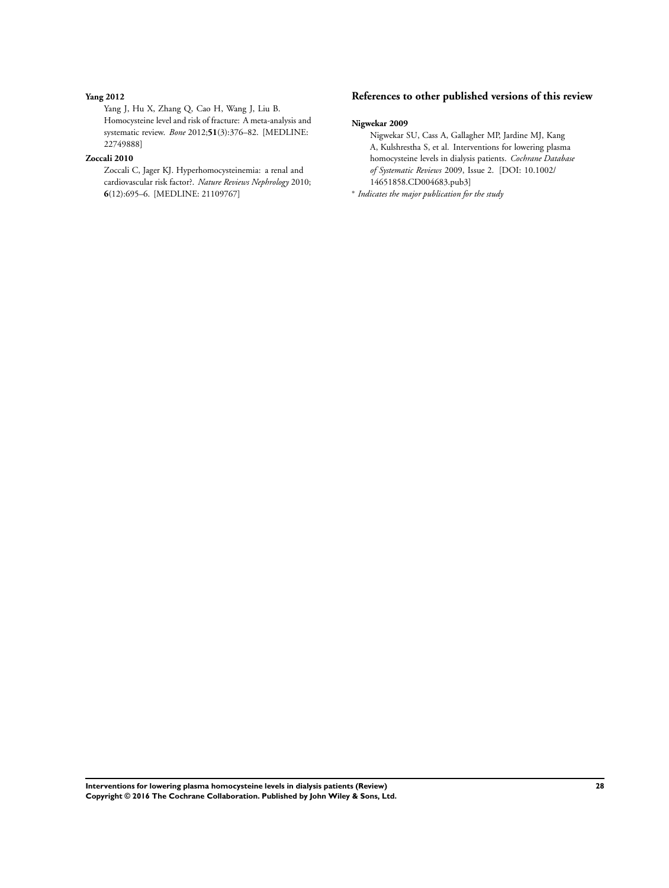**Yang 2012**

Yang J, Hu X, Zhang Q, Cao H, Wang J, Liu B. Homocysteine level and risk of fracture: A meta-analysis and systematic review. *Bone* 2012;**51**(3):376–82. [MEDLINE: 22749888]

**Zoccali 2010**

Zoccali C, Jager KJ. Hyperhomocysteinemia: a renal and cardiovascular risk factor?. *Nature Reviews Nephrology* 2010; **6**(12):695–6. [MEDLINE: 21109767]

## References to other published versions of this review

**Nigwekar 2009**

Nigwekar SU, Cass A, Gallagher MP, Jardine MJ, Kang A, Kulshrestha S, et al. Interventions for lowering plasma homocysteine levels in dialysis patients. *Cochrane Database of Systematic Reviews* 2009, Issue 2. [DOI: 10.1002/14651858.CD004683.pub3]

* *Indicates the major publication for the study*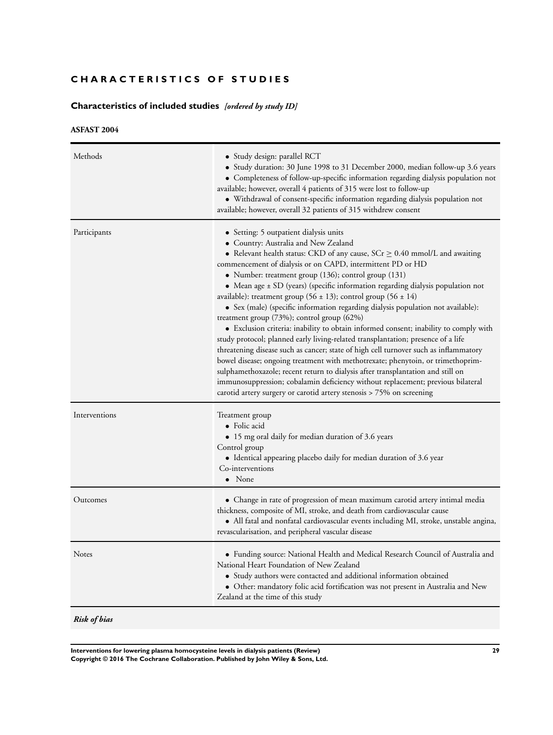# CHARACTERISTICS OF STUDIES

## Characteristics of included studies *[ordered by study ID]*

### ASFAST 2004

| | |
|---|---|
| Methods | • Study design: parallel RCT<br>• Study duration: 30 June 1998 to 31 December 2000, median follow-up 3.6 years<br>• Completeness of follow-up-specific information regarding dialysis population not available; however, overall 4 patients of 315 were lost to follow-up<br>• Withdrawal of consent-specific information regarding dialysis population not available; however, overall 32 patients of 315 withdrew consent |
| Participants | • Setting: 5 outpatient dialysis units<br>• Country: Australia and New Zealand<br>• Relevant health status: CKD of any cause, SCr ≥ 0.40 mmol/L and awaiting commencement of dialysis or on CAPD, intermittent PD or HD<br>• Number: treatment group (136); control group (131)<br>• Mean age ± SD (years) (specific information regarding dialysis population not available): treatment group (56 ± 13); control group (56 ± 14)<br>• Sex (male) (specific information regarding dialysis population not available): treatment group (73%); control group (62%)<br>• Exclusion criteria: inability to obtain informed consent; inability to comply with study protocol; planned early living-related transplantation; presence of a life threatening disease such as cancer; state of high cell turnover such as inflammatory bowel disease; ongoing treatment with methotrexate; phenytoin, or trimethoprim-sulphamethoxazole; recent return to dialysis after transplantation and still on immunosuppression; cobalamin deficiency without replacement; previous bilateral carotid artery surgery or carotid artery stenosis > 75% on screening |
| Interventions | Treatment group<br>• Folic acid<br>• 15 mg oral daily for median duration of 3.6 years<br>Control group<br>• Identical appearing placebo daily for median duration of 3.6 year<br>Co-interventions<br>• None |
| Outcomes | • Change in rate of progression of mean maximum carotid artery intimal media thickness, composite of MI, stroke, and death from cardiovascular cause<br>• All fatal and nonfatal cardiovascular events including MI, stroke, unstable angina, revascularisation, and peripheral vascular disease |
| Notes | • Funding source: National Health and Medical Research Council of Australia and National Heart Foundation of New Zealand<br>• Study authors were contacted and additional information obtained<br>• Other: mandatory folic acid fortification was not present in Australia and New Zealand at the time of this study |

***Risk of bias***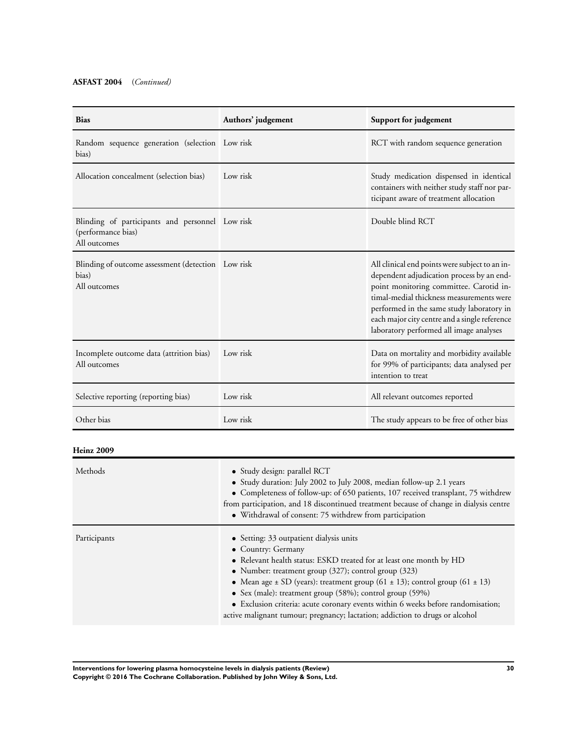**ASFAST 2004** (*Continued*)

| Bias | Authors' judgement | Support for judgement |
|---|---|---|
| Random sequence generation (selection bias) | Low risk | RCT with random sequence generation |
| Allocation concealment (selection bias) | Low risk | Study medication dispensed in identical containers with neither study staff nor participant aware of treatment allocation |
| Blinding of participants and personnel (performance bias) All outcomes | Low risk | Double blind RCT |
| Blinding of outcome assessment (detection bias) All outcomes | Low risk | All clinical end points were subject to an independent adjudication process by an endpoint monitoring committee. Carotid intimal-medial thickness measurements were performed in the same study laboratory in each major city centre and a single reference laboratory performed all image analyses |
| Incomplete outcome data (attrition bias) All outcomes | Low risk | Data on mortality and morbidity available for 99% of participants; data analysed per intention to treat |
| Selective reporting (reporting bias) | Low risk | All relevant outcomes reported |
| Other bias | Low risk | The study appears to be free of other bias |

**Heinz 2009**

| | |
|---|---|
| Methods | • Study design: parallel RCT<br>• Study duration: July 2002 to July 2008, median follow-up 2.1 years<br>• Completeness of follow-up: of 650 patients, 107 received transplant, 75 withdrew from participation, and 18 discontinued treatment because of change in dialysis centre<br>• Withdrawal of consent: 75 withdrew from participation |
| Participants | • Setting: 33 outpatient dialysis units<br>• Country: Germany<br>• Relevant health status: ESKD treated for at least one month by HD<br>• Number: treatment group (327); control group (323)<br>• Mean age ± SD (years): treatment group (61 ± 13); control group (61 ± 13)<br>• Sex (male): treatment group (58%); control group (59%)<br>• Exclusion criteria: acute coronary events within 6 weeks before randomisation; active malignant tumour; pregnancy; lactation; addiction to drugs or alcohol |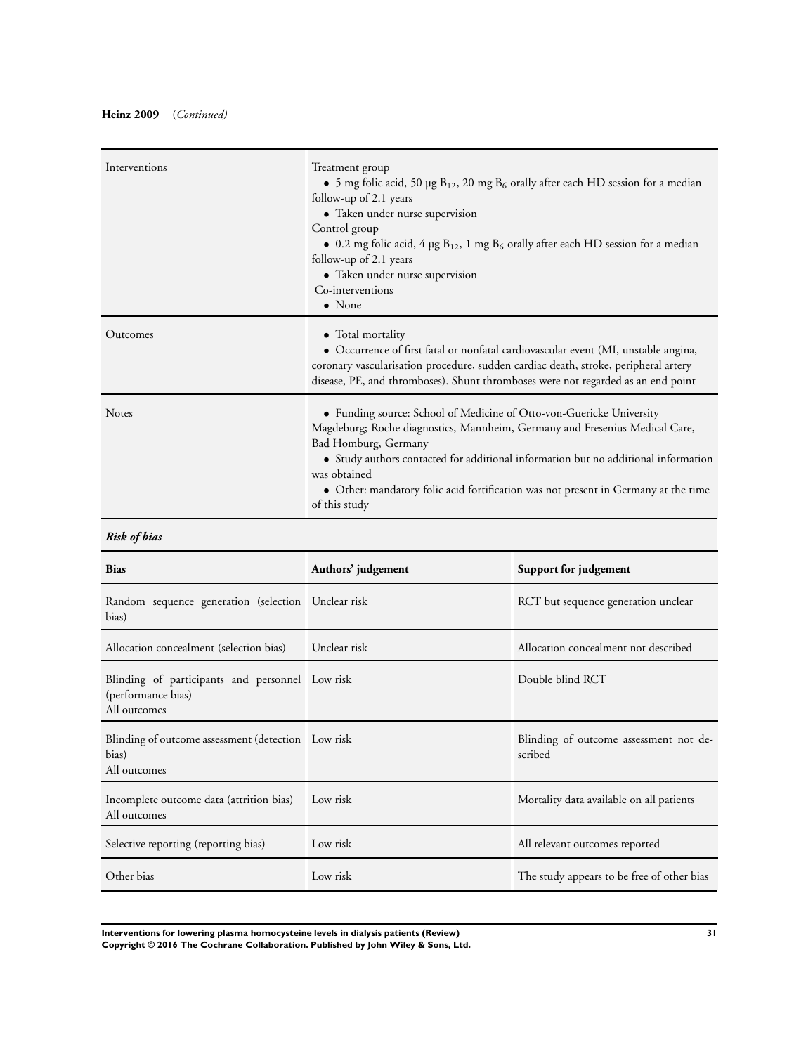**Heinz 2009** (*Continued*)

| | |
|---|---|
| Interventions | Treatment group<br>• 5 mg folic acid, 50 µg $B_{12}$, 20 mg $B_6$ orally after each HD session for a median follow-up of 2.1 years<br>• Taken under nurse supervision<br>Control group<br>• 0.2 mg folic acid, 4 µg $B_{12}$, 1 mg $B_6$ orally after each HD session for a median follow-up of 2.1 years<br>• Taken under nurse supervision<br>Co-interventions<br>• None |
| Outcomes | • Total mortality<br>• Occurrence of first fatal or nonfatal cardiovascular event (MI, unstable angina, coronary vascularisation procedure, sudden cardiac death, stroke, peripheral artery disease, PE, and thromboses). Shunt thromboses were not regarded as an end point |
| Notes | • Funding source: School of Medicine of Otto-von-Guericke University Magdeburg; Roche diagnostics, Mannheim, Germany and Fresenius Medical Care, Bad Homburg, Germany<br>• Study authors contacted for additional information but no additional information was obtained<br>• Other: mandatory folic acid fortification was not present in Germany at the time of this study |

***Risk of bias***

| Bias | Authors' judgement | Support for judgement |
|---|---|---|
| Random sequence generation (selection bias) | Unclear risk | RCT but sequence generation unclear |
| Allocation concealment (selection bias) | Unclear risk | Allocation concealment not described |
| Blinding of participants and personnel (performance bias)<br>All outcomes | Low risk | Double blind RCT |
| Blinding of outcome assessment (detection bias)<br>All outcomes | Low risk | Blinding of outcome assessment not described |
| Incomplete outcome data (attrition bias)<br>All outcomes | Low risk | Mortality data available on all patients |
| Selective reporting (reporting bias) | Low risk | All relevant outcomes reported |
| Other bias | Low risk | The study appears to be free of other bias |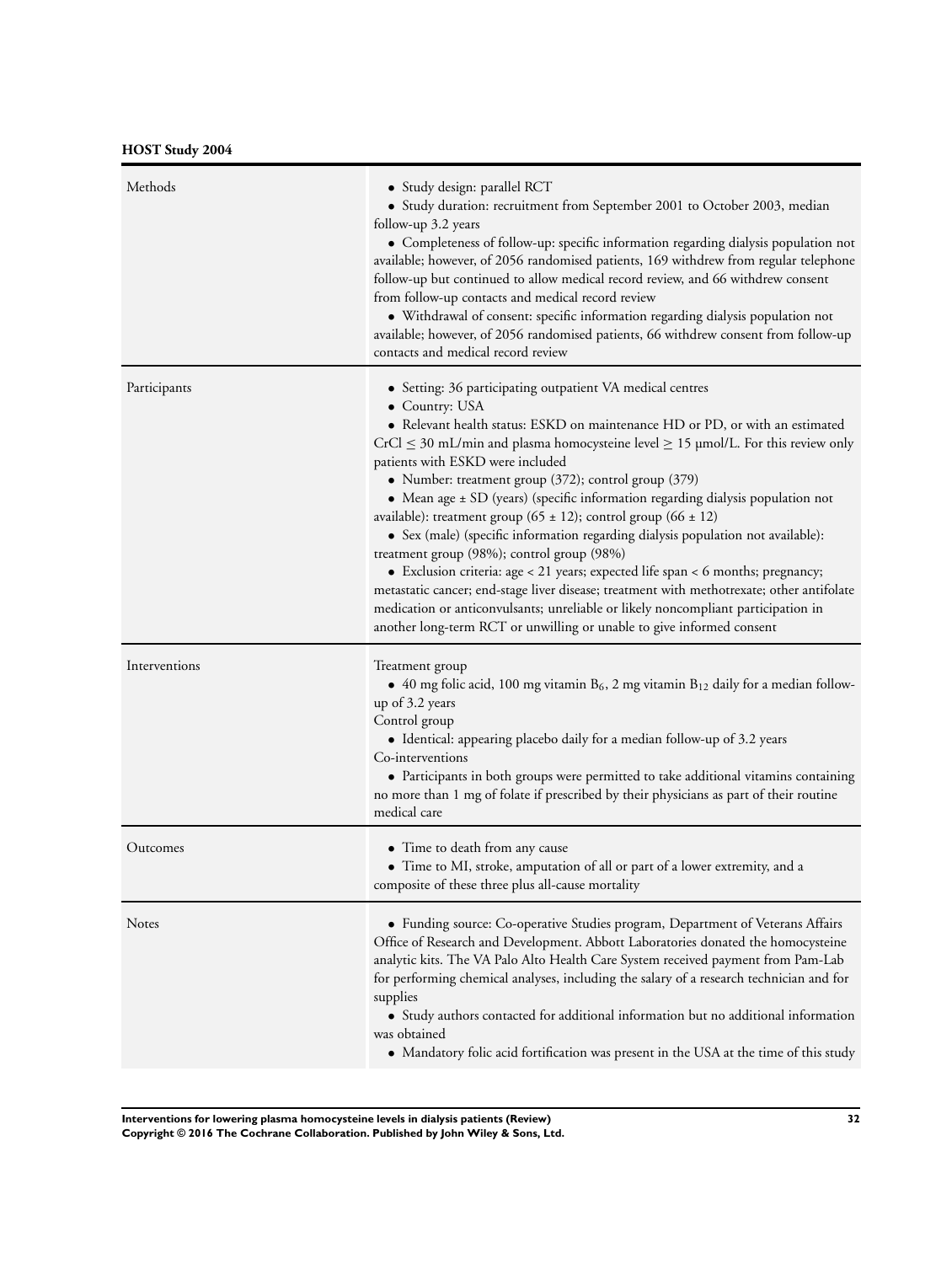**HOST Study 2004**

| | |
|---|---|
| Methods | • Study design: parallel RCT<br>• Study duration: recruitment from September 2001 to October 2003, median follow-up 3.2 years<br>• Completeness of follow-up: specific information regarding dialysis population not available; however, of 2056 randomised patients, 169 withdrew from regular telephone follow-up but continued to allow medical record review, and 66 withdrew consent from follow-up contacts and medical record review<br>• Withdrawal of consent: specific information regarding dialysis population not available; however, of 2056 randomised patients, 66 withdrew consent from follow-up contacts and medical record review |
| Participants | • Setting: 36 participating outpatient VA medical centres<br>• Country: USA<br>• Relevant health status: ESKD on maintenance HD or PD, or with an estimated CrCl $\leq$ 30 mL/min and plasma homocysteine level $\geq$ 15 µmol/L. For this review only patients with ESKD were included<br>• Number: treatment group (372); control group (379)<br>• Mean age ± SD (years) (specific information regarding dialysis population not available): treatment group (65 ± 12); control group (66 ± 12)<br>• Sex (male) (specific information regarding dialysis population not available): treatment group (98%); control group (98%)<br>• Exclusion criteria: age < 21 years; expected life span < 6 months; pregnancy; metastatic cancer; end-stage liver disease; treatment with methotrexate; other antifolate medication or anticonvulsants; unreliable or likely noncompliant participation in another long-term RCT or unwilling or unable to give informed consent |
| Interventions | Treatment group<br>• 40 mg folic acid, 100 mg vitamin $B_6$, 2 mg vitamin $B_{12}$ daily for a median follow-up of 3.2 years<br>Control group<br>• Identical: appearing placebo daily for a median follow-up of 3.2 years<br>Co-interventions<br>• Participants in both groups were permitted to take additional vitamins containing no more than 1 mg of folate if prescribed by their physicians as part of their routine medical care |
| Outcomes | • Time to death from any cause<br>• Time to MI, stroke, amputation of all or part of a lower extremity, and a composite of these three plus all-cause mortality |
| Notes | • Funding source: Co-operative Studies program, Department of Veterans Affairs Office of Research and Development. Abbott Laboratories donated the homocysteine analytic kits. The VA Palo Alto Health Care System received payment from Pam-Lab for performing chemical analyses, including the salary of a research technician and for supplies<br>• Study authors contacted for additional information but no additional information was obtained<br>• Mandatory folic acid fortification was present in the USA at the time of this study |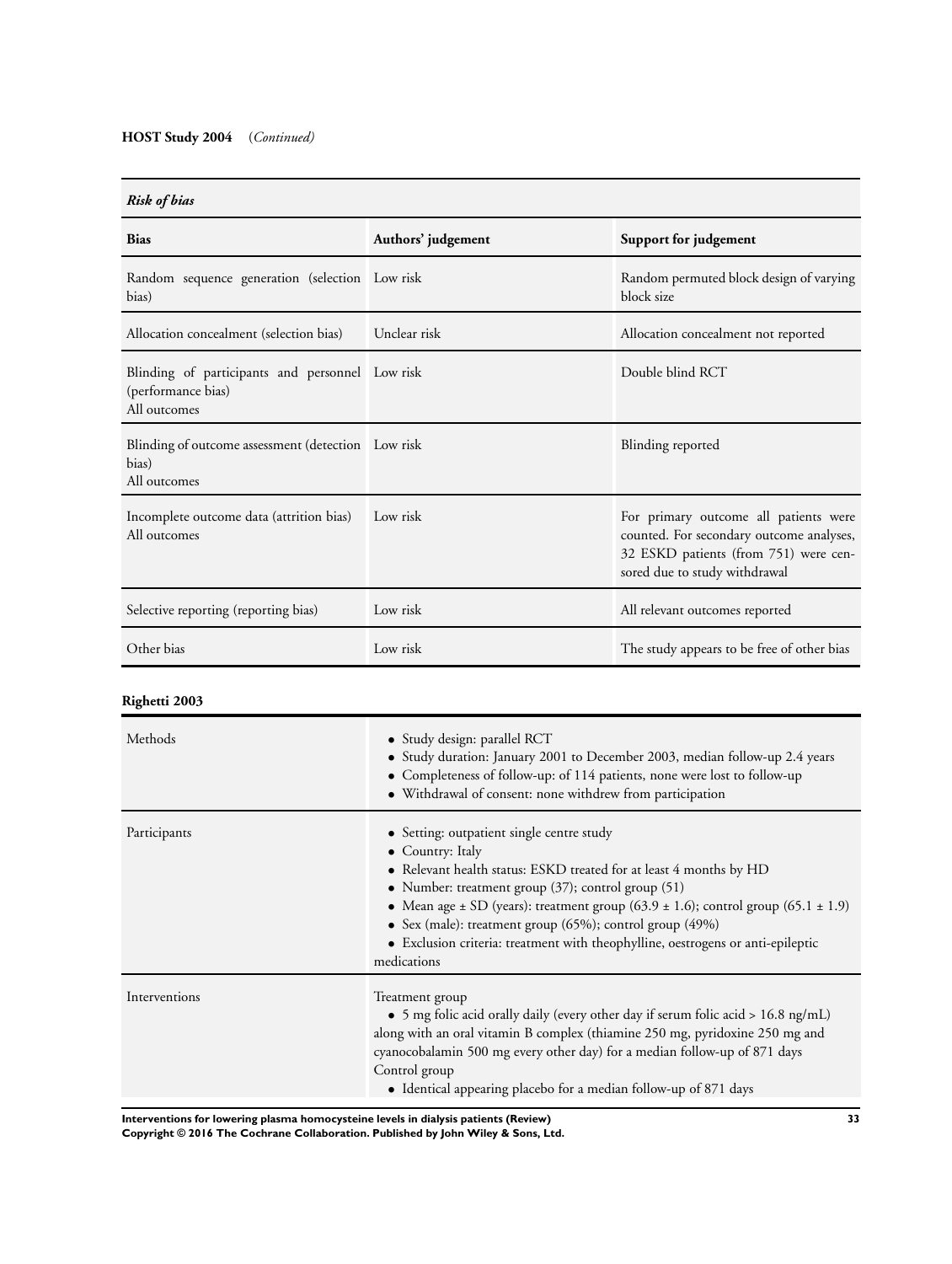**HOST Study 2004** (*Continued*)

***Risk of bias***

| Bias | Authors' judgement | Support for judgement |
| --- | --- | --- |
| Random sequence generation (selection bias) | Low risk | Random permuted block design of varying block size |
| Allocation concealment (selection bias) | Unclear risk | Allocation concealment not reported |
| Blinding of participants and personnel (performance bias)<br>All outcomes | Low risk | Double blind RCT |
| Blinding of outcome assessment (detection bias)<br>All outcomes | Low risk | Blinding reported |
| Incomplete outcome data (attrition bias)<br>All outcomes | Low risk | For primary outcome all patients were counted. For secondary outcome analyses, 32 ESKD patients (from 751) were censored due to study withdrawal |
| Selective reporting (reporting bias) | Low risk | All relevant outcomes reported |
| Other bias | Low risk | The study appears to be free of other bias |

**Righetti 2003**

| | |
| --- | --- |
| Methods | • Study design: parallel RCT<br>• Study duration: January 2001 to December 2003, median follow-up 2.4 years<br>• Completeness of follow-up: of 114 patients, none were lost to follow-up<br>• Withdrawal of consent: none withdrew from participation |
| Participants | • Setting: outpatient single centre study<br>• Country: Italy<br>• Relevant health status: ESKD treated for at least 4 months by HD<br>• Number: treatment group (37); control group (51)<br>• Mean age ± SD (years): treatment group (63.9 ± 1.6); control group (65.1 ± 1.9)<br>• Sex (male): treatment group (65%); control group (49%)<br>• Exclusion criteria: treatment with theophylline, oestrogens or anti-epileptic medications |
| Interventions | Treatment group<br>• 5 mg folic acid orally daily (every other day if serum folic acid > 16.8 ng/mL) along with an oral vitamin B complex (thiamine 250 mg, pyridoxine 250 mg and cyanocobalamin 500 mg every other day) for a median follow-up of 871 days<br>Control group<br>• Identical appearing placebo for a median follow-up of 871 days |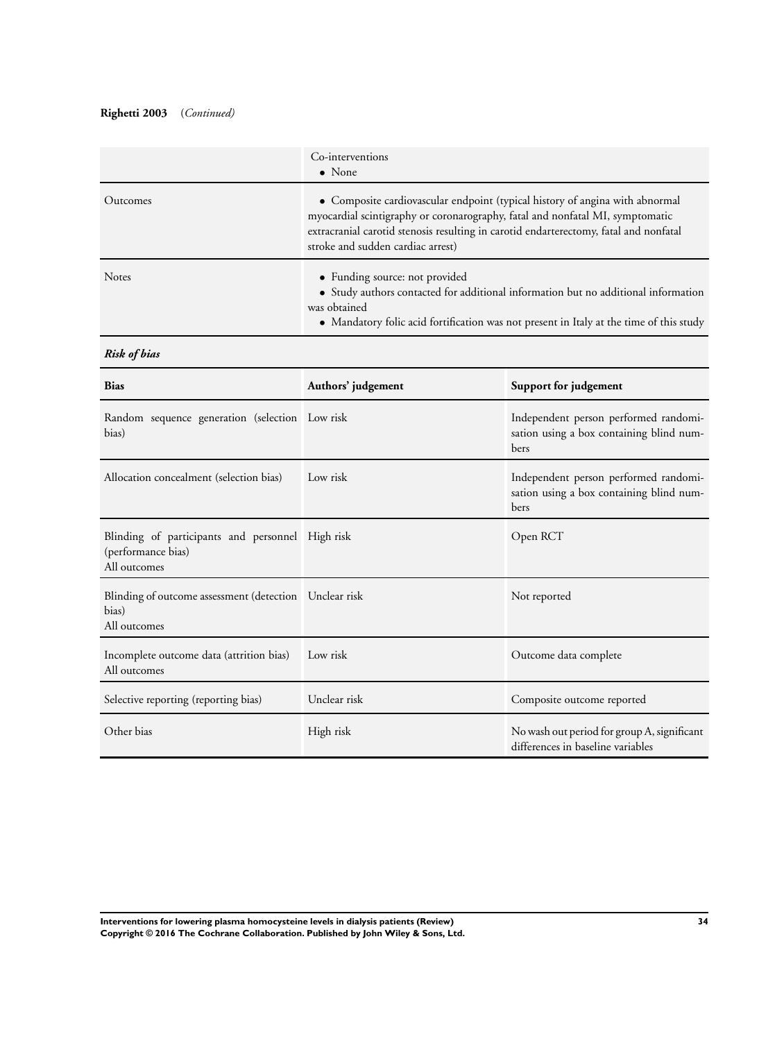**Righetti 2003** (*Continued*)

| | |
|---|---|
| | Co-interventions<br>• None |
| Outcomes | • Composite cardiovascular endpoint (typical history of angina with abnormal myocardial scintigraphy or coronarography, fatal and nonfatal MI, symptomatic extracranial carotid stenosis resulting in carotid endarterectomy, fatal and nonfatal stroke and sudden cardiac arrest) |
| Notes | • Funding source: not provided<br>• Study authors contacted for additional information but no additional information was obtained<br>• Mandatory folic acid fortification was not present in Italy at the time of this study |

***Risk of bias***

| Bias | Authors' judgement | Support for judgement |
|---|---|---|
| Random sequence generation (selection bias) | Low risk | Independent person performed randomisation using a box containing blind numbers |
| Allocation concealment (selection bias) | Low risk | Independent person performed randomisation using a box containing blind numbers |
| Blinding of participants and personnel (performance bias)<br>All outcomes | High risk | Open RCT |
| Blinding of outcome assessment (detection bias)<br>All outcomes | Unclear risk | Not reported |
| Incomplete outcome data (attrition bias)<br>All outcomes | Low risk | Outcome data complete |
| Selective reporting (reporting bias) | Unclear risk | Composite outcome reported |
| Other bias | High risk | No wash out period for group A, significant differences in baseline variables |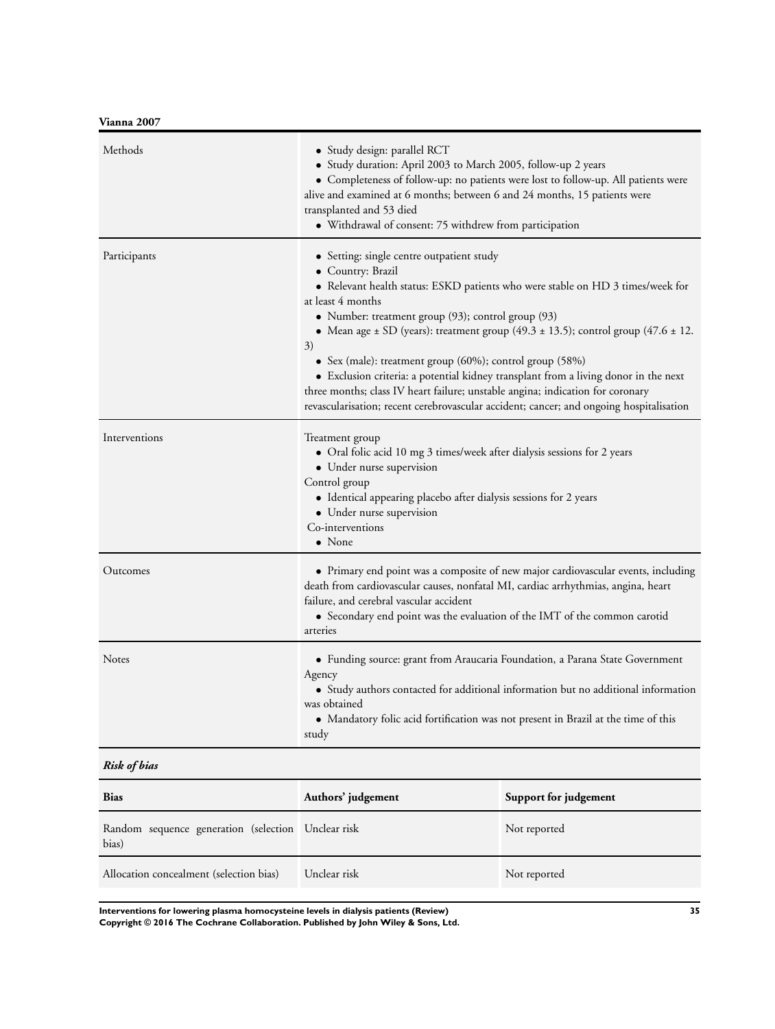**Vianna 2007**

| Methods | • Study design: parallel RCT<br>• Study duration: April 2003 to March 2005, follow-up 2 years<br>• Completeness of follow-up: no patients were lost to follow-up. All patients were alive and examined at 6 months; between 6 and 24 months, 15 patients were transplanted and 53 died<br>• Withdrawal of consent: 75 withdrew from participation |
|---|---|
| Participants | • Setting: single centre outpatient study<br>• Country: Brazil<br>• Relevant health status: ESKD patients who were stable on HD 3 times/week for at least 4 months<br>• Number: treatment group (93); control group (93)<br>• Mean age ± SD (years): treatment group (49.3 ± 13.5); control group (47.6 ± 12.3)<br>• Sex (male): treatment group (60%); control group (58%)<br>• Exclusion criteria: a potential kidney transplant from a living donor in the next three months; class IV heart failure; unstable angina; indication for coronary revascularisation; recent cerebrovascular accident; cancer; and ongoing hospitalisation |
| Interventions | Treatment group<br>• Oral folic acid 10 mg 3 times/week after dialysis sessions for 2 years<br>• Under nurse supervision<br>Control group<br>• Identical appearing placebo after dialysis sessions for 2 years<br>• Under nurse supervision<br>Co-interventions<br>• None |
| Outcomes | • Primary end point was a composite of new major cardiovascular events, including death from cardiovascular causes, nonfatal MI, cardiac arrhythmias, angina, heart failure, and cerebral vascular accident<br>• Secondary end point was the evaluation of the IMT of the common carotid arteries |
| Notes | • Funding source: grant from Araucaria Foundation, a Parana State Government Agency<br>• Study authors contacted for additional information but no additional information was obtained<br>• Mandatory folic acid fortification was not present in Brazil at the time of this study |

***Risk of bias***

| Bias | Authors' judgement | Support for judgement |
|---|---|---|
| Random sequence generation (selection bias) | Unclear risk | Not reported |
| Allocation concealment (selection bias) | Unclear risk | Not reported |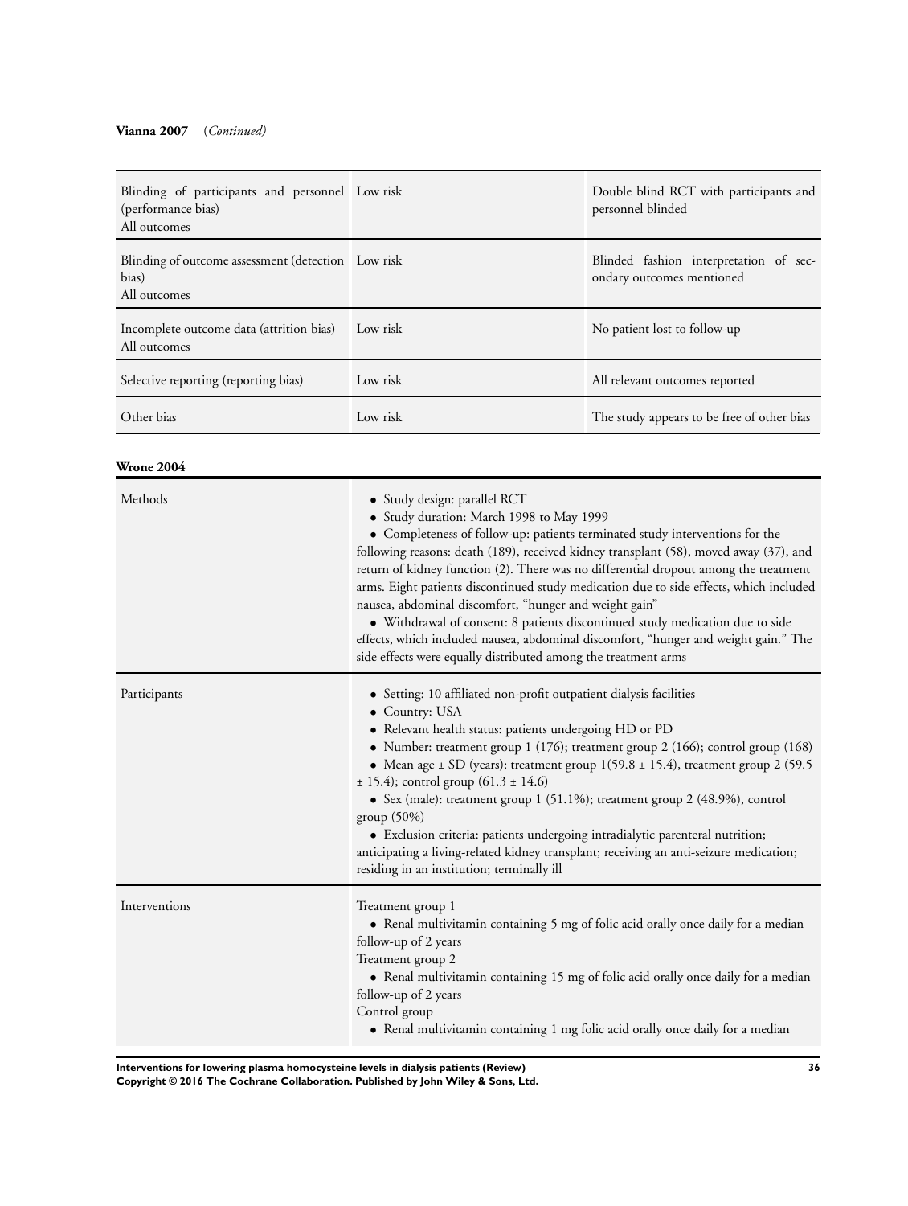**Vianna 2007** (*Continued*)

| | | |
|---|---|---|
| Blinding of participants and personnel (performance bias) All outcomes | Low risk | Double blind RCT with participants and personnel blinded |
| Blinding of outcome assessment (detection bias) All outcomes | Low risk | Blinded fashion interpretation of secondary outcomes mentioned |
| Incomplete outcome data (attrition bias) All outcomes | Low risk | No patient lost to follow-up |
| Selective reporting (reporting bias) | Low risk | All relevant outcomes reported |
| Other bias | Low risk | The study appears to be free of other bias |

**Wrone 2004**

| | |
|---|---|
| Methods | • Study design: parallel RCT<br>• Study duration: March 1998 to May 1999<br>• Completeness of follow-up: patients terminated study interventions for the following reasons: death (189), received kidney transplant (58), moved away (37), and return of kidney function (2). There was no differential dropout among the treatment arms. Eight patients discontinued study medication due to side effects, which included nausea, abdominal discomfort, "hunger and weight gain"<br>• Withdrawal of consent: 8 patients discontinued study medication due to side effects, which included nausea, abdominal discomfort, "hunger and weight gain." The side effects were equally distributed among the treatment arms |
| Participants | • Setting: 10 affiliated non-profit outpatient dialysis facilities<br>• Country: USA<br>• Relevant health status: patients undergoing HD or PD<br>• Number: treatment group 1 (176); treatment group 2 (166); control group (168)<br>• Mean age ± SD (years): treatment group 1(59.8 ± 15.4), treatment group 2 (59.5 ± 15.4); control group (61.3 ± 14.6)<br>• Sex (male): treatment group 1 (51.1%); treatment group 2 (48.9%), control group (50%)<br>• Exclusion criteria: patients undergoing intradialytic parenteral nutrition; anticipating a living-related kidney transplant; receiving an anti-seizure medication; residing in an institution; terminally ill |
| Interventions | Treatment group 1<br>• Renal multivitamin containing 5 mg of folic acid orally once daily for a median follow-up of 2 years<br>Treatment group 2<br>• Renal multivitamin containing 15 mg of folic acid orally once daily for a median follow-up of 2 years<br>Control group<br>• Renal multivitamin containing 1 mg folic acid orally once daily for a median |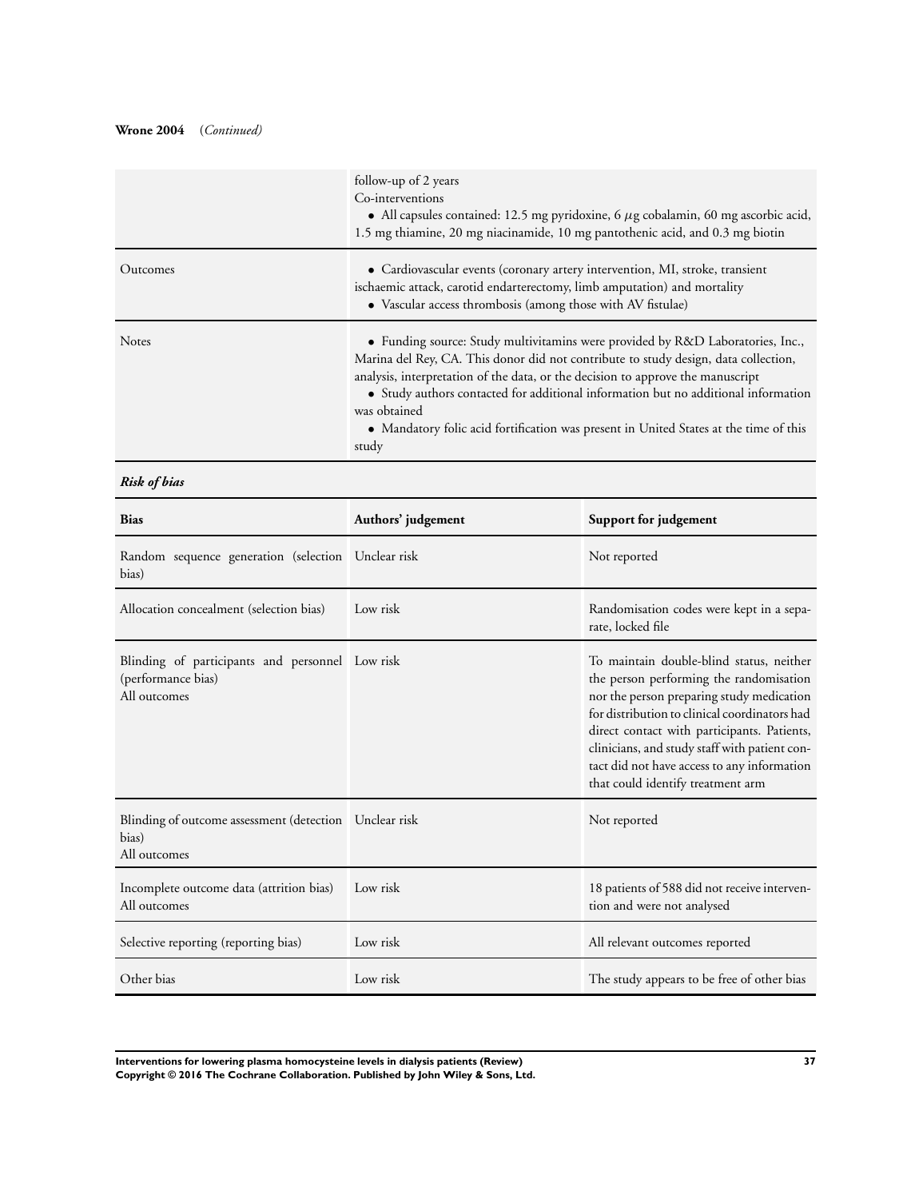**Wrone 2004** (*Continued*)

| | |
|---|---|
| | follow-up of 2 years<br>Co-interventions<br>• All capsules contained: 12.5 mg pyridoxine, 6 $\mu$g cobalamin, 60 mg ascorbic acid, 1.5 mg thiamine, 20 mg niacinamide, 10 mg pantothenic acid, and 0.3 mg biotin |
| Outcomes | • Cardiovascular events (coronary artery intervention, MI, stroke, transient ischaemic attack, carotid endarterectomy, limb amputation) and mortality<br>• Vascular access thrombosis (among those with AV fistulae) |
| Notes | • Funding source: Study multivitamins were provided by R&D Laboratories, Inc., Marina del Rey, CA. This donor did not contribute to study design, data collection, analysis, interpretation of the data, or the decision to approve the manuscript<br>• Study authors contacted for additional information but no additional information was obtained<br>• Mandatory folic acid fortification was present in United States at the time of this study |

***Risk of bias***

| Bias | Authors' judgement | Support for judgement |
|---|---|---|
| Random sequence generation (selection bias) | Unclear risk | Not reported |
| Allocation concealment (selection bias) | Low risk | Randomisation codes were kept in a separate, locked file |
| Blinding of participants and personnel (performance bias)<br>All outcomes | Low risk | To maintain double-blind status, neither the person performing the randomisation nor the person preparing study medication for distribution to clinical coordinators had direct contact with participants. Patients, clinicians, and study staff with patient contact did not have access to any information that could identify treatment arm |
| Blinding of outcome assessment (detection bias)<br>All outcomes | Unclear risk | Not reported |
| Incomplete outcome data (attrition bias)<br>All outcomes | Low risk | 18 patients of 588 did not receive intervention and were not analysed |
| Selective reporting (reporting bias) | Low risk | All relevant outcomes reported |
| Other bias | Low risk | The study appears to be free of other bias |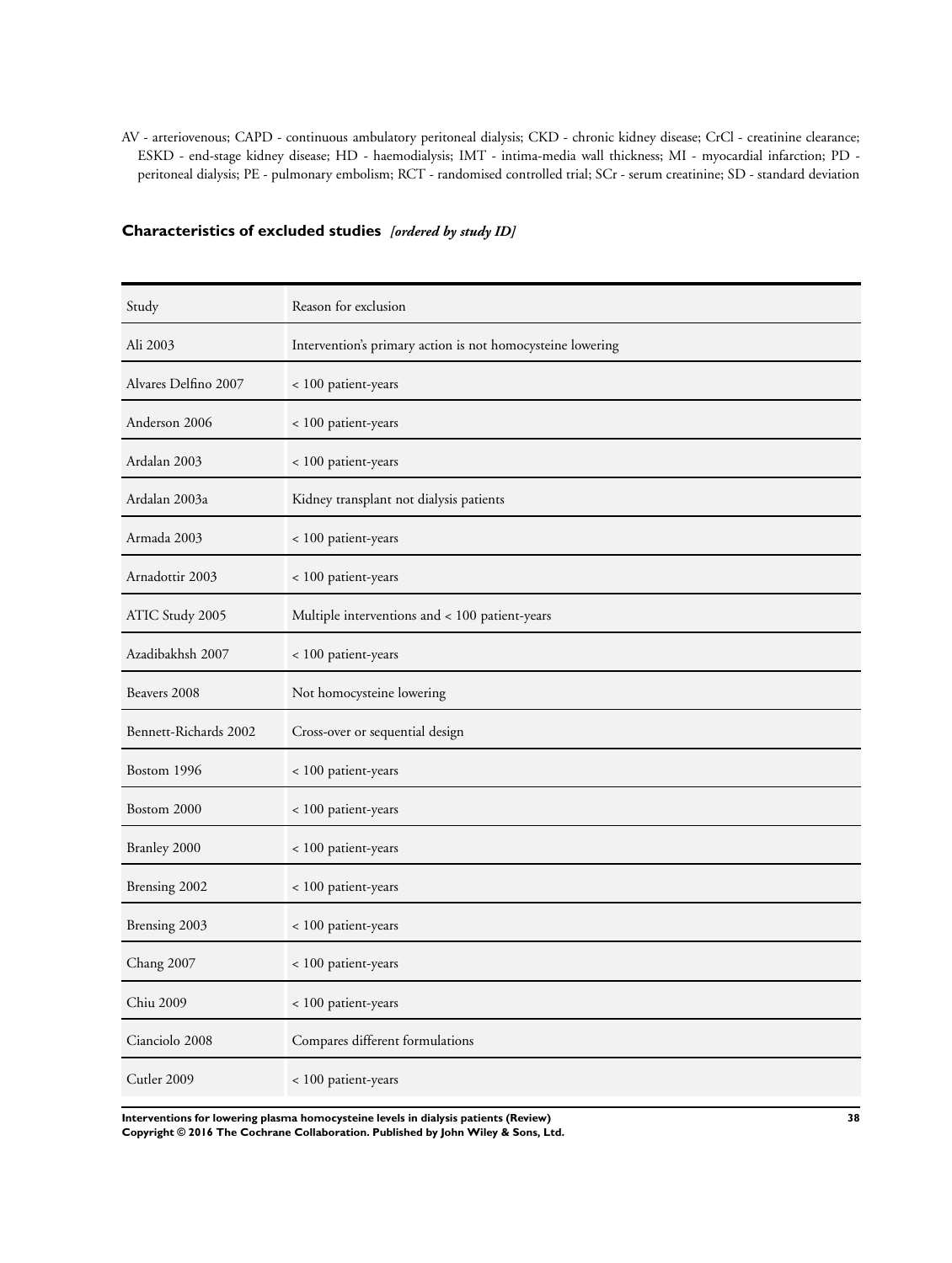AV - arteriovenous; CAPD - continuous ambulatory peritoneal dialysis; CKD - chronic kidney disease; CrCl - creatinine clearance; ESKD - end-stage kidney disease; HD - haemodialysis; IMT - intima-media wall thickness; MI - myocardial infarction; PD - peritoneal dialysis; PE - pulmonary embolism; RCT - randomised controlled trial; SCr - serum creatinine; SD - standard deviation

## Characteristics of excluded studies *[ordered by study ID]*

| Study | Reason for exclusion |
|---|---|
| Ali 2003 | Intervention's primary action is not homocysteine lowering |
| Alvares Delfino 2007 | < 100 patient-years |
| Anderson 2006 | < 100 patient-years |
| Ardalan 2003 | < 100 patient-years |
| Ardalan 2003a | Kidney transplant not dialysis patients |
| Armada 2003 | < 100 patient-years |
| Arnadottir 2003 | < 100 patient-years |
| ATIC Study 2005 | Multiple interventions and < 100 patient-years |
| Azadibakhsh 2007 | < 100 patient-years |
| Beavers 2008 | Not homocysteine lowering |
| Bennett-Richards 2002 | Cross-over or sequential design |
| Bostom 1996 | < 100 patient-years |
| Bostom 2000 | < 100 patient-years |
| Branley 2000 | < 100 patient-years |
| Brensing 2002 | < 100 patient-years |
| Brensing 2003 | < 100 patient-years |
| Chang 2007 | < 100 patient-years |
| Chiu 2009 | < 100 patient-years |
| Cianciolo 2008 | Compares different formulations |
| Cutler 2009 | < 100 patient-years |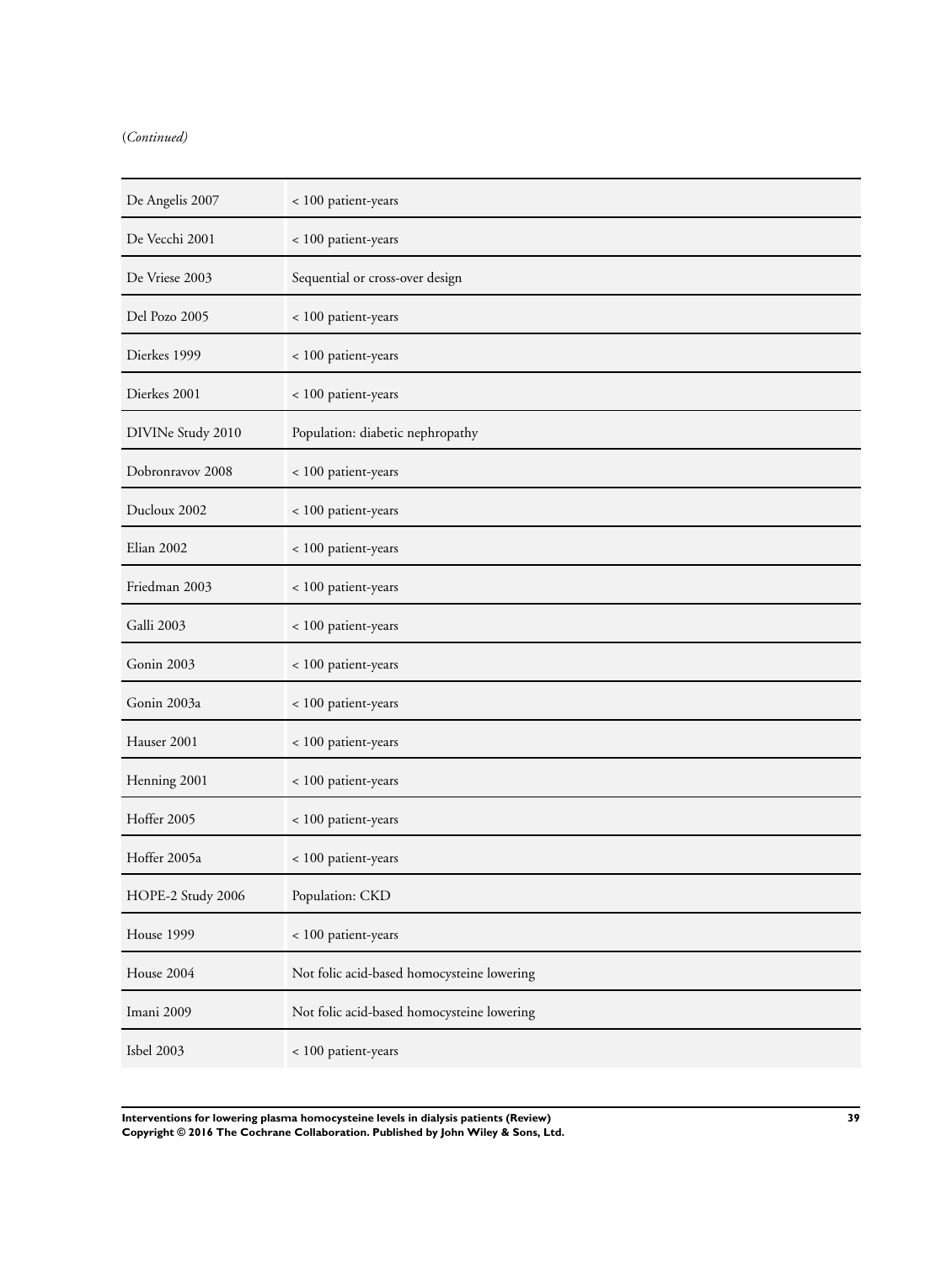(*Continued*)

| | |
|---|---|
| De Angelis 2007 | < 100 patient-years |
| De Vecchi 2001 | < 100 patient-years |
| De Vriese 2003 | Sequential or cross-over design |
| Del Pozo 2005 | < 100 patient-years |
| Dierkes 1999 | < 100 patient-years |
| Dierkes 2001 | < 100 patient-years |
| DIVINe Study 2010 | Population: diabetic nephropathy |
| Dobronravov 2008 | < 100 patient-years |
| Ducloux 2002 | < 100 patient-years |
| Elian 2002 | < 100 patient-years |
| Friedman 2003 | < 100 patient-years |
| Galli 2003 | < 100 patient-years |
| Gonin 2003 | < 100 patient-years |
| Gonin 2003a | < 100 patient-years |
| Hauser 2001 | < 100 patient-years |
| Henning 2001 | < 100 patient-years |
| Hoffer 2005 | < 100 patient-years |
| Hoffer 2005a | < 100 patient-years |
| HOPE-2 Study 2006 | Population: CKD |
| House 1999 | < 100 patient-years |
| House 2004 | Not folic acid-based homocysteine lowering |
| Imani 2009 | Not folic acid-based homocysteine lowering |
| Isbel 2003 | < 100 patient-years |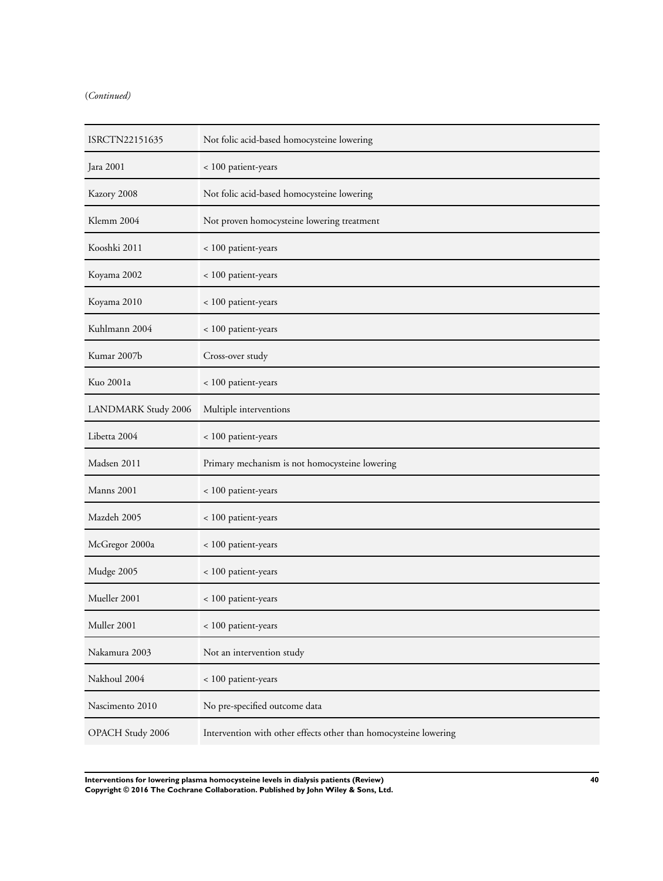(*Continued*)

| | |
|---|---|
| ISRCTN22151635 | Not folic acid-based homocysteine lowering |
| Jara 2001 | < 100 patient-years |
| Kazory 2008 | Not folic acid-based homocysteine lowering |
| Klemm 2004 | Not proven homocysteine lowering treatment |
| Kooshki 2011 | < 100 patient-years |
| Koyama 2002 | < 100 patient-years |
| Koyama 2010 | < 100 patient-years |
| Kuhlmann 2004 | < 100 patient-years |
| Kumar 2007b | Cross-over study |
| Kuo 2001a | < 100 patient-years |
| LANDMARK Study 2006 | Multiple interventions |
| Libetta 2004 | < 100 patient-years |
| Madsen 2011 | Primary mechanism is not homocysteine lowering |
| Manns 2001 | < 100 patient-years |
| Mazdeh 2005 | < 100 patient-years |
| McGregor 2000a | < 100 patient-years |
| Mudge 2005 | < 100 patient-years |
| Mueller 2001 | < 100 patient-years |
| Muller 2001 | < 100 patient-years |
| Nakamura 2003 | Not an intervention study |
| Nakhoul 2004 | < 100 patient-years |
| Nascimento 2010 | No pre-specified outcome data |
| OPACH Study 2006 | Intervention with other effects other than homocysteine lowering |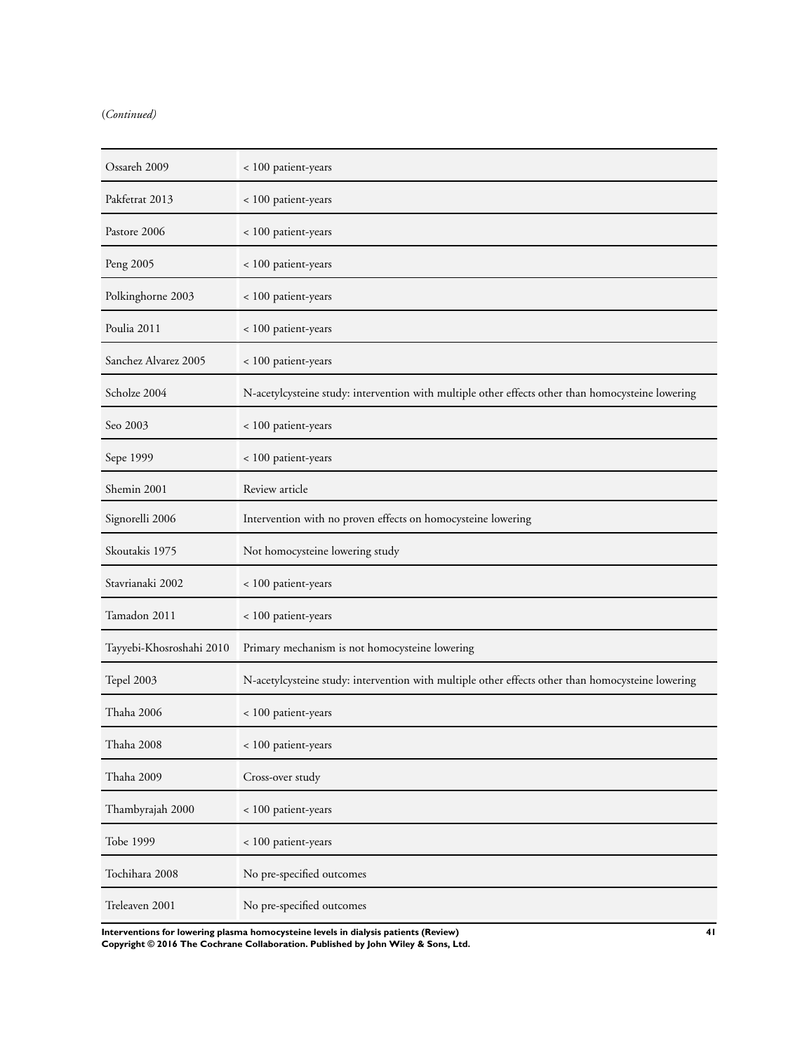(*Continued*)

| | |
|---|---|
| Ossareh 2009 | < 100 patient-years |
| Pakfetrat 2013 | < 100 patient-years |
| Pastore 2006 | < 100 patient-years |
| Peng 2005 | < 100 patient-years |
| Polkinghorne 2003 | < 100 patient-years |
| Poulia 2011 | < 100 patient-years |
| Sanchez Alvarez 2005 | < 100 patient-years |
| Scholze 2004 | N-acetylcysteine study: intervention with multiple other effects other than homocysteine lowering |
| Seo 2003 | < 100 patient-years |
| Sepe 1999 | < 100 patient-years |
| Shemin 2001 | Review article |
| Signorelli 2006 | Intervention with no proven effects on homocysteine lowering |
| Skoutakis 1975 | Not homocysteine lowering study |
| Stavrianaki 2002 | < 100 patient-years |
| Tamadon 2011 | < 100 patient-years |
| Tayyebi-Khosroshahi 2010 | Primary mechanism is not homocysteine lowering |
| Tepel 2003 | N-acetylcysteine study: intervention with multiple other effects other than homocysteine lowering |
| Thaha 2006 | < 100 patient-years |
| Thaha 2008 | < 100 patient-years |
| Thaha 2009 | Cross-over study |
| Thambyrajah 2000 | < 100 patient-years |
| Tobe 1999 | < 100 patient-years |
| Tochihara 2008 | No pre-specified outcomes |
| Treleaven 2001 | No pre-specified outcomes |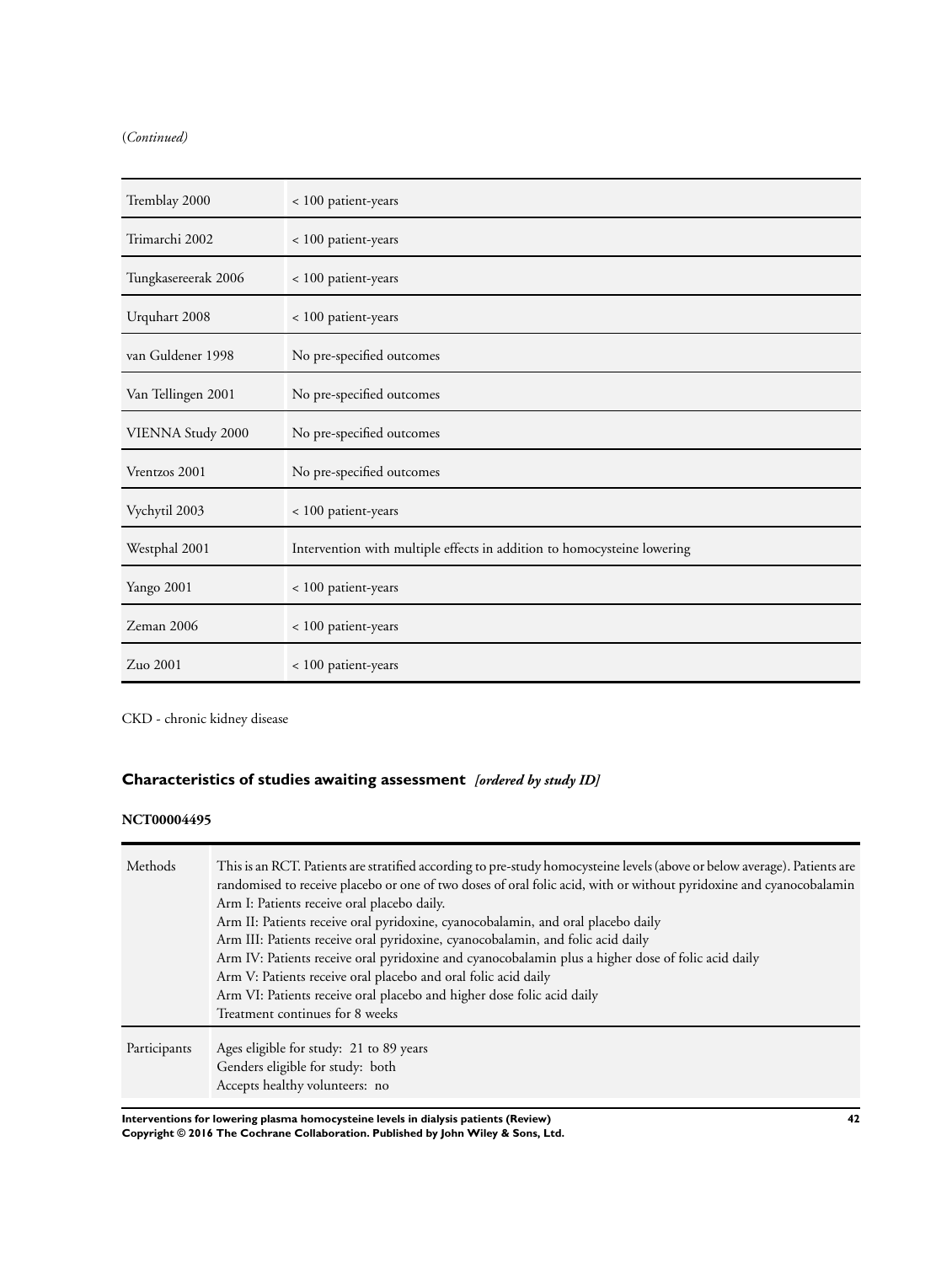(*Continued*)

| | |
|---|---|
| Tremblay 2000 | < 100 patient-years |
| Trimarchi 2002 | < 100 patient-years |
| Tungkasereerak 2006 | < 100 patient-years |
| Urquhart 2008 | < 100 patient-years |
| van Guldener 1998 | No pre-specified outcomes |
| Van Tellingen 2001 | No pre-specified outcomes |
| VIENNA Study 2000 | No pre-specified outcomes |
| Vrentzos 2001 | No pre-specified outcomes |
| Vychytil 2003 | < 100 patient-years |
| Westphal 2001 | Intervention with multiple effects in addition to homocysteine lowering |
| Yango 2001 | < 100 patient-years |
| Zeman 2006 | < 100 patient-years |
| Zuo 2001 | < 100 patient-years |

CKD - chronic kidney disease

## Characteristics of studies awaiting assessment *[ordered by study ID]*

### NCT00004495

| | |
|---|---|
| Methods | This is an RCT. Patients are stratified according to pre-study homocysteine levels (above or below average). Patients are randomised to receive placebo or one of two doses of oral folic acid, with or without pyridoxine and cyanocobalamin<br>Arm I: Patients receive oral placebo daily.<br>Arm II: Patients receive oral pyridoxine, cyanocobalamin, and oral placebo daily<br>Arm III: Patients receive oral pyridoxine, cyanocobalamin, and folic acid daily<br>Arm IV: Patients receive oral pyridoxine and cyanocobalamin plus a higher dose of folic acid daily<br>Arm V: Patients receive oral placebo and oral folic acid daily<br>Arm VI: Patients receive oral placebo and higher dose folic acid daily<br>Treatment continues for 8 weeks |
| Participants | Ages eligible for study: 21 to 89 years<br>Genders eligible for study: both<br>Accepts healthy volunteers: no |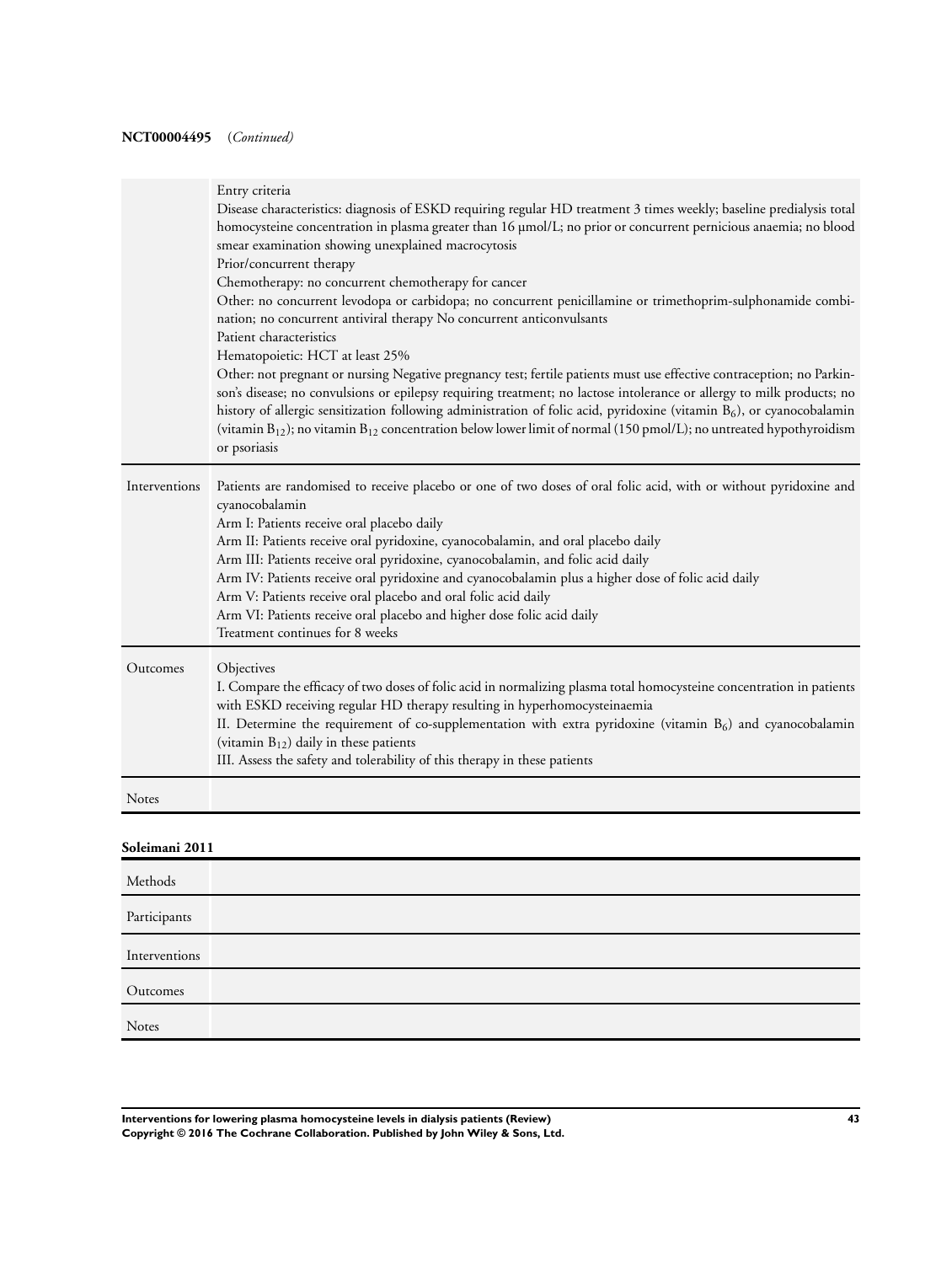**NCT00004495** *(Continued)*

| | |
|---|---|
| | Entry criteria<br>Disease characteristics: diagnosis of ESKD requiring regular HD treatment 3 times weekly; baseline predialysis total homocysteine concentration in plasma greater than 16 µmol/L; no prior or concurrent pernicious anaemia; no blood smear examination showing unexplained macrocytosis<br>Prior/concurrent therapy<br>Chemotherapy: no concurrent chemotherapy for cancer<br>Other: no concurrent levodopa or carbidopa; no concurrent penicillamine or trimethoprim-sulphonamide combination; no concurrent antiviral therapy No concurrent anticonvulsants<br>Patient characteristics<br>Hematopoietic: HCT at least 25%<br>Other: not pregnant or nursing Negative pregnancy test; fertile patients must use effective contraception; no Parkinson's disease; no convulsions or epilepsy requiring treatment; no lactose intolerance or allergy to milk products; no history of allergic sensitization following administration of folic acid, pyridoxine (vitamin $B_6$), or cyanocobalamin (vitamin $B_{12}$); no vitamin $B_{12}$ concentration below lower limit of normal (150 pmol/L); no untreated hypothyroidism or psoriasis |
| Interventions | Patients are randomised to receive placebo or one of two doses of oral folic acid, with or without pyridoxine and cyanocobalamin<br>Arm I: Patients receive oral placebo daily<br>Arm II: Patients receive oral pyridoxine, cyanocobalamin, and oral placebo daily<br>Arm III: Patients receive oral pyridoxine, cyanocobalamin, and folic acid daily<br>Arm IV: Patients receive oral pyridoxine and cyanocobalamin plus a higher dose of folic acid daily<br>Arm V: Patients receive oral placebo and oral folic acid daily<br>Arm VI: Patients receive oral placebo and higher dose folic acid daily<br>Treatment continues for 8 weeks |
| Outcomes | Objectives<br>I. Compare the efficacy of two doses of folic acid in normalizing plasma total homocysteine concentration in patients with ESKD receiving regular HD therapy resulting in hyperhomocysteinaemia<br>II. Determine the requirement of co-supplementation with extra pyridoxine (vitamin $B_6$) and cyanocobalamin (vitamin $B_{12}$) daily in these patients<br>III. Assess the safety and tolerability of this therapy in these patients |
| Notes | |

**Soleimani 2011**

| | |
|---|---|
| Methods | |
| Participants | |
| Interventions | |
| Outcomes | |
| Notes | |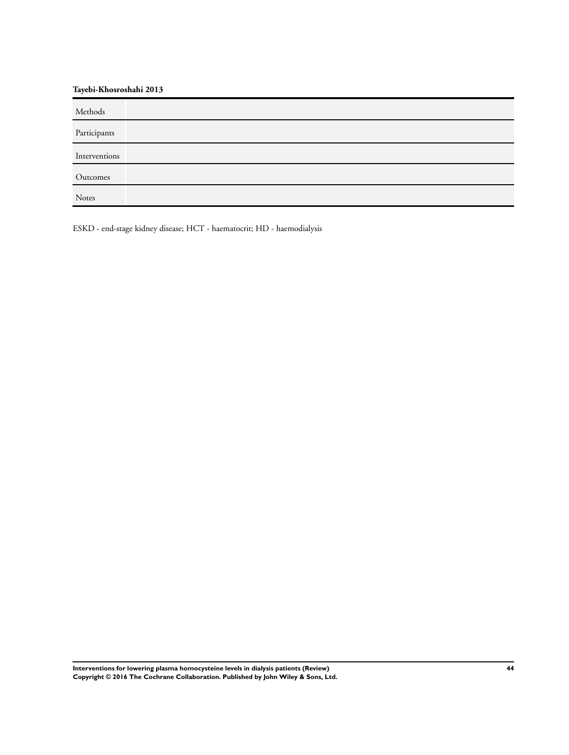**Tayebi-Khosroshahi 2013**

| | |
|---|---|
| Methods | |
| Participants | |
| Interventions | |
| Outcomes | |
| Notes | |

ESKD - end-stage kidney disease; HCT - haematocrit; HD - haemodialysis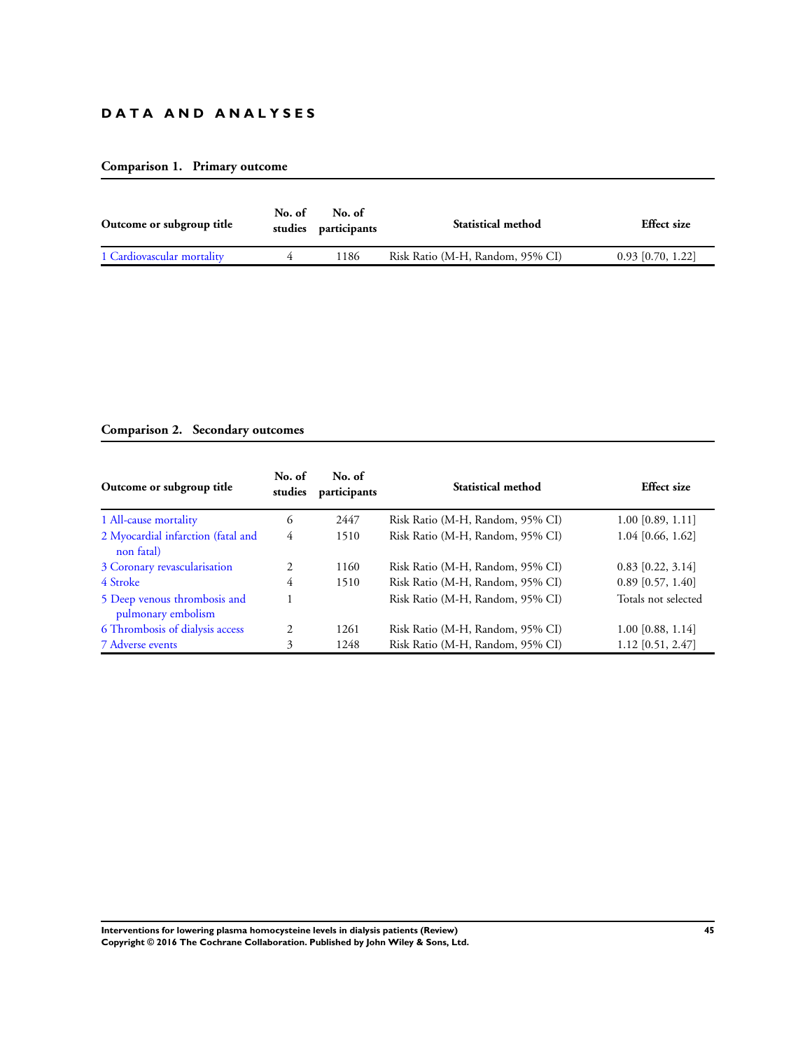## DATA AND ANALYSES

### Comparison 1. Primary outcome

| Outcome or subgroup title | No. of studies | No. of participants | Statistical method | Effect size |
|---|---|---|---|---|
| 1 Cardiovascular mortality | 4 | 1186 | Risk Ratio (M-H, Random, 95% CI) | 0.93 [0.70, 1.22] |

### Comparison 2. Secondary outcomes

| Outcome or subgroup title | No. of studies | No. of participants | Statistical method | Effect size |
|---|---|---|---|---|
| 1 All-cause mortality | 6 | 2447 | Risk Ratio (M-H, Random, 95% CI) | 1.00 [0.89, 1.11] |
| 2 Myocardial infarction (fatal and non fatal) | 4 | 1510 | Risk Ratio (M-H, Random, 95% CI) | 1.04 [0.66, 1.62] |
| 3 Coronary revascularisation | 2 | 1160 | Risk Ratio (M-H, Random, 95% CI) | 0.83 [0.22, 3.14] |
| 4 Stroke | 4 | 1510 | Risk Ratio (M-H, Random, 95% CI) | 0.89 [0.57, 1.40] |
| 5 Deep venous thrombosis and pulmonary embolism | 1 | | Risk Ratio (M-H, Random, 95% CI) | Totals not selected |
| 6 Thrombosis of dialysis access | 2 | 1261 | Risk Ratio (M-H, Random, 95% CI) | 1.00 [0.88, 1.14] |
| 7 Adverse events | 3 | 1248 | Risk Ratio (M-H, Random, 95% CI) | 1.12 [0.51, 2.47] |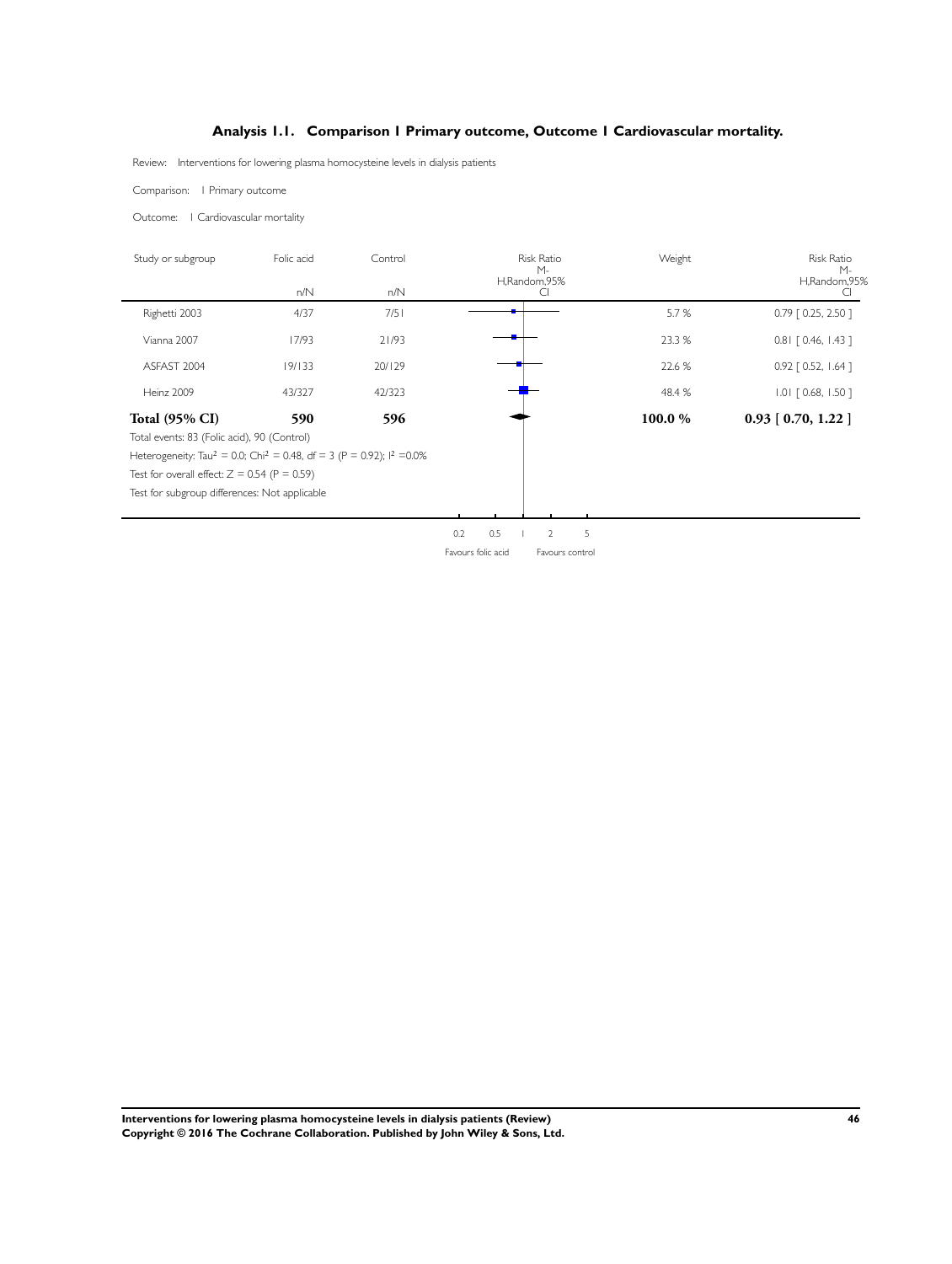## Analysis 1.1. Comparison 1 Primary outcome, Outcome 1 Cardiovascular mortality.

Review: Interventions for lowering plasma homocysteine levels in dialysis patients

Comparison: 1 Primary outcome

Outcome: 1 Cardiovascular mortality

| Study or subgroup | Folic acid n/N | Control n/N | Risk Ratio M-H,Random,95% CI | Weight | Risk Ratio M-H,Random,95% CI |
|---|---|---|---|---|---|
| Righetti 2003 | 4/37 | 7/51 | | 5.7 % | 0.79 [ 0.25, 2.50 ] |
| Vianna 2007 | 17/93 | 21/93 | | 23.3 % | 0.81 [ 0.46, 1.43 ] |
| ASFAST 2004 | 19/133 | 20/129 | | 22.6 % | 0.92 [ 0.52, 1.64 ] |
| Heinz 2009 | 43/327 | 42/323 | | 48.4 % | 1.01 [ 0.68, 1.50 ] |
| **Total (95% CI)** | **590** | **596** | | **100.0 %** | **0.93 [ 0.70, 1.22 ]** |

Total events: 83 (Folic acid), 90 (Control)

Heterogeneity: $Tau^2 = 0.0$; $Chi^2 = 0.48$, df = 3 (P = 0.92); $I^2 = 0.0\%$

Test for overall effect: Z = 0.54 (P = 0.59)

Test for subgroup differences: Not applicable

0.2 0.5 1 2 5

Favours folic acid Favours control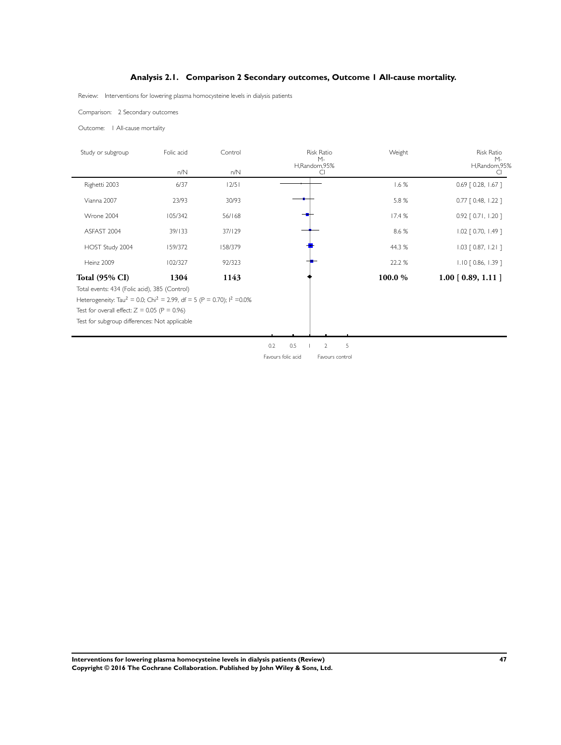## Analysis 2.1. Comparison 2 Secondary outcomes, Outcome 1 All-cause mortality.

Review: Interventions for lowering plasma homocysteine levels in dialysis patients

Comparison: 2 Secondary outcomes

Outcome: 1 All-cause mortality

| Study or subgroup | Folic acid n/N | Control n/N | Risk Ratio M-H,Random,95% CI | Weight | Risk Ratio M-H,Random,95% CI |
|---|---|---|---|---|---|
| Righetti 2003 | 6/37 | 12/51 | | 1.6 % | 0.69 [ 0.28, 1.67 ] |
| Vianna 2007 | 23/93 | 30/93 | | 5.8 % | 0.77 [ 0.48, 1.22 ] |
| Wrone 2004 | 105/342 | 56/168 | | 17.4 % | 0.92 [ 0.71, 1.20 ] |
| ASFAST 2004 | 39/133 | 37/129 | | 8.6 % | 1.02 [ 0.70, 1.49 ] |
| HOST Study 2004 | 159/372 | 158/379 | | 44.3 % | 1.03 [ 0.87, 1.21 ] |
| Heinz 2009 | 102/327 | 92/323 | | 22.2 % | 1.10 [ 0.86, 1.39 ] |
| **Total (95% CI)** | **1304** | **1143** | | **100.0 %** | **1.00 [ 0.89, 1.11 ]** |

Total events: 434 (Folic acid), 385 (Control)

Heterogeneity: $Tau^2 = 0.0$; $Chi^2 = 2.99$, $df = 5$ ($P = 0.70$); $I^2 = 0.0\%$

Test for overall effect: $Z = 0.05$ ($P = 0.96$)

Test for subgroup differences: Not applicable

0.2 0.5 1 2 5

Favours folic acid Favours control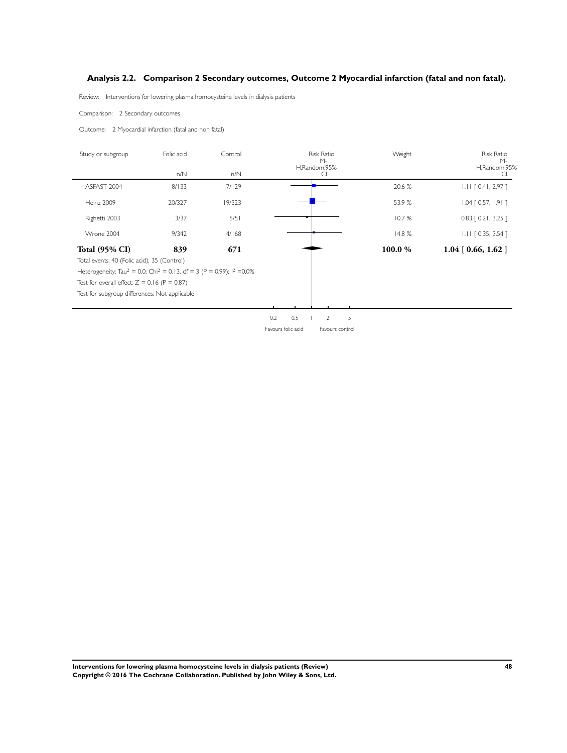### Analysis 2.2. Comparison 2 Secondary outcomes, Outcome 2 Myocardial infarction (fatal and non fatal).

Review: Interventions for lowering plasma homocysteine levels in dialysis patients

Comparison: 2 Secondary outcomes

Outcome: 2 Myocardial infarction (fatal and non fatal)

| Study or subgroup | Folic acid n/N | Control n/N | Risk Ratio M-H,Random,95% CI | Weight | Risk Ratio M-H,Random,95% CI |
|---|---|---|---|---|---|
| ASFAST 2004 | 8/133 | 7/129 | | 20.6 % | 1.11 [ 0.41, 2.97 ] |
| Heinz 2009 | 20/327 | 19/323 | | 53.9 % | 1.04 [ 0.57, 1.91 ] |
| Righetti 2003 | 3/37 | 5/51 | | 10.7 % | 0.83 [ 0.21, 3.25 ] |
| Wrone 2004 | 9/342 | 4/168 | | 14.8 % | 1.11 [ 0.35, 3.54 ] |
| **Total (95% CI)** | **839** | **671** | | **100.0 %** | **1.04 [ 0.66, 1.62 ]** |

Total events: 40 (Folic acid), 35 (Control)

Heterogeneity: $Tau^2 = 0.0$; $Chi^2 = 0.13$, df = 3 (P = 0.99); $I^2 = 0.0\%$

Test for overall effect: Z = 0.16 (P = 0.87)

Test for subgroup differences: Not applicable

0.2 0.5 1 2 5

Favours folic acid Favours control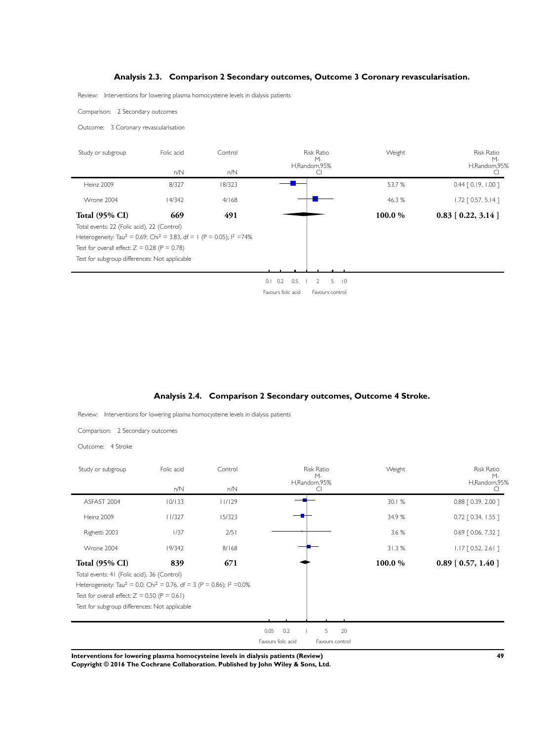## Analysis 2.3. Comparison 2 Secondary outcomes, Outcome 3 Coronary revascularisation.

Review: Interventions for lowering plasma homocysteine levels in dialysis patients

Comparison: 2 Secondary outcomes

Outcome: 3 Coronary revascularisation

| Study or subgroup | Folic acid n/N | Control n/N | Weight | Risk Ratio M-H,Random,95% CI |
|---|---|---|---|---|
| Heinz 2009 | 8/327 | 18/323 | 53.7 % | 0.44 [ 0.19, 1.00 ] |
| Wrone 2004 | 14/342 | 4/168 | 46.3 % | 1.72 [ 0.57, 5.14 ] |
| **Total (95% CI)** | **669** | **491** | **100.0 %** | **0.83 [ 0.22, 3.14 ]** |

Total events: 22 (Folic acid), 22 (Control)

Heterogeneity: $Tau^2 = 0.69$; $Chi^2 = 3.83$, df = 1 (P = 0.05); $I^2$ =74%

Test for overall effect: Z = 0.28 (P = 0.78)

Test for subgroup differences: Not applicable

Axis: 0.1 0.2 0.5 1 2 5 10 — Favours folic acid | Favours control

## Analysis 2.4. Comparison 2 Secondary outcomes, Outcome 4 Stroke.

Review: Interventions for lowering plasma homocysteine levels in dialysis patients

Comparison: 2 Secondary outcomes

Outcome: 4 Stroke

| Study or subgroup | Folic acid n/N | Control n/N | Weight | Risk Ratio M-H,Random,95% CI |
|---|---|---|---|---|
| ASFAST 2004 | 10/133 | 11/129 | 30.1 % | 0.88 [ 0.39, 2.00 ] |
| Heinz 2009 | 11/327 | 15/323 | 34.9 % | 0.72 [ 0.34, 1.55 ] |
| Righetti 2003 | 1/37 | 2/51 | 3.6 % | 0.69 [ 0.06, 7.32 ] |
| Wrone 2004 | 19/342 | 8/168 | 31.3 % | 1.17 [ 0.52, 2.61 ] |
| **Total (95% CI)** | **839** | **671** | **100.0 %** | **0.89 [ 0.57, 1.40 ]** |

Total events: 41 (Folic acid), 36 (Control)

Heterogeneity: $Tau^2 = 0.0$; $Chi^2 = 0.76$, df = 3 (P = 0.86); $I^2$ =0.0%

Test for overall effect: Z = 0.50 (P = 0.61)

Test for subgroup differences: Not applicable

Axis: 0.05 0.2 1 5 20 — Favours folic acid | Favours control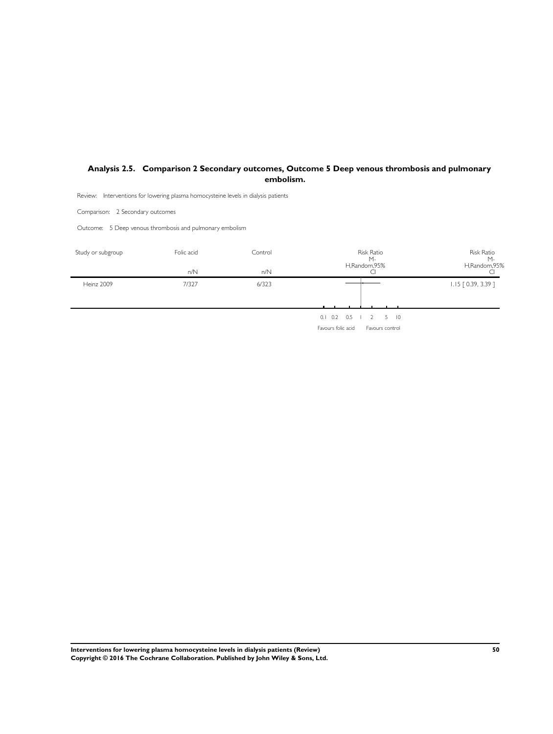### Analysis 2.5. Comparison 2 Secondary outcomes, Outcome 5 Deep venous thrombosis and pulmonary embolism.

Review: Interventions for lowering plasma homocysteine levels in dialysis patients

Comparison: 2 Secondary outcomes

Outcome: 5 Deep venous thrombosis and pulmonary embolism

| Study or subgroup | Folic acid | Control | Risk Ratio M-H,Random,95% CI | Risk Ratio M-H,Random,95% CI |
|---|---|---|---|---|
| | n/N | n/N | | |
| Heinz 2009 | 7/327 | 6/323 | | 1.15 [ 0.39, 3.39 ] |

0.1 0.2 0.5 1 2 5 10

Favours folic acid Favours control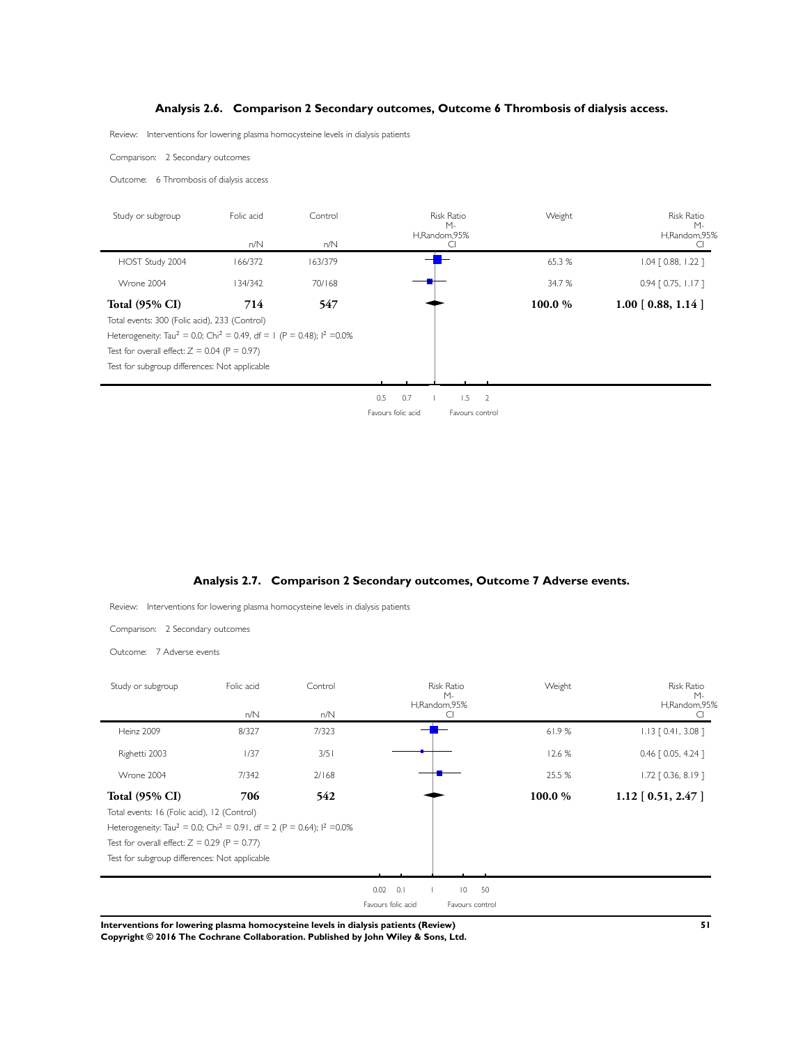### Analysis 2.6. Comparison 2 Secondary outcomes, Outcome 6 Thrombosis of dialysis access.

Review: Interventions for lowering plasma homocysteine levels in dialysis patients

Comparison: 2 Secondary outcomes

Outcome: 6 Thrombosis of dialysis access

| Study or subgroup | Folic acid n/N | Control n/N | Risk Ratio M-H,Random,95% CI | Weight | Risk Ratio M-H,Random,95% CI |
|---|---|---|---|---|---|
| HOST Study 2004 | 166/372 | 163/379 | | 65.3 % | 1.04 [ 0.88, 1.22 ] |
| Wrone 2004 | 134/342 | 70/168 | | 34.7 % | 0.94 [ 0.75, 1.17 ] |
| **Total (95% CI)** | **714** | **547** | | **100.0 %** | **1.00 [ 0.88, 1.14 ]** |

Total events: 300 (Folic acid), 233 (Control)

Heterogeneity: $Tau^2 = 0.0$; $Chi^2 = 0.49$, df = 1 (P = 0.48); $I^2 = 0.0\%$

Test for overall effect: Z = 0.04 (P = 0.97)

Test for subgroup differences: Not applicable

0.5 0.7 1 1.5 2

Favours folic acid Favours control

### Analysis 2.7. Comparison 2 Secondary outcomes, Outcome 7 Adverse events.

Review: Interventions for lowering plasma homocysteine levels in dialysis patients

Comparison: 2 Secondary outcomes

Outcome: 7 Adverse events

| Study or subgroup | Folic acid n/N | Control n/N | Risk Ratio M-H,Random,95% CI | Weight | Risk Ratio M-H,Random,95% CI |
|---|---|---|---|---|---|
| Heinz 2009 | 8/327 | 7/323 | | 61.9 % | 1.13 [ 0.41, 3.08 ] |
| Righetti 2003 | 1/37 | 3/51 | | 12.6 % | 0.46 [ 0.05, 4.24 ] |
| Wrone 2004 | 7/342 | 2/168 | | 25.5 % | 1.72 [ 0.36, 8.19 ] |
| **Total (95% CI)** | **706** | **542** | | **100.0 %** | **1.12 [ 0.51, 2.47 ]** |

Total events: 16 (Folic acid), 12 (Control)

Heterogeneity: $Tau^2 = 0.0$; $Chi^2 = 0.91$, df = 2 (P = 0.64); $I^2 = 0.0\%$

Test for overall effect: Z = 0.29 (P = 0.77)

Test for subgroup differences: Not applicable

0.02 0.1 1 10 50

Favours folic acid Favours control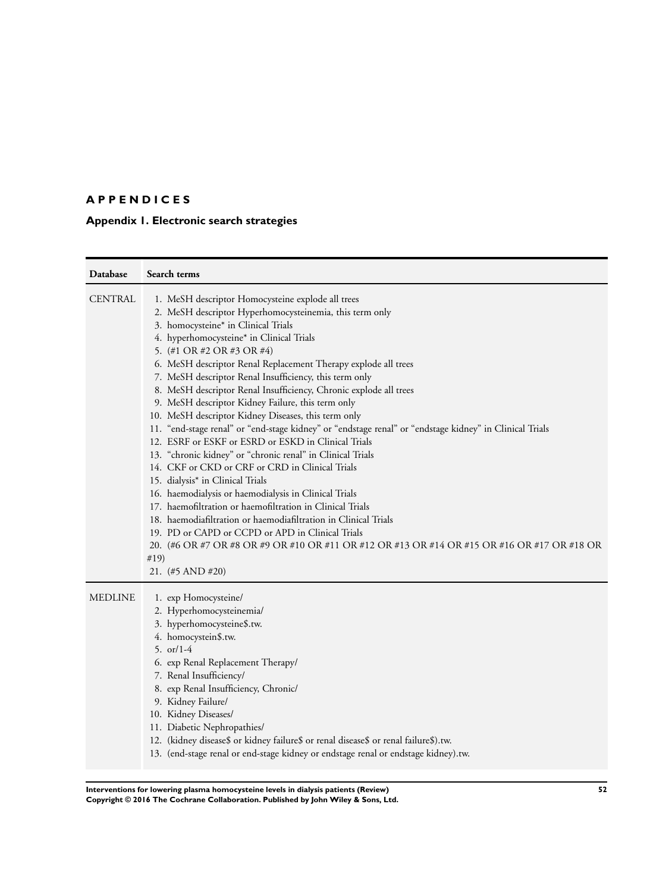# APPENDICES

## Appendix 1. Electronic search strategies

| Database | Search terms |
|---|---|
| CENTRAL | 1. MeSH descriptor Homocysteine explode all trees<br>2. MeSH descriptor Hyperhomocysteinemia, this term only<br>3. homocysteine* in Clinical Trials<br>4. hyperhomocysteine* in Clinical Trials<br>5. (#1 OR #2 OR #3 OR #4)<br>6. MeSH descriptor Renal Replacement Therapy explode all trees<br>7. MeSH descriptor Renal Insufficiency, this term only<br>8. MeSH descriptor Renal Insufficiency, Chronic explode all trees<br>9. MeSH descriptor Kidney Failure, this term only<br>10. MeSH descriptor Kidney Diseases, this term only<br>11. "end-stage renal" or "end-stage kidney" or "endstage renal" or "endstage kidney" in Clinical Trials<br>12. ESRF or ESKF or ESRD or ESKD in Clinical Trials<br>13. "chronic kidney" or "chronic renal" in Clinical Trials<br>14. CKF or CKD or CRF or CRD in Clinical Trials<br>15. dialysis* in Clinical Trials<br>16. haemodialysis or haemodialysis in Clinical Trials<br>17. haemofiltration or haemofiltration in Clinical Trials<br>18. haemodiafiltration or haemodiafiltration in Clinical Trials<br>19. PD or CAPD or CCPD or APD in Clinical Trials<br>20. (#6 OR #7 OR #8 OR #9 OR #10 OR #11 OR #12 OR #13 OR #14 OR #15 OR #16 OR #17 OR #18 OR #19)<br>21. (#5 AND #20) |
| MEDLINE | 1. exp Homocysteine/<br>2. Hyperhomocysteinemia/<br>3. hyperhomocysteine$.tw.<br>4. homocystein$.tw.<br>5. or/1-4<br>6. exp Renal Replacement Therapy/<br>7. Renal Insufficiency/<br>8. exp Renal Insufficiency, Chronic/<br>9. Kidney Failure/<br>10. Kidney Diseases/<br>11. Diabetic Nephropathies/<br>12. (kidney disease$ or kidney failure$ or renal disease$ or renal failure$).tw.<br>13. (end-stage renal or end-stage kidney or endstage renal or endstage kidney).tw. |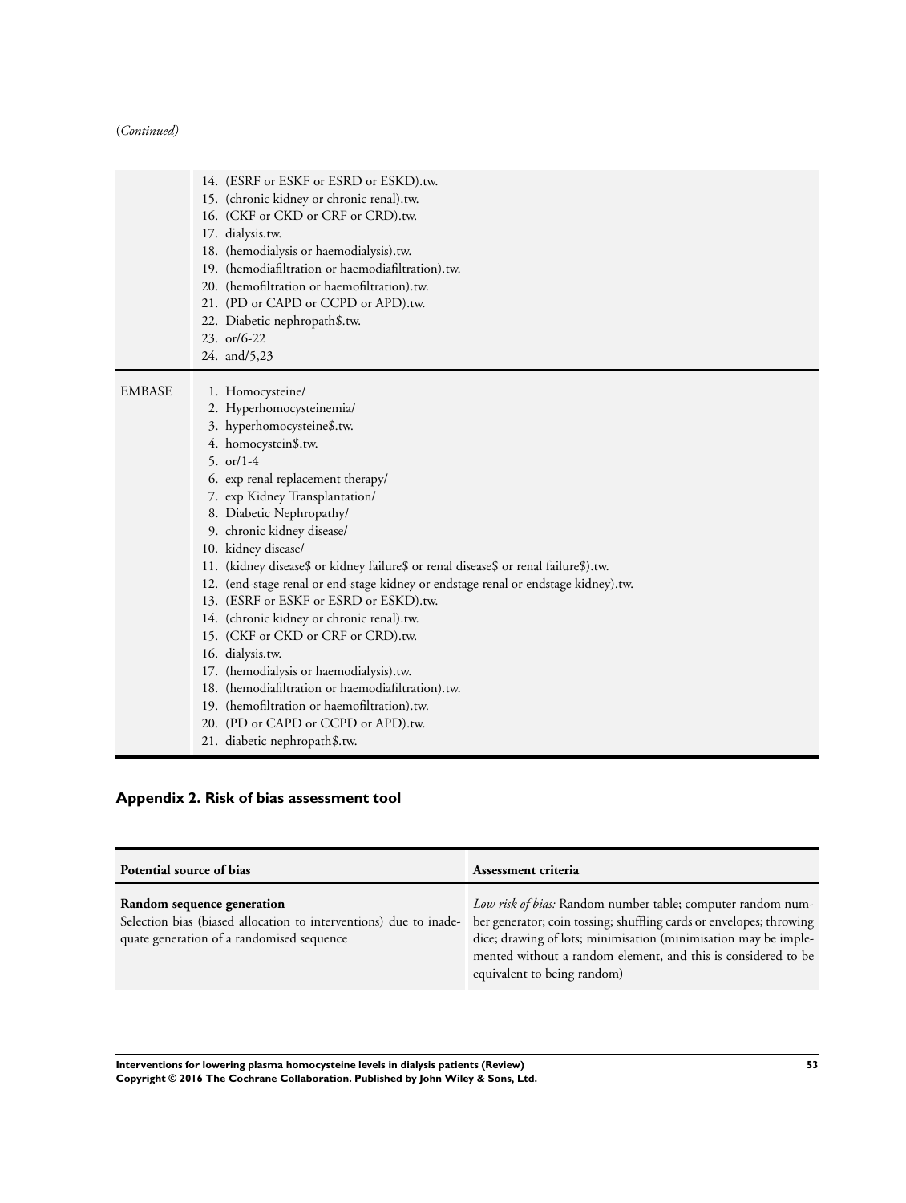(*Continued*)

| | |
|---|---|
| | 14. (ESRF or ESKF or ESRD or ESKD).tw.<br>15. (chronic kidney or chronic renal).tw.<br>16. (CKF or CKD or CRF or CRD).tw.<br>17. dialysis.tw.<br>18. (hemodialysis or haemodialysis).tw.<br>19. (hemodiafiltration or haemodiafiltration).tw.<br>20. (hemofiltration or haemofiltration).tw.<br>21. (PD or CAPD or CCPD or APD).tw.<br>22. Diabetic nephropath$.tw.<br>23. or/6-22<br>24. and/5,23 |
| EMBASE | 1. Homocysteine/<br>2. Hyperhomocysteinemia/<br>3. hyperhomocysteine$.tw.<br>4. homocystein$.tw.<br>5. or/1-4<br>6. exp renal replacement therapy/<br>7. exp Kidney Transplantation/<br>8. Diabetic Nephropathy/<br>9. chronic kidney disease/<br>10. kidney disease/<br>11. (kidney disease$ or kidney failure$ or renal disease$ or renal failure$).tw.<br>12. (end-stage renal or end-stage kidney or endstage renal or endstage kidney).tw.<br>13. (ESRF or ESKF or ESRD or ESKD).tw.<br>14. (chronic kidney or chronic renal).tw.<br>15. (CKF or CKD or CRF or CRD).tw.<br>16. dialysis.tw.<br>17. (hemodialysis or haemodialysis).tw.<br>18. (hemodiafiltration or haemodiafiltration).tw.<br>19. (hemofiltration or haemofiltration).tw.<br>20. (PD or CAPD or CCPD or APD).tw.<br>21. diabetic nephropath$.tw. |

## Appendix 2. Risk of bias assessment tool

| Potential source of bias | Assessment criteria |
|---|---|
| **Random sequence generation**<br>Selection bias (biased allocation to interventions) due to inadequate generation of a randomised sequence | *Low risk of bias:* Random number table; computer random number generator; coin tossing; shuffling cards or envelopes; throwing dice; drawing of lots; minimisation (minimisation may be implemented without a random element, and this is considered to be equivalent to being random) |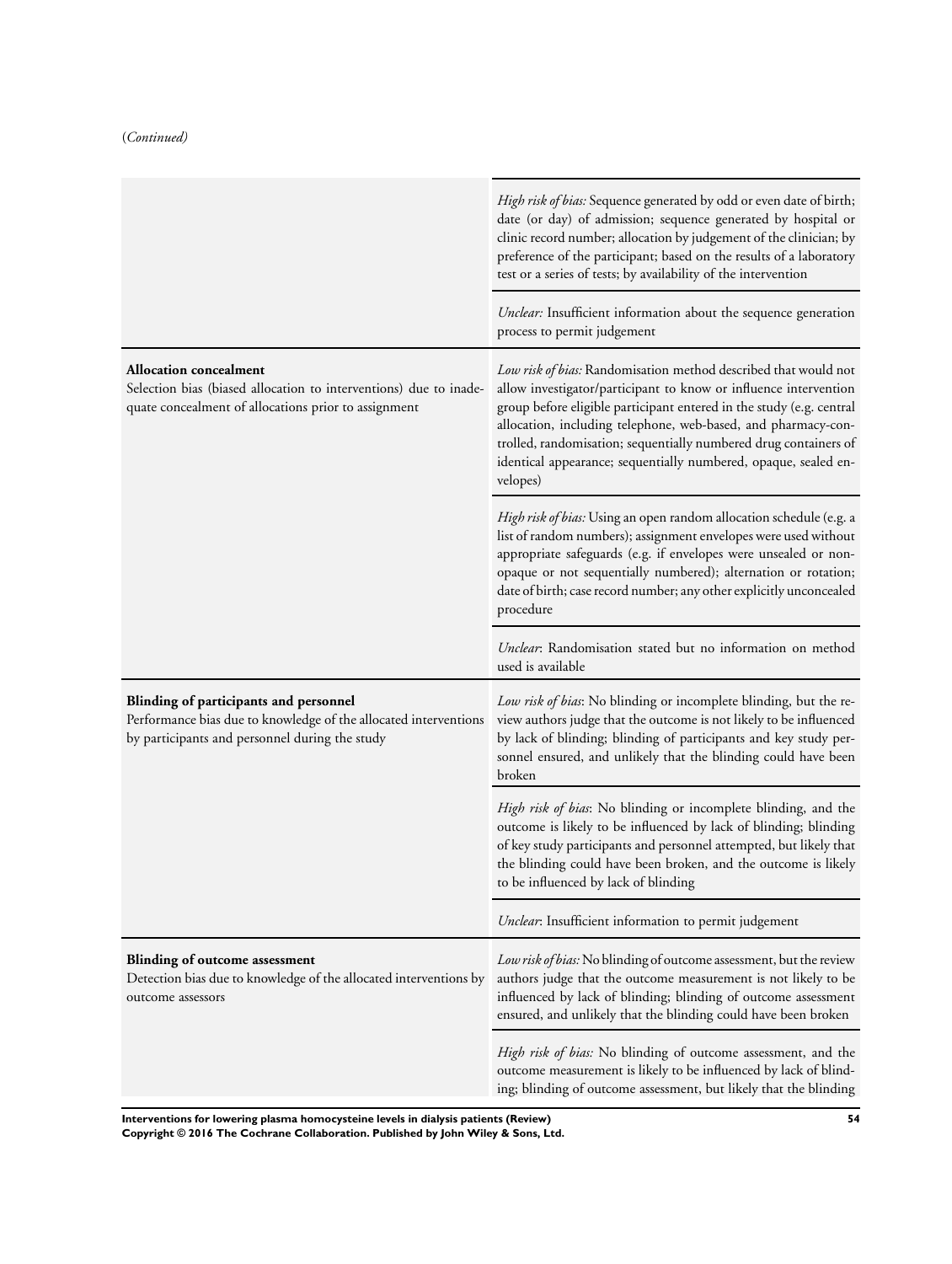(*Continued*)

| | |
|---|---|
| | *High risk of bias:* Sequence generated by odd or even date of birth; date (or day) of admission; sequence generated by hospital or clinic record number; allocation by judgement of the clinician; by preference of the participant; based on the results of a laboratory test or a series of tests; by availability of the intervention |
| | *Unclear:* Insufficient information about the sequence generation process to permit judgement |
| **Allocation concealment**<br>Selection bias (biased allocation to interventions) due to inadequate concealment of allocations prior to assignment | *Low risk of bias:* Randomisation method described that would not allow investigator/participant to know or influence intervention group before eligible participant entered in the study (e.g. central allocation, including telephone, web-based, and pharmacy-controlled, randomisation; sequentially numbered drug containers of identical appearance; sequentially numbered, opaque, sealed envelopes) |
| | *High risk of bias:* Using an open random allocation schedule (e.g. a list of random numbers); assignment envelopes were used without appropriate safeguards (e.g. if envelopes were unsealed or non-opaque or not sequentially numbered); alternation or rotation; date of birth; case record number; any other explicitly unconcealed procedure |
| | *Unclear*: Randomisation stated but no information on method used is available |
| **Blinding of participants and personnel**<br>Performance bias due to knowledge of the allocated interventions by participants and personnel during the study | *Low risk of bias*: No blinding or incomplete blinding, but the review authors judge that the outcome is not likely to be influenced by lack of blinding; blinding of participants and key study personnel ensured, and unlikely that the blinding could have been broken |
| | *High risk of bias*: No blinding or incomplete blinding, and the outcome is likely to be influenced by lack of blinding; blinding of key study participants and personnel attempted, but likely that the blinding could have been broken, and the outcome is likely to be influenced by lack of blinding |
| | *Unclear*: Insufficient information to permit judgement |
| **Blinding of outcome assessment**<br>Detection bias due to knowledge of the allocated interventions by outcome assessors | *Low risk of bias:* No blinding of outcome assessment, but the review authors judge that the outcome measurement is not likely to be influenced by lack of blinding; blinding of outcome assessment ensured, and unlikely that the blinding could have been broken |
| | *High risk of bias:* No blinding of outcome assessment, and the outcome measurement is likely to be influenced by lack of blinding; blinding of outcome assessment, but likely that the blinding |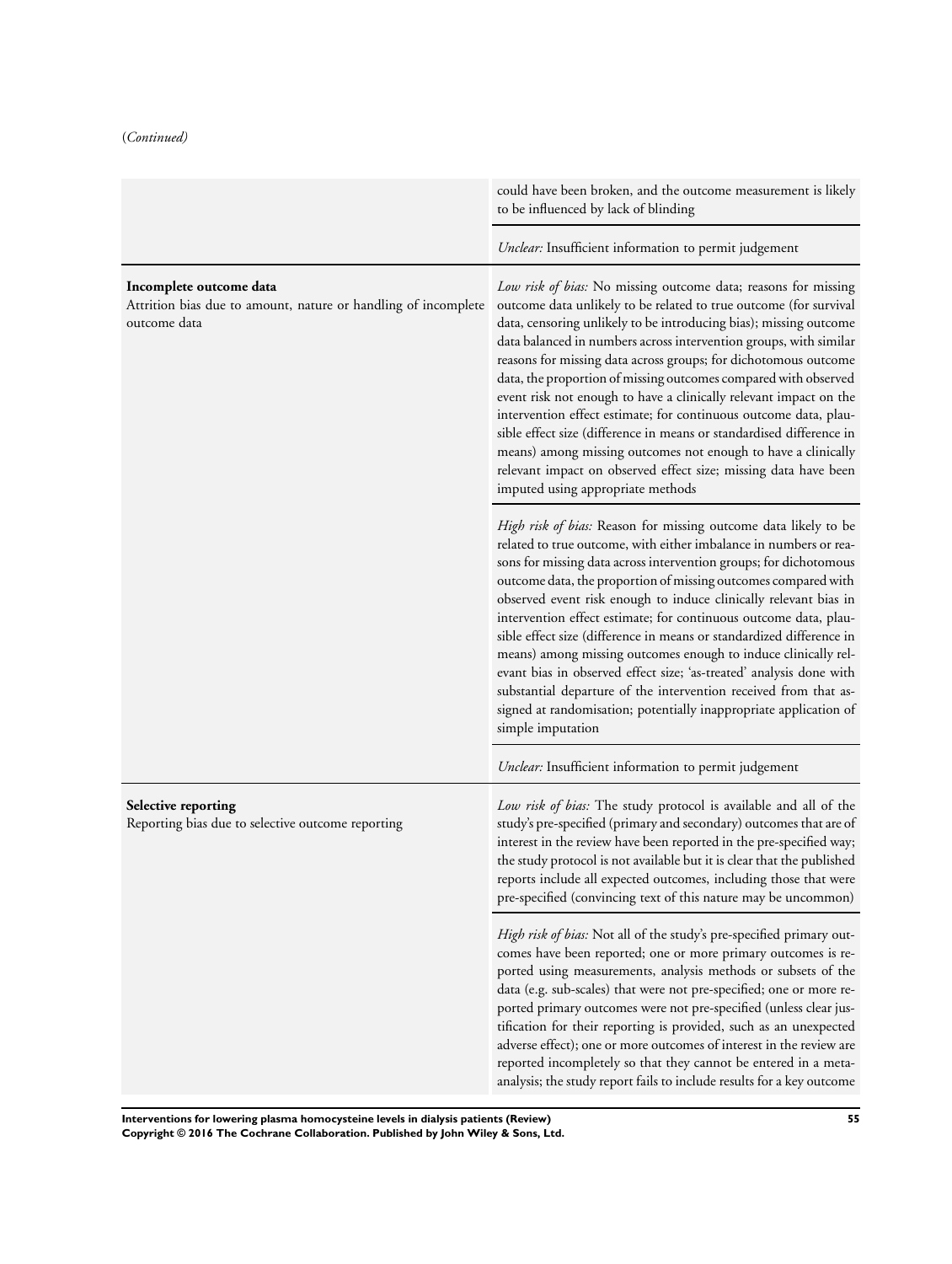(*Continued*)

| | |
|---|---|
| | could have been broken, and the outcome measurement is likely to be influenced by lack of blinding |
| | *Unclear:* Insufficient information to permit judgement |
| **Incomplete outcome data**<br>Attrition bias due to amount, nature or handling of incomplete outcome data | *Low risk of bias:* No missing outcome data; reasons for missing outcome data unlikely to be related to true outcome (for survival data, censoring unlikely to be introducing bias); missing outcome data balanced in numbers across intervention groups, with similar reasons for missing data across groups; for dichotomous outcome data, the proportion of missing outcomes compared with observed event risk not enough to have a clinically relevant impact on the intervention effect estimate; for continuous outcome data, plausible effect size (difference in means or standardised difference in means) among missing outcomes not enough to have a clinically relevant impact on observed effect size; missing data have been imputed using appropriate methods |
| | *High risk of bias:* Reason for missing outcome data likely to be related to true outcome, with either imbalance in numbers or reasons for missing data across intervention groups; for dichotomous outcome data, the proportion of missing outcomes compared with observed event risk enough to induce clinically relevant bias in intervention effect estimate; for continuous outcome data, plausible effect size (difference in means or standardized difference in means) among missing outcomes enough to induce clinically relevant bias in observed effect size; 'as-treated' analysis done with substantial departure of the intervention received from that assigned at randomisation; potentially inappropriate application of simple imputation |
| | *Unclear:* Insufficient information to permit judgement |
| **Selective reporting**<br>Reporting bias due to selective outcome reporting | *Low risk of bias:* The study protocol is available and all of the study's pre-specified (primary and secondary) outcomes that are of interest in the review have been reported in the pre-specified way; the study protocol is not available but it is clear that the published reports include all expected outcomes, including those that were pre-specified (convincing text of this nature may be uncommon) |
| | *High risk of bias:* Not all of the study's pre-specified primary outcomes have been reported; one or more primary outcomes is reported using measurements, analysis methods or subsets of the data (e.g. sub-scales) that were not pre-specified; one or more reported primary outcomes were not pre-specified (unless clear justification for their reporting is provided, such as an unexpected adverse effect); one or more outcomes of interest in the review are reported incompletely so that they cannot be entered in a meta-analysis; the study report fails to include results for a key outcome |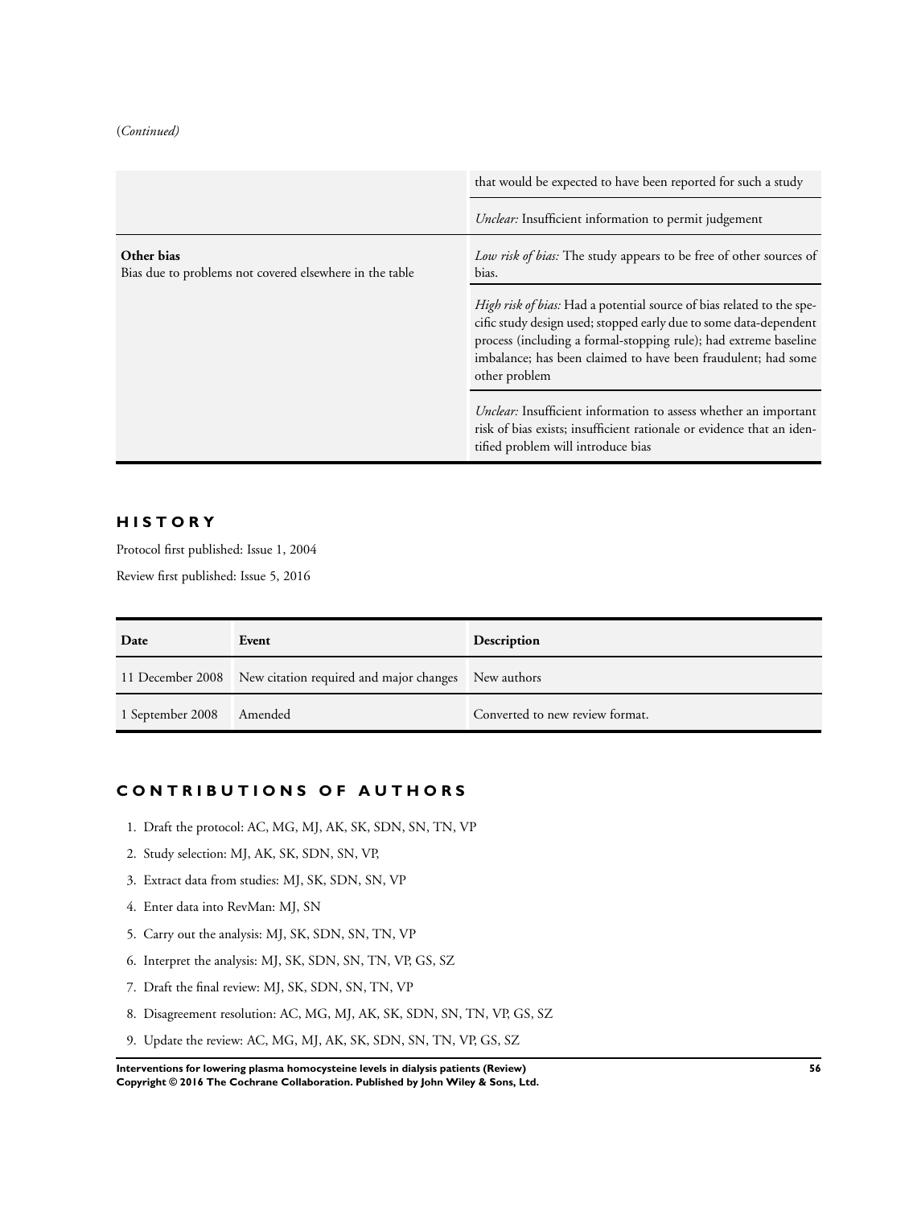(*Continued*)

| | |
|---|---|
| | that would be expected to have been reported for such a study |
| | *Unclear:* Insufficient information to permit judgement |
| **Other bias**<br>Bias due to problems not covered elsewhere in the table | *Low risk of bias:* The study appears to be free of other sources of bias. |
| | *High risk of bias:* Had a potential source of bias related to the specific study design used; stopped early due to some data-dependent process (including a formal-stopping rule); had extreme baseline imbalance; has been claimed to have been fraudulent; had some other problem |
| | *Unclear:* Insufficient information to assess whether an important risk of bias exists; insufficient rationale or evidence that an identified problem will introduce bias |

## HISTORY

Protocol first published: Issue 1, 2004

Review first published: Issue 5, 2016

| Date | Event | Description |
|---|---|---|
| 11 December 2008 | New citation required and major changes | New authors |
| 1 September 2008 | Amended | Converted to new review format. |

## CONTRIBUTIONS OF AUTHORS

1. Draft the protocol: AC, MG, MJ, AK, SK, SDN, SN, TN, VP
2. Study selection: MJ, AK, SK, SDN, SN, VP,
3. Extract data from studies: MJ, SK, SDN, SN, VP
4. Enter data into RevMan: MJ, SN
5. Carry out the analysis: MJ, SK, SDN, SN, TN, VP
6. Interpret the analysis: MJ, SK, SDN, SN, TN, VP, GS, SZ
7. Draft the final review: MJ, SK, SDN, SN, TN, VP
8. Disagreement resolution: AC, MG, MJ, AK, SK, SDN, SN, TN, VP, GS, SZ
9. Update the review: AC, MG, MJ, AK, SK, SDN, SN, TN, VP, GS, SZ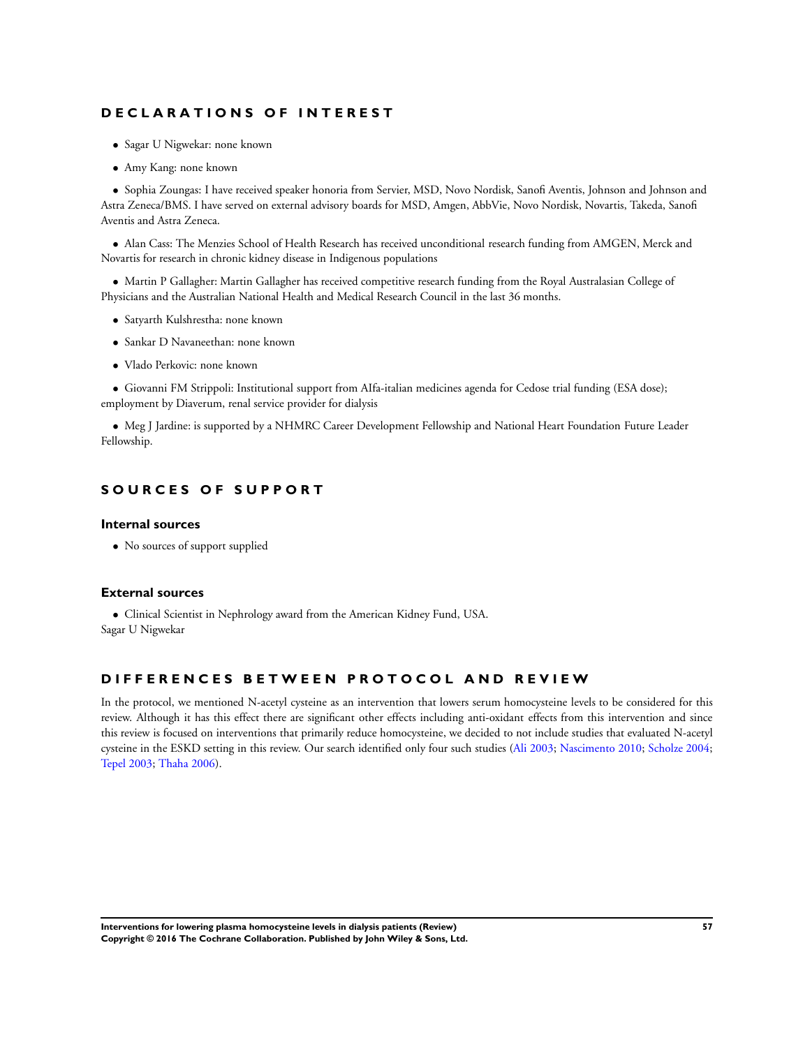# DECLARATIONS OF INTEREST

- Sagar U Nigwekar: none known
- Amy Kang: none known
- Sophia Zoungas: I have received speaker honoria from Servier, MSD, Novo Nordisk, Sanofi Aventis, Johnson and Johnson and Astra Zeneca/BMS. I have served on external advisory boards for MSD, Amgen, AbbVie, Novo Nordisk, Novartis, Takeda, Sanofi Aventis and Astra Zeneca.
- Alan Cass: The Menzies School of Health Research has received unconditional research funding from AMGEN, Merck and Novartis for research in chronic kidney disease in Indigenous populations
- Martin P Gallagher: Martin Gallagher has received competitive research funding from the Royal Australasian College of Physicians and the Australian National Health and Medical Research Council in the last 36 months.
- Satyarth Kulshrestha: none known
- Sankar D Navaneethan: none known
- Vlado Perkovic: none known
- Giovanni FM Strippoli: Institutional support from AIfa-italian medicines agenda for Cedose trial funding (ESA dose); employment by Diaverum, renal service provider for dialysis
- Meg J Jardine: is supported by a NHMRC Career Development Fellowship and National Heart Foundation Future Leader Fellowship.

# SOURCES OF SUPPORT

## Internal sources

- No sources of support supplied

## External sources

- Clinical Scientist in Nephrology award from the American Kidney Fund, USA.
Sagar U Nigwekar

# DIFFERENCES BETWEEN PROTOCOL AND REVIEW

In the protocol, we mentioned N-acetyl cysteine as an intervention that lowers serum homocysteine levels to be considered for this review. Although it has this effect there are significant other effects including anti-oxidant effects from this intervention and since this review is focused on interventions that primarily reduce homocysteine, we decided to not include studies that evaluated N-acetyl cysteine in the ESKD setting in this review. Our search identified only four such studies (Ali 2003; Nascimento 2010; Scholze 2004; Tepel 2003; Thaha 2006).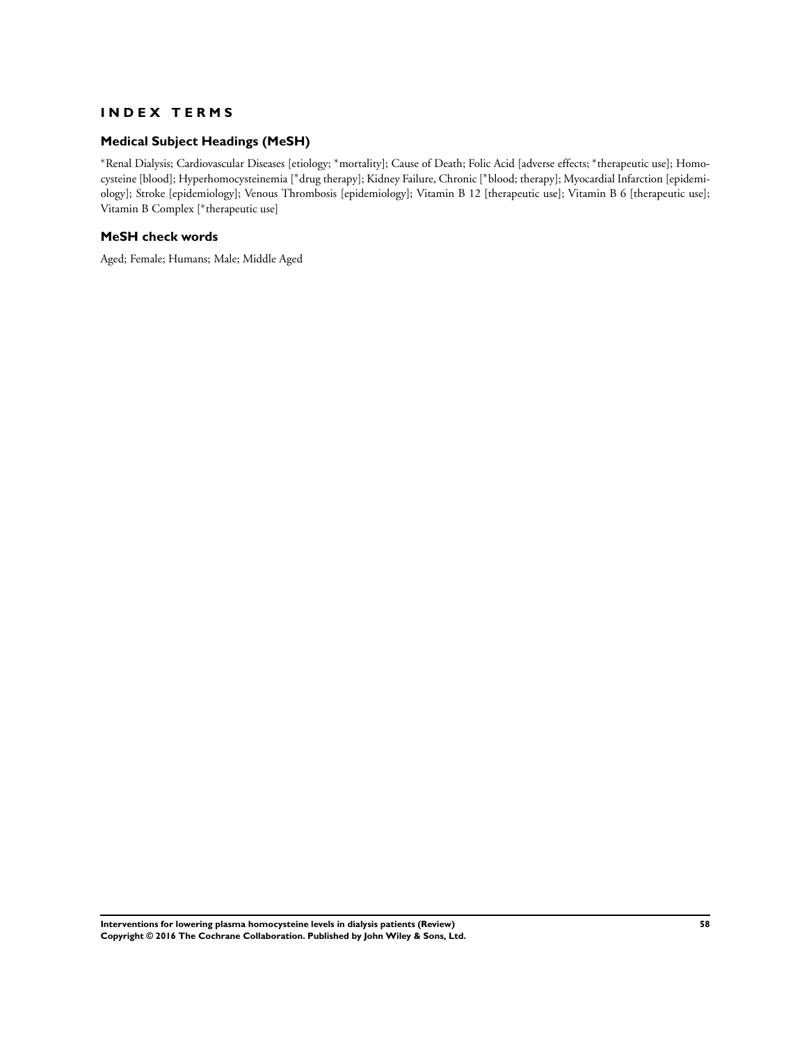# INDEX TERMS

## Medical Subject Headings (MeSH)

*Renal Dialysis; Cardiovascular Diseases [etiology; *mortality]; Cause of Death; Folic Acid [adverse effects; *therapeutic use]; Homocysteine [blood]; Hyperhomocysteinemia [*drug therapy]; Kidney Failure, Chronic [*blood; therapy]; Myocardial Infarction [epidemiology]; Stroke [epidemiology]; Venous Thrombosis [epidemiology]; Vitamin B 12 [therapeutic use]; Vitamin B 6 [therapeutic use]; Vitamin B Complex [*therapeutic use]

## MeSH check words

Aged; Female; Humans; Male; Middle Aged